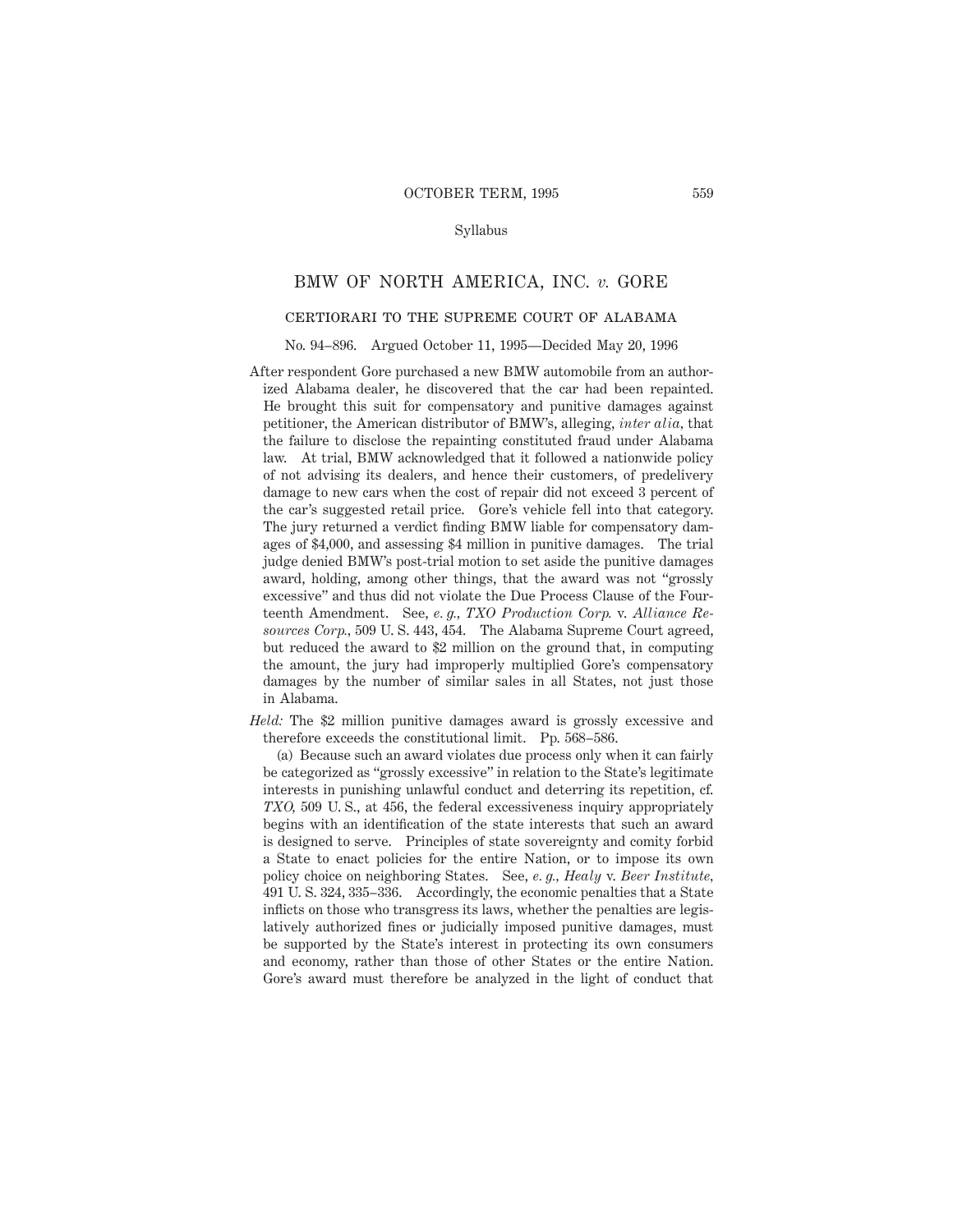Syllabus

# BMW OF NORTH AMERICA, INC. *v.* GORE

## CERTIORARI TO THE SUPREME COURT OF ALABAMA

No. 94–896. Argued October 11, 1995—Decided May 20, 1996

After respondent Gore purchased a new BMW automobile from an authorized Alabama dealer, he discovered that the car had been repainted. He brought this suit for compensatory and punitive damages against petitioner, the American distributor of BMW's, alleging, *inter alia*, that the failure to disclose the repainting constituted fraud under Alabama law. At trial, BMW acknowledged that it followed a nationwide policy of not advising its dealers, and hence their customers, of predelivery damage to new cars when the cost of repair did not exceed 3 percent of the car's suggested retail price. Gore's vehicle fell into that category. The jury returned a verdict finding BMW liable for compensatory damages of $4,000, and assessing $4 million in punitive damages. The trial judge denied BMW's post-trial motion to set aside the punitive damages award, holding, among other things, that the award was not "grossly excessive" and thus did not violate the Due Process Clause of the Fourteenth Amendment. See, *e. g.*, *TXO Production Corp.* v. *Alliance Resources Corp.*, 509 U. S. 443, 454. The Alabama Supreme Court agreed, but reduced the award to $2 million on the ground that, in computing the amount, the jury had improperly multiplied Gore's compensatory damages by the number of similar sales in all States, not just those in Alabama.

*Held:* The $2 million punitive damages award is grossly excessive and therefore exceeds the constitutional limit. Pp. 568–586.

(a) Because such an award violates due process only when it can fairly be categorized as "grossly excessive" in relation to the State's legitimate interests in punishing unlawful conduct and deterring its repetition, cf. *TXO*, 509 U. S., at 456, the federal excessiveness inquiry appropriately begins with an identification of the state interests that such an award is designed to serve. Principles of state sovereignty and comity forbid a State to enact policies for the entire Nation, or to impose its own policy choice on neighboring States. See, *e. g.*, *Healy* v. *Beer Institute*, 491 U. S. 324, 335–336. Accordingly, the economic penalties that a State inflicts on those who transgress its laws, whether the penalties are legislatively authorized fines or judicially imposed punitive damages, must be supported by the State's interest in protecting its own consumers and economy, rather than those of other States or the entire Nation. Gore's award must therefore be analyzed in the light of conduct that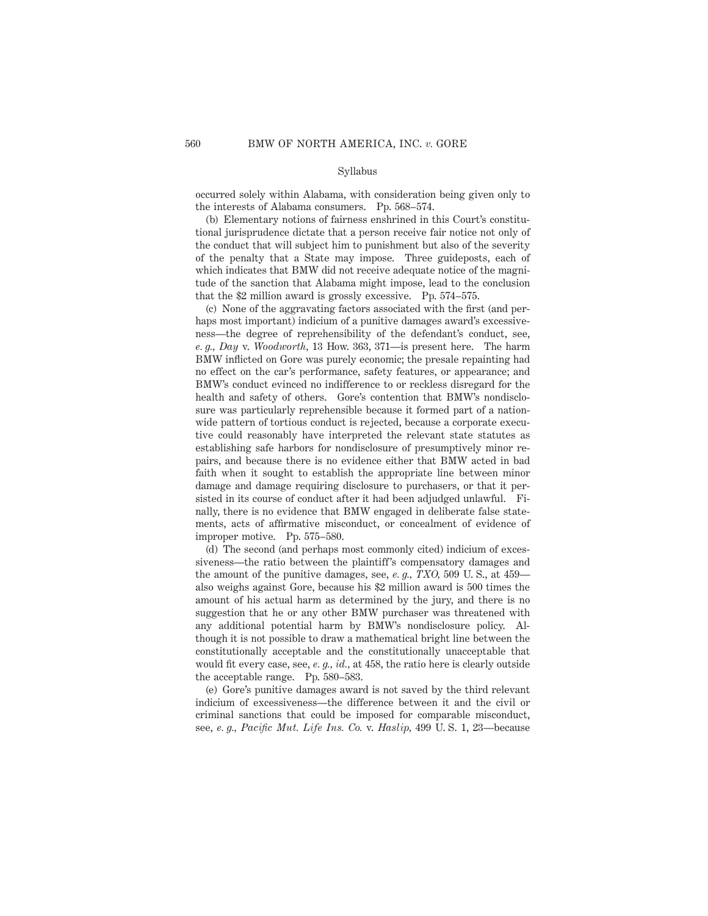Syllabus

occurred solely within Alabama, with consideration being given only to the interests of Alabama consumers. Pp. 568–574.

(b) Elementary notions of fairness enshrined in this Court's constitutional jurisprudence dictate that a person receive fair notice not only of the conduct that will subject him to punishment but also of the severity of the penalty that a State may impose. Three guideposts, each of which indicates that BMW did not receive adequate notice of the magnitude of the sanction that Alabama might impose, lead to the conclusion that the $2 million award is grossly excessive. Pp. 574–575.

(c) None of the aggravating factors associated with the first (and perhaps most important) indicium of a punitive damages award's excessiveness—the degree of reprehensibility of the defendant's conduct, see, *e. g., Day* v. *Woodworth,* 13 How. 363, 371—is present here. The harm BMW inflicted on Gore was purely economic; the presale repainting had no effect on the car's performance, safety features, or appearance; and BMW's conduct evinced no indifference to or reckless disregard for the health and safety of others. Gore's contention that BMW's nondisclosure was particularly reprehensible because it formed part of a nationwide pattern of tortious conduct is rejected, because a corporate executive could reasonably have interpreted the relevant state statutes as establishing safe harbors for nondisclosure of presumptively minor repairs, and because there is no evidence either that BMW acted in bad faith when it sought to establish the appropriate line between minor damage and damage requiring disclosure to purchasers, or that it persisted in its course of conduct after it had been adjudged unlawful. Finally, there is no evidence that BMW engaged in deliberate false statements, acts of affirmative misconduct, or concealment of evidence of improper motive. Pp. 575–580.

(d) The second (and perhaps most commonly cited) indicium of excessiveness—the ratio between the plaintiff's compensatory damages and the amount of the punitive damages, see, *e. g., TXO,* 509 U. S., at 459—also weighs against Gore, because his $2 million award is 500 times the amount of his actual harm as determined by the jury, and there is no suggestion that he or any other BMW purchaser was threatened with any additional potential harm by BMW's nondisclosure policy. Although it is not possible to draw a mathematical bright line between the constitutionally acceptable and the constitutionally unacceptable that would fit every case, see, *e. g., id.,* at 458, the ratio here is clearly outside the acceptable range. Pp. 580–583.

(e) Gore's punitive damages award is not saved by the third relevant indicium of excessiveness—the difference between it and the civil or criminal sanctions that could be imposed for comparable misconduct, see, *e. g., Pacific Mut. Life Ins. Co.* v. *Haslip,* 499 U. S. 1, 23—because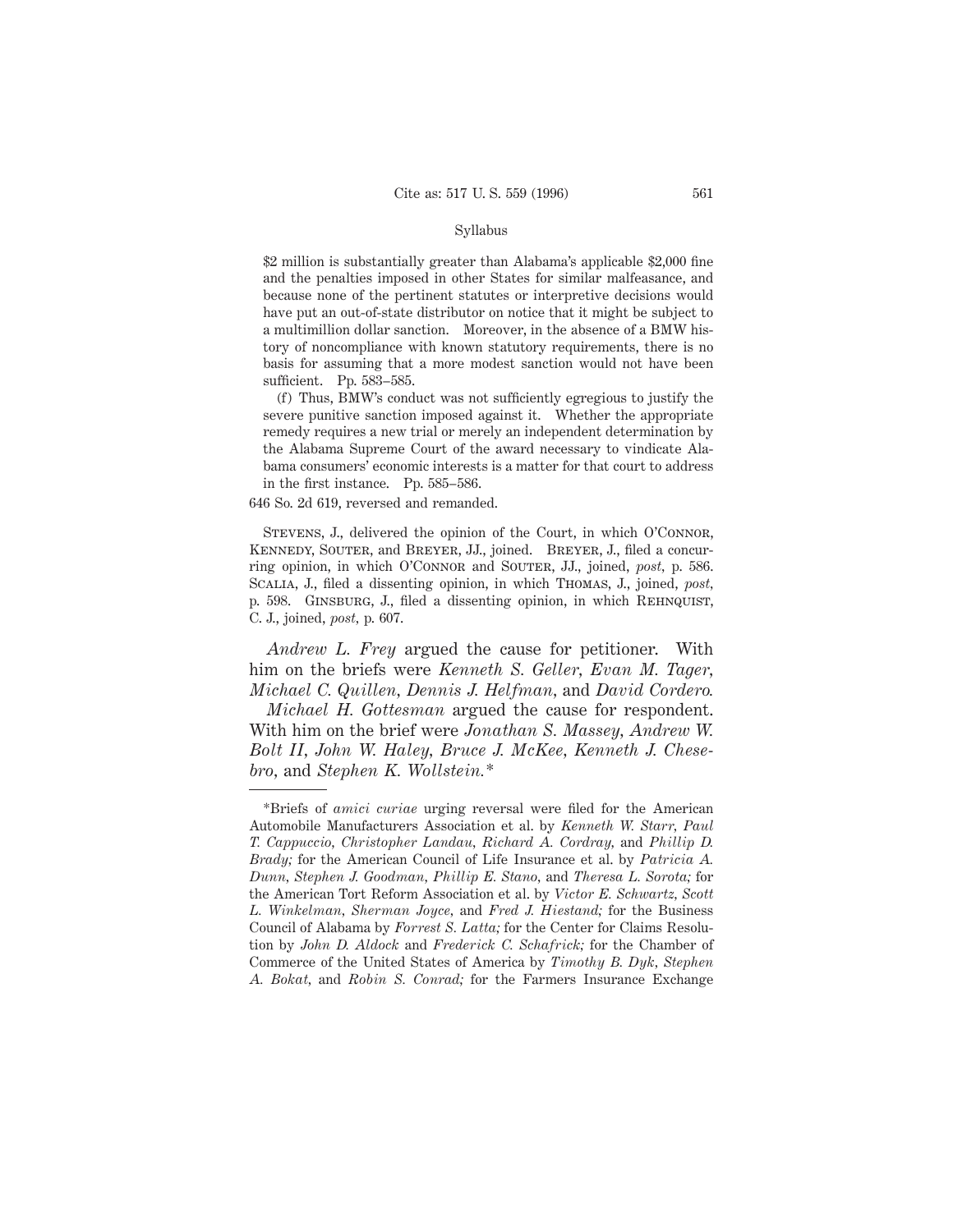$2 million is substantially greater than Alabama's applicable $2,000 fine and the penalties imposed in other States for similar malfeasance, and because none of the pertinent statutes or interpretive decisions would have put an out-of-state distributor on notice that it might be subject to a multimillion dollar sanction. Moreover, in the absence of a BMW history of noncompliance with known statutory requirements, there is no basis for assuming that a more modest sanction would not have been sufficient. Pp. 583–585.

(f) Thus, BMW's conduct was not sufficiently egregious to justify the severe punitive sanction imposed against it. Whether the appropriate remedy requires a new trial or merely an independent determination by the Alabama Supreme Court of the award necessary to vindicate Alabama consumers' economic interests is a matter for that court to address in the first instance. Pp. 585–586.

646 So. 2d 619, reversed and remanded.

Stevens, J., delivered the opinion of the Court, in which O'Connor, Kennedy, Souter, and Breyer, JJ., joined. Breyer, J., filed a concurring opinion, in which O'Connor and Souter, JJ., joined, *post*, p. 586. Scalia, J., filed a dissenting opinion, in which Thomas, J., joined, *post*, p. 598. Ginsburg, J., filed a dissenting opinion, in which Rehnquist, C. J., joined, *post*, p. 607.

*Andrew L. Frey* argued the cause for petitioner. With him on the briefs were *Kenneth S. Geller*, *Evan M. Tager*, *Michael C. Quillen*, *Dennis J. Helfman*, and *David Cordero*.

*Michael H. Gottesman* argued the cause for respondent. With him on the brief were *Jonathan S. Massey*, *Andrew W. Bolt II*, *John W. Haley*, *Bruce J. McKee*, *Kenneth J. Chesebro*, and *Stephen K. Wollstein*.*

---

*Briefs of *amici curiae* urging reversal were filed for the American Automobile Manufacturers Association et al. by *Kenneth W. Starr*, *Paul T. Cappuccio*, *Christopher Landau*, *Richard A. Cordray*, and *Phillip D. Brady;* for the American Council of Life Insurance et al. by *Patricia A. Dunn*, *Stephen J. Goodman*, *Phillip E. Stano*, and *Theresa L. Sorota;* for the American Tort Reform Association et al. by *Victor E. Schwartz*, *Scott L. Winkelman*, *Sherman Joyce*, and *Fred J. Hiestand;* for the Business Council of Alabama by *Forrest S. Latta;* for the Center for Claims Resolution by *John D. Aldock* and *Frederick C. Schafrick;* for the Chamber of Commerce of the United States of America by *Timothy B. Dyk*, *Stephen A. Bokat*, and *Robin S. Conrad;* for the Farmers Insurance Exchange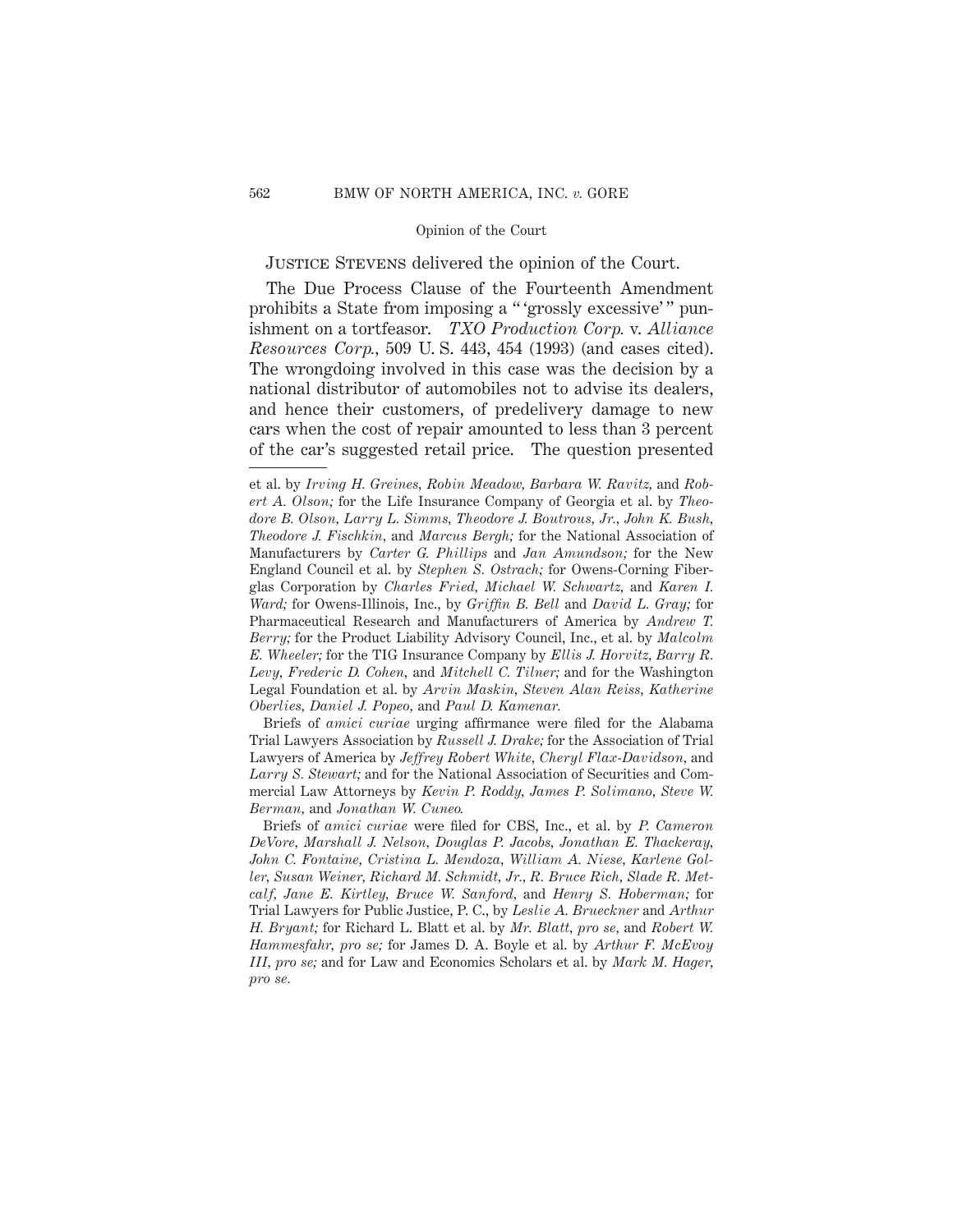Justice Stevens delivered the opinion of the Court.

The Due Process Clause of the Fourteenth Amendment prohibits a State from imposing a "'grossly excessive'" punishment on a tortfeasor. *TXO Production Corp.* v. *Alliance Resources Corp.*, 509 U. S. 443, 454 (1993) (and cases cited). The wrongdoing involved in this case was the decision by a national distributor of automobiles not to advise its dealers, and hence their customers, of predelivery damage to new cars when the cost of repair amounted to less than 3 percent of the car's suggested retail price. The question presented

---

et al. by *Irving H. Greines, Robin Meadow, Barbara W. Ravitz,* and *Robert A. Olson;* for the Life Insurance Company of Georgia et al. by *Theodore B. Olson, Larry L. Simms, Theodore J. Boutrous, Jr., John K. Bush, Theodore J. Fischkin,* and *Marcus Bergh;* for the National Association of Manufacturers by *Carter G. Phillips* and *Jan Amundson;* for the New England Council et al. by *Stephen S. Ostrach;* for Owens-Corning Fiberglas Corporation by *Charles Fried, Michael W. Schwartz,* and *Karen I. Ward;* for Owens-Illinois, Inc., by *Griffin B. Bell* and *David L. Gray;* for Pharmaceutical Research and Manufacturers of America by *Andrew T. Berry;* for the Product Liability Advisory Council, Inc., et al. by *Malcolm E. Wheeler;* for the TIG Insurance Company by *Ellis J. Horvitz, Barry R. Levy, Frederic D. Cohen,* and *Mitchell C. Tilner;* and for the Washington Legal Foundation et al. by *Arvin Maskin, Steven Alan Reiss, Katherine Oberlies, Daniel J. Popeo,* and *Paul D. Kamenar.*

Briefs of *amici curiae* urging affirmance were filed for the Alabama Trial Lawyers Association by *Russell J. Drake;* for the Association of Trial Lawyers of America by *Jeffrey Robert White, Cheryl Flax-Davidson,* and *Larry S. Stewart;* and for the National Association of Securities and Commercial Law Attorneys by *Kevin P. Roddy, James P. Solimano, Steve W. Berman,* and *Jonathan W. Cuneo.*

Briefs of *amici curiae* were filed for CBS, Inc., et al. by *P. Cameron DeVore, Marshall J. Nelson, Douglas P. Jacobs, Jonathan E. Thackeray, John C. Fontaine, Cristina L. Mendoza, William A. Niese, Karlene Goller, Susan Weiner, Richard M. Schmidt, Jr., R. Bruce Rich, Slade R. Metcalf, Jane E. Kirtley, Bruce W. Sanford,* and *Henry S. Hoberman;* for Trial Lawyers for Public Justice, P. C., by *Leslie A. Brueckner* and *Arthur H. Bryant;* for Richard L. Blatt et al. by *Mr. Blatt, pro se,* and *Robert W. Hammesfahr, pro se;* for James D. A. Boyle et al. by *Arthur F. McEvoy III, pro se;* and for Law and Economics Scholars et al. by *Mark M. Hager, pro se.*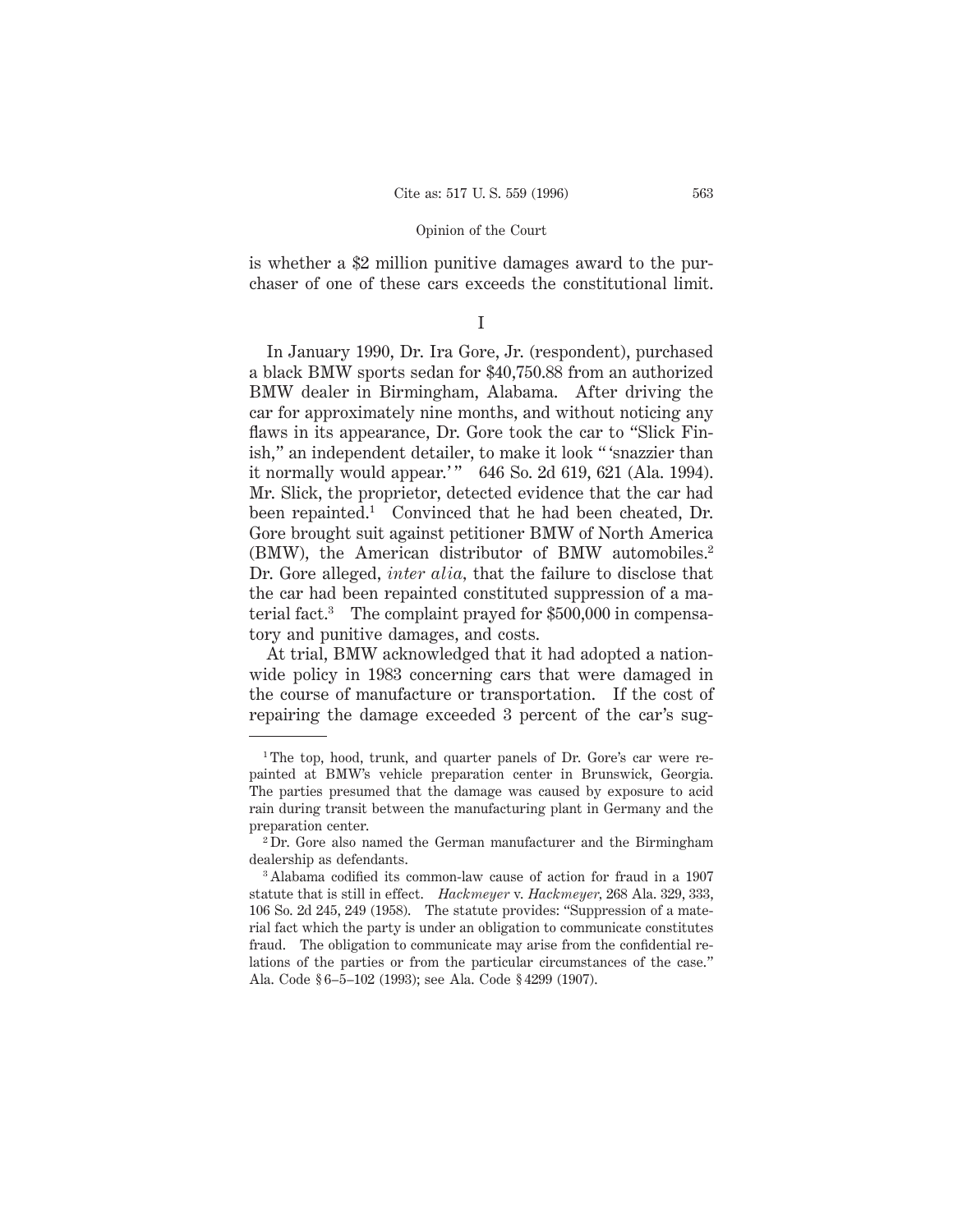is whether a $2 million punitive damages award to the purchaser of one of these cars exceeds the constitutional limit.

## I

In January 1990, Dr. Ira Gore, Jr. (respondent), purchased a black BMW sports sedan for $40,750.88 from an authorized BMW dealer in Birmingham, Alabama. After driving the car for approximately nine months, and without noticing any flaws in its appearance, Dr. Gore took the car to "Slick Finish," an independent detailer, to make it look " 'snazzier than it normally would appear.' " 646 So. 2d 619, 621 (Ala. 1994). Mr. Slick, the proprietor, detected evidence that the car had been repainted.[1] Convinced that he had been cheated, Dr. Gore brought suit against petitioner BMW of North America (BMW), the American distributor of BMW automobiles.[2] Dr. Gore alleged, *inter alia*, that the failure to disclose that the car had been repainted constituted suppression of a material fact.[3] The complaint prayed for $500,000 in compensatory and punitive damages, and costs.

At trial, BMW acknowledged that it had adopted a nationwide policy in 1983 concerning cars that were damaged in the course of manufacture or transportation. If the cost of repairing the damage exceeded 3 percent of the car's sug-

---

[1] The top, hood, trunk, and quarter panels of Dr. Gore's car were repainted at BMW's vehicle preparation center in Brunswick, Georgia. The parties presumed that the damage was caused by exposure to acid rain during transit between the manufacturing plant in Germany and the preparation center.

[2] Dr. Gore also named the German manufacturer and the Birmingham dealership as defendants.

[3] Alabama codified its common-law cause of action for fraud in a 1907 statute that is still in effect. *Hackmeyer* v. *Hackmeyer*, 268 Ala. 329, 333, 106 So. 2d 245, 249 (1958). The statute provides: "Suppression of a material fact which the party is under an obligation to communicate constitutes fraud. The obligation to communicate may arise from the confidential relations of the parties or from the particular circumstances of the case." Ala. Code § 6–5–102 (1993); see Ala. Code § 4299 (1907).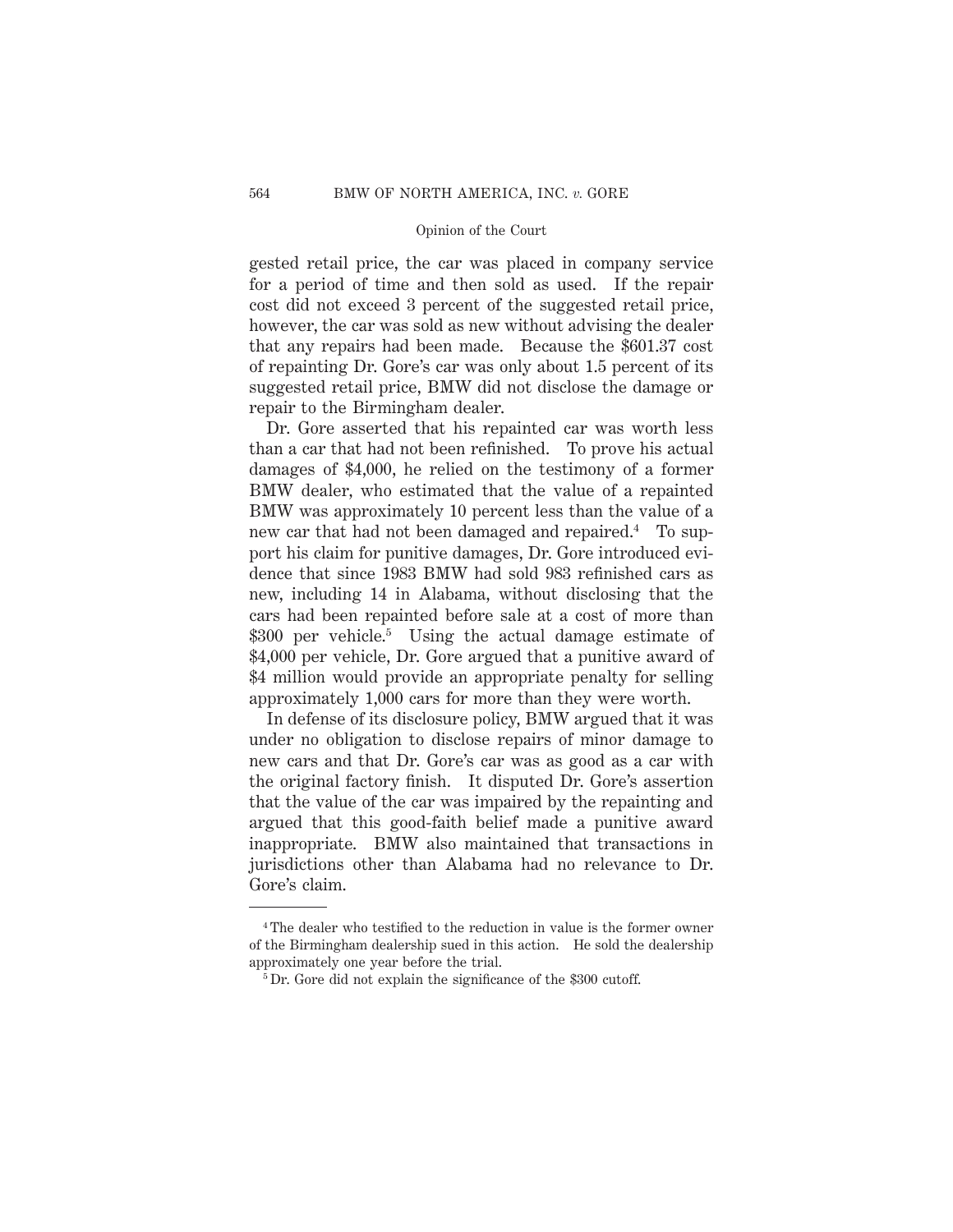gested retail price, the car was placed in company service for a period of time and then sold as used. If the repair cost did not exceed 3 percent of the suggested retail price, however, the car was sold as new without advising the dealer that any repairs had been made. Because the $601.37 cost of repainting Dr. Gore's car was only about 1.5 percent of its suggested retail price, BMW did not disclose the damage or repair to the Birmingham dealer.

Dr. Gore asserted that his repainted car was worth less than a car that had not been refinished. To prove his actual damages of $4,000, he relied on the testimony of a former BMW dealer, who estimated that the value of a repainted BMW was approximately 10 percent less than the value of a new car that had not been damaged and repaired.[4] To support his claim for punitive damages, Dr. Gore introduced evidence that since 1983 BMW had sold 983 refinished cars as new, including 14 in Alabama, without disclosing that the cars had been repainted before sale at a cost of more than $300 per vehicle.[5] Using the actual damage estimate of $4,000 per vehicle, Dr. Gore argued that a punitive award of $4 million would provide an appropriate penalty for selling approximately 1,000 cars for more than they were worth.

In defense of its disclosure policy, BMW argued that it was under no obligation to disclose repairs of minor damage to new cars and that Dr. Gore's car was as good as a car with the original factory finish. It disputed Dr. Gore's assertion that the value of the car was impaired by the repainting and argued that this good-faith belief made a punitive award inappropriate. BMW also maintained that transactions in jurisdictions other than Alabama had no relevance to Dr. Gore's claim.

---

[4] The dealer who testified to the reduction in value is the former owner of the Birmingham dealership sued in this action. He sold the dealership approximately one year before the trial.

[5] Dr. Gore did not explain the significance of the $300 cutoff.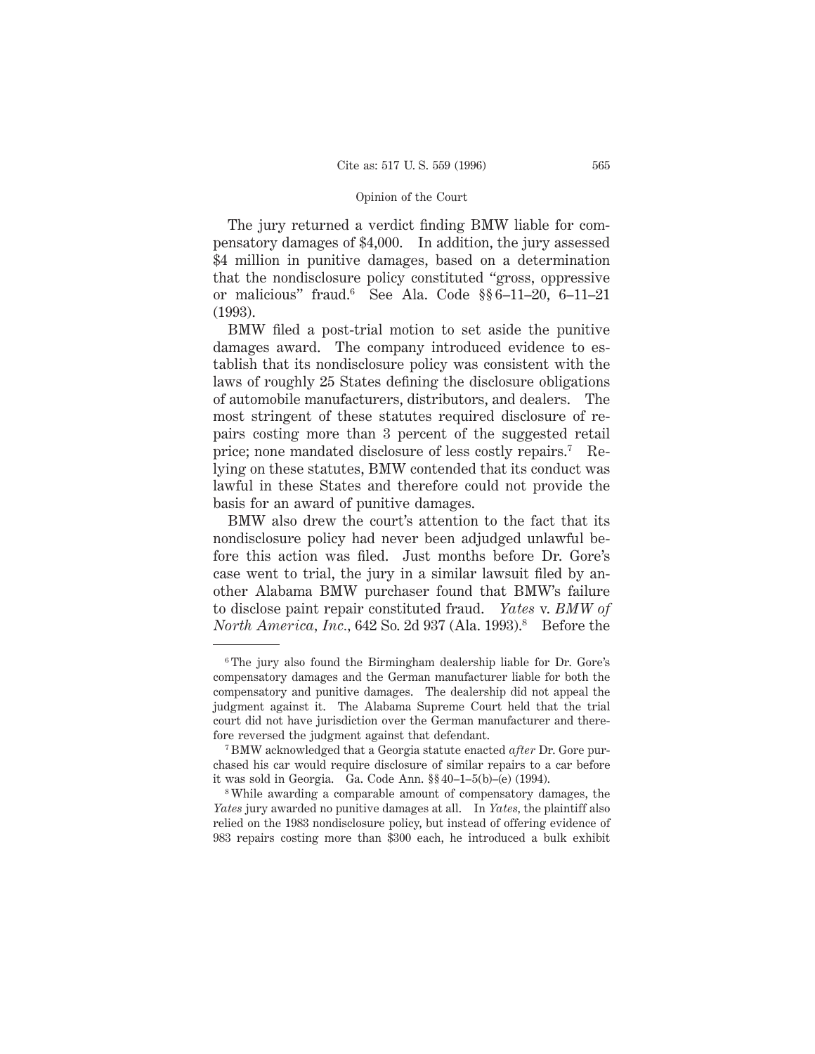The jury returned a verdict finding BMW liable for compensatory damages of $4,000. In addition, the jury assessed $4 million in punitive damages, based on a determination that the nondisclosure policy constituted "gross, oppressive or malicious" fraud.[6] See Ala. Code §§ 6–11–20, 6–11–21 (1993).

BMW filed a post-trial motion to set aside the punitive damages award. The company introduced evidence to establish that its nondisclosure policy was consistent with the laws of roughly 25 States defining the disclosure obligations of automobile manufacturers, distributors, and dealers. The most stringent of these statutes required disclosure of repairs costing more than 3 percent of the suggested retail price; none mandated disclosure of less costly repairs.[7] Relying on these statutes, BMW contended that its conduct was lawful in these States and therefore could not provide the basis for an award of punitive damages.

BMW also drew the court's attention to the fact that its nondisclosure policy had never been adjudged unlawful before this action was filed. Just months before Dr. Gore's case went to trial, the jury in a similar lawsuit filed by another Alabama BMW purchaser found that BMW's failure to disclose paint repair constituted fraud. *Yates* v. *BMW of North America, Inc.*, 642 So. 2d 937 (Ala. 1993).[8] Before the

---

[6] The jury also found the Birmingham dealership liable for Dr. Gore's compensatory damages and the German manufacturer liable for both the compensatory and punitive damages. The dealership did not appeal the judgment against it. The Alabama Supreme Court held that the trial court did not have jurisdiction over the German manufacturer and therefore reversed the judgment against that defendant.

[7] BMW acknowledged that a Georgia statute enacted *after* Dr. Gore purchased his car would require disclosure of similar repairs to a car before it was sold in Georgia. Ga. Code Ann. §§ 40–1–5(b)–(e) (1994).

[8] While awarding a comparable amount of compensatory damages, the *Yates* jury awarded no punitive damages at all. In *Yates*, the plaintiff also relied on the 1983 nondisclosure policy, but instead of offering evidence of 983 repairs costing more than $300 each, he introduced a bulk exhibit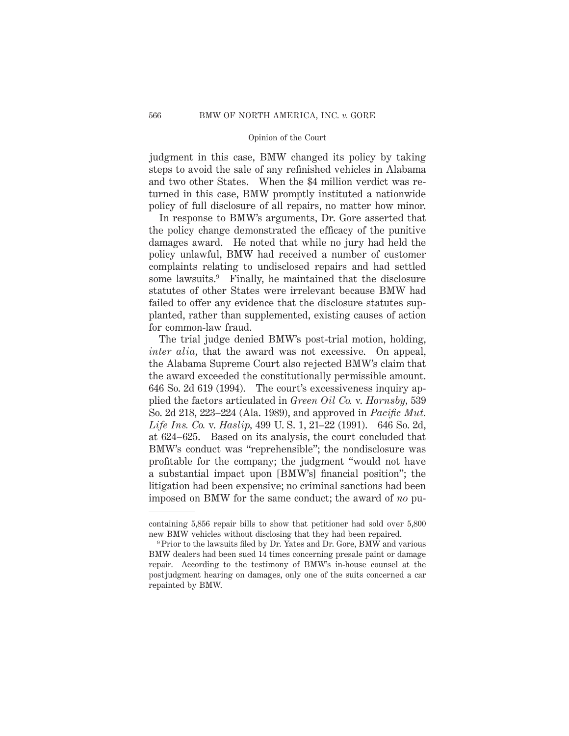judgment in this case, BMW changed its policy by taking steps to avoid the sale of any refinished vehicles in Alabama and two other States. When the $4 million verdict was returned in this case, BMW promptly instituted a nationwide policy of full disclosure of all repairs, no matter how minor.

In response to BMW's arguments, Dr. Gore asserted that the policy change demonstrated the efficacy of the punitive damages award. He noted that while no jury had held the policy unlawful, BMW had received a number of customer complaints relating to undisclosed repairs and had settled some lawsuits.[9] Finally, he maintained that the disclosure statutes of other States were irrelevant because BMW had failed to offer any evidence that the disclosure statutes supplanted, rather than supplemented, existing causes of action for common-law fraud.

The trial judge denied BMW's post-trial motion, holding, *inter alia*, that the award was not excessive. On appeal, the Alabama Supreme Court also rejected BMW's claim that the award exceeded the constitutionally permissible amount. 646 So. 2d 619 (1994). The court's excessiveness inquiry applied the factors articulated in *Green Oil Co.* v. *Hornsby*, 539 So. 2d 218, 223–224 (Ala. 1989), and approved in *Pacific Mut. Life Ins. Co.* v. *Haslip*, 499 U. S. 1, 21–22 (1991). 646 So. 2d, at 624–625. Based on its analysis, the court concluded that BMW's conduct was "reprehensible"; the nondisclosure was profitable for the company; the judgment "would not have a substantial impact upon [BMW's] financial position"; the litigation had been expensive; no criminal sanctions had been imposed on BMW for the same conduct; the award of *no* pu-

---

containing 5,856 repair bills to show that petitioner had sold over 5,800 new BMW vehicles without disclosing that they had been repaired.

[9] Prior to the lawsuits filed by Dr. Yates and Dr. Gore, BMW and various BMW dealers had been sued 14 times concerning presale paint or damage repair. According to the testimony of BMW's in-house counsel at the postjudgment hearing on damages, only one of the suits concerned a car repainted by BMW.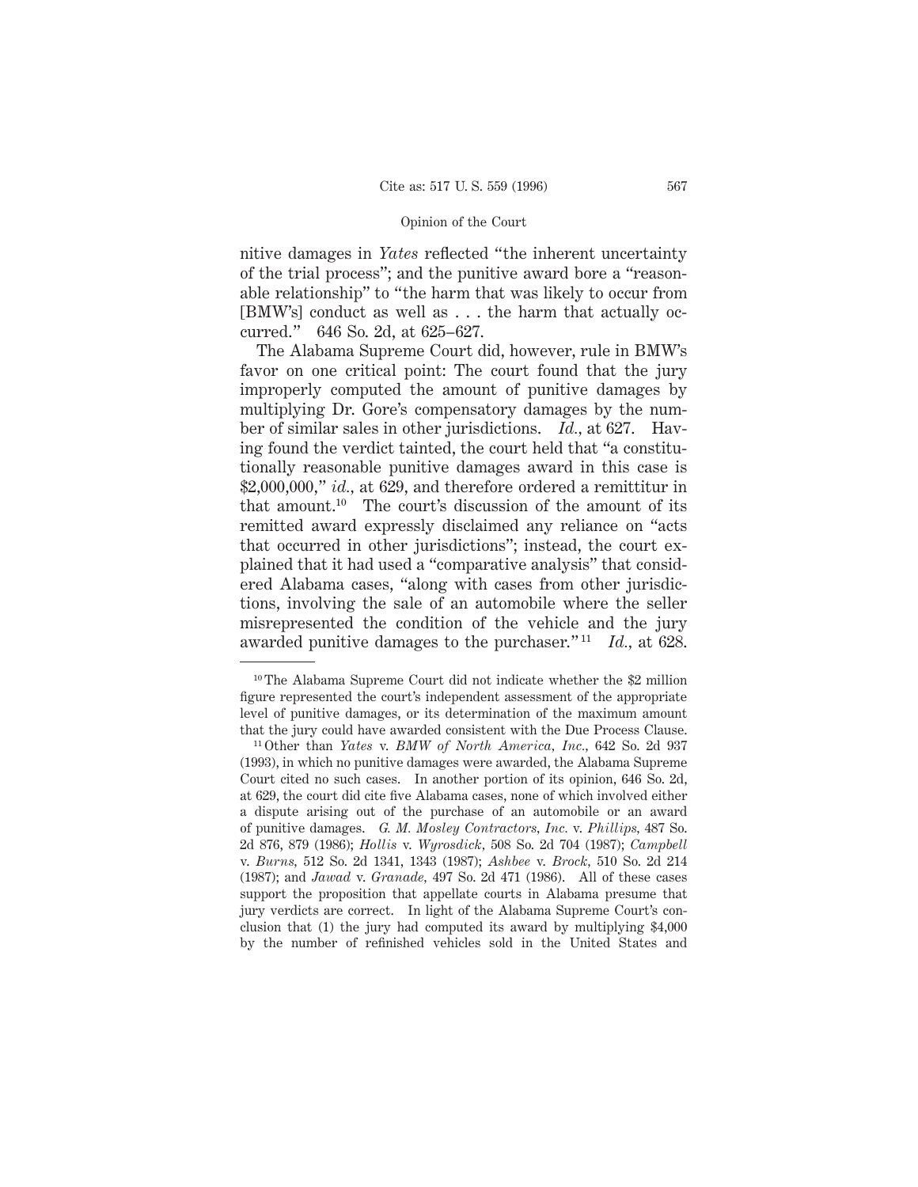nitive damages in *Yates* reflected "the inherent uncertainty of the trial process"; and the punitive award bore a "reasonable relationship" to "the harm that was likely to occur from [BMW's] conduct as well as . . . the harm that actually occurred." 646 So. 2d, at 625–627.

The Alabama Supreme Court did, however, rule in BMW's favor on one critical point: The court found that the jury improperly computed the amount of punitive damages by multiplying Dr. Gore's compensatory damages by the number of similar sales in other jurisdictions. *Id.*, at 627. Having found the verdict tainted, the court held that "a constitutionally reasonable punitive damages award in this case is $2,000,000," *id.*, at 629, and therefore ordered a remittitur in that amount.[10] The court's discussion of the amount of its remitted award expressly disclaimed any reliance on "acts that occurred in other jurisdictions"; instead, the court explained that it had used a "comparative analysis" that considered Alabama cases, "along with cases from other jurisdictions, involving the sale of an automobile where the seller misrepresented the condition of the vehicle and the jury awarded punitive damages to the purchaser."[11] *Id.*, at 628.

---

[10] The Alabama Supreme Court did not indicate whether the $2 million figure represented the court's independent assessment of the appropriate level of punitive damages, or its determination of the maximum amount that the jury could have awarded consistent with the Due Process Clause.

[11] Other than *Yates* v. *BMW of North America, Inc.*, 642 So. 2d 937 (1993), in which no punitive damages were awarded, the Alabama Supreme Court cited no such cases. In another portion of its opinion, 646 So. 2d, at 629, the court did cite five Alabama cases, none of which involved either a dispute arising out of the purchase of an automobile or an award of punitive damages. *G. M. Mosley Contractors, Inc.* v. *Phillips*, 487 So. 2d 876, 879 (1986); *Hollis* v. *Wyrosdick*, 508 So. 2d 704 (1987); *Campbell* v. *Burns*, 512 So. 2d 1341, 1343 (1987); *Ashbee* v. *Brock*, 510 So. 2d 214 (1987); and *Jawad* v. *Granade*, 497 So. 2d 471 (1986). All of these cases support the proposition that appellate courts in Alabama presume that jury verdicts are correct. In light of the Alabama Supreme Court's conclusion that (1) the jury had computed its award by multiplying $4,000 by the number of refinished vehicles sold in the United States and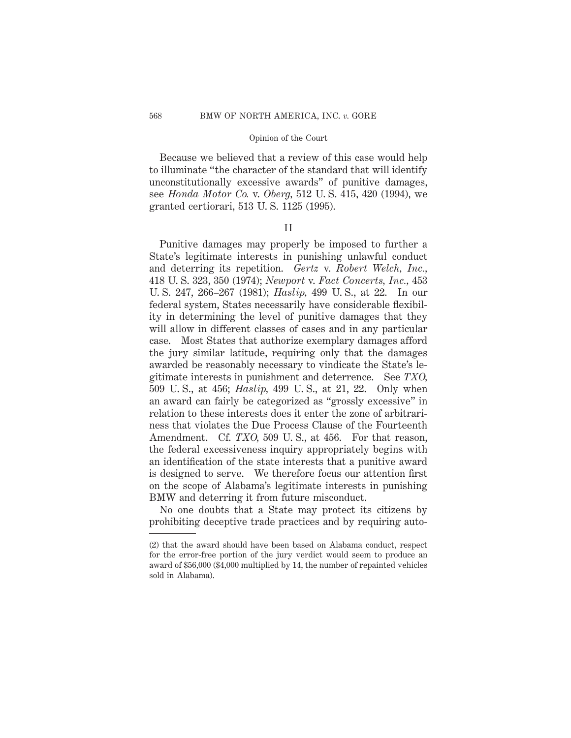Because we believed that a review of this case would help to illuminate "the character of the standard that will identify unconstitutionally excessive awards" of punitive damages, see *Honda Motor Co.* v. *Oberg,* 512 U. S. 415, 420 (1994), we granted certiorari, 513 U. S. 1125 (1995).

## II

Punitive damages may properly be imposed to further a State's legitimate interests in punishing unlawful conduct and deterring its repetition. *Gertz* v. *Robert Welch, Inc.,* 418 U. S. 323, 350 (1974); *Newport* v. *Fact Concerts, Inc.,* 453 U. S. 247, 266–267 (1981); *Haslip,* 499 U. S., at 22. In our federal system, States necessarily have considerable flexibility in determining the level of punitive damages that they will allow in different classes of cases and in any particular case. Most States that authorize exemplary damages afford the jury similar latitude, requiring only that the damages awarded be reasonably necessary to vindicate the State's legitimate interests in punishment and deterrence. See *TXO,* 509 U. S., at 456; *Haslip,* 499 U. S., at 21, 22. Only when an award can fairly be categorized as "grossly excessive" in relation to these interests does it enter the zone of arbitrariness that violates the Due Process Clause of the Fourteenth Amendment. Cf. *TXO,* 509 U. S., at 456. For that reason, the federal excessiveness inquiry appropriately begins with an identification of the state interests that a punitive award is designed to serve. We therefore focus our attention first on the scope of Alabama's legitimate interests in punishing BMW and deterring it from future misconduct.

No one doubts that a State may protect its citizens by prohibiting deceptive trade practices and by requiring auto-

---

(2) that the award should have been based on Alabama conduct, respect for the error-free portion of the jury verdict would seem to produce an award of $56,000 ($4,000 multiplied by 14, the number of repainted vehicles sold in Alabama).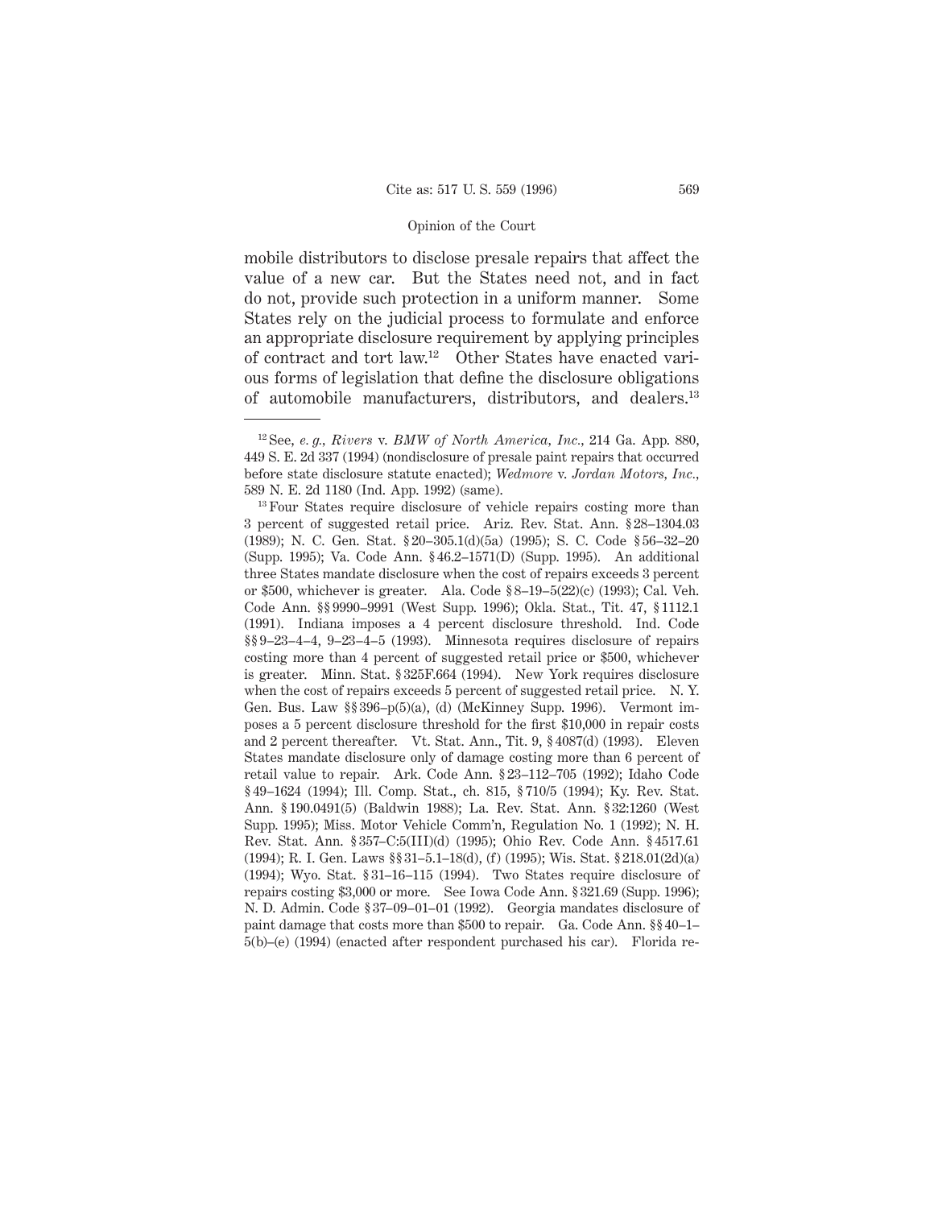mobile distributors to disclose presale repairs that affect the value of a new car. But the States need not, and in fact do not, provide such protection in a uniform manner. Some States rely on the judicial process to formulate and enforce an appropriate disclosure requirement by applying principles of contract and tort law.[12] Other States have enacted various forms of legislation that define the disclosure obligations of automobile manufacturers, distributors, and dealers.[13]

---

[12] See, *e. g., Rivers* v. *BMW of North America, Inc.,* 214 Ga. App. 880, 449 S. E. 2d 337 (1994) (nondisclosure of presale paint repairs that occurred before state disclosure statute enacted); *Wedmore* v. *Jordan Motors, Inc.,* 589 N. E. 2d 1180 (Ind. App. 1992) (same).

[13] Four States require disclosure of vehicle repairs costing more than 3 percent of suggested retail price. Ariz. Rev. Stat. Ann. § 28–1304.03 (1989); N. C. Gen. Stat. § 20–305.1(d)(5a) (1995); S. C. Code § 56–32–20 (Supp. 1995); Va. Code Ann. § 46.2–1571(D) (Supp. 1995). An additional three States mandate disclosure when the cost of repairs exceeds 3 percent or $500, whichever is greater. Ala. Code § 8–19–5(22)(c) (1993); Cal. Veh. Code Ann. §§ 9990–9991 (West Supp. 1996); Okla. Stat., Tit. 47, § 1112.1 (1991). Indiana imposes a 4 percent disclosure threshold. Ind. Code §§ 9–23–4–4, 9–23–4–5 (1993). Minnesota requires disclosure of repairs costing more than 4 percent of suggested retail price or $500, whichever is greater. Minn. Stat. § 325F.664 (1994). New York requires disclosure when the cost of repairs exceeds 5 percent of suggested retail price. N. Y. Gen. Bus. Law §§ 396–p(5)(a), (d) (McKinney Supp. 1996). Vermont imposes a 5 percent disclosure threshold for the first $10,000 in repair costs and 2 percent thereafter. Vt. Stat. Ann., Tit. 9, § 4087(d) (1993). Eleven States mandate disclosure only of damage costing more than 6 percent of retail value to repair. Ark. Code Ann. § 23–112–705 (1992); Idaho Code § 49–1624 (1994); Ill. Comp. Stat., ch. 815, § 710/5 (1994); Ky. Rev. Stat. Ann. § 190.0491(5) (Baldwin 1988); La. Rev. Stat. Ann. § 32:1260 (West Supp. 1995); Miss. Motor Vehicle Comm'n, Regulation No. 1 (1992); N. H. Rev. Stat. Ann. § 357–C:5(III)(d) (1995); Ohio Rev. Code Ann. § 4517.61 (1994); R. I. Gen. Laws §§ 31–5.1–18(d), (f) (1995); Wis. Stat. § 218.01(2d)(a) (1994); Wyo. Stat. § 31–16–115 (1994). Two States require disclosure of repairs costing $3,000 or more. See Iowa Code Ann. § 321.69 (Supp. 1996); N. D. Admin. Code § 37–09–01–01 (1992). Georgia mandates disclosure of paint damage that costs more than $500 to repair. Ga. Code Ann. §§ 40–1–5(b)–(e) (1994) (enacted after respondent purchased his car). Florida re-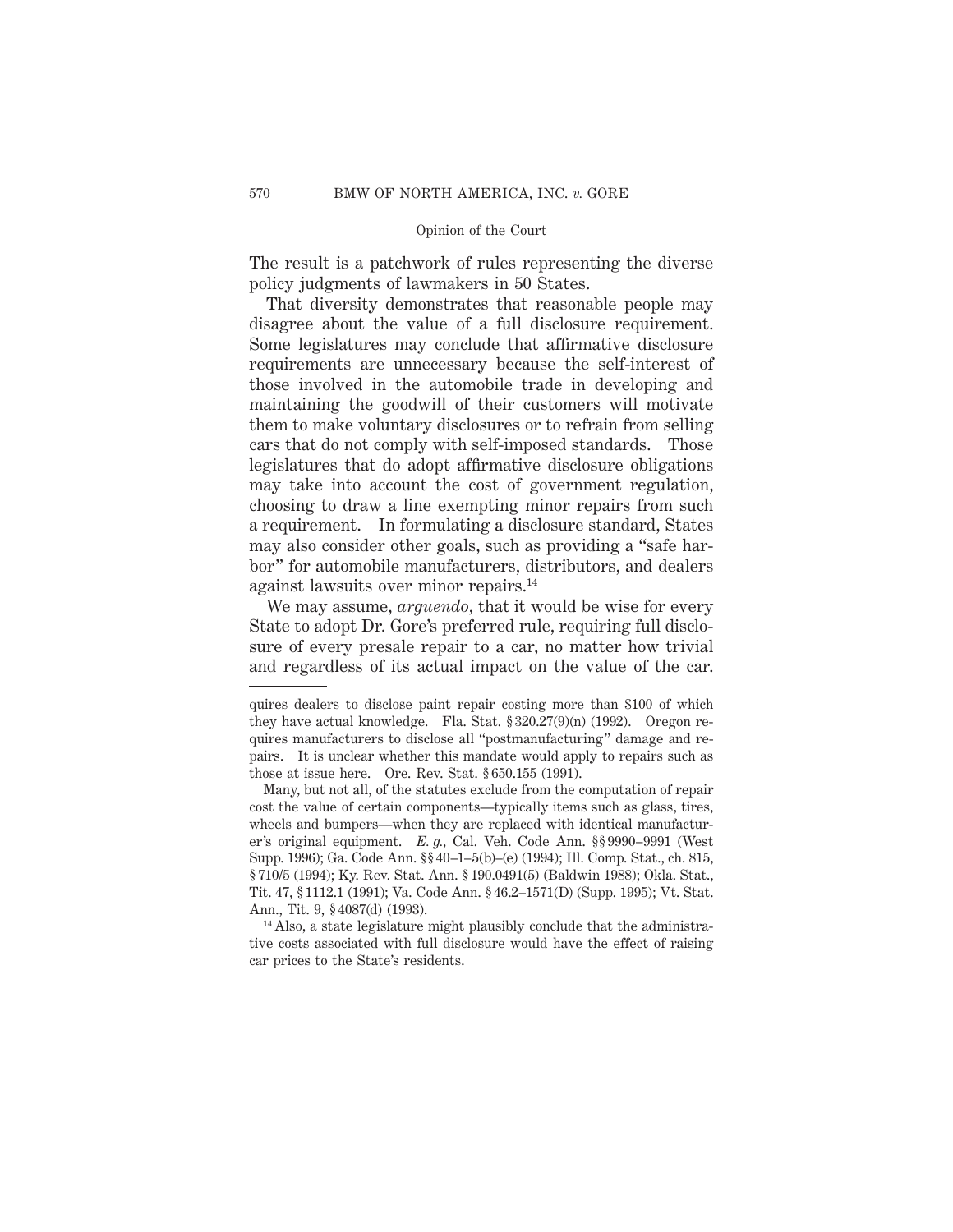The result is a patchwork of rules representing the diverse policy judgments of lawmakers in 50 States.

That diversity demonstrates that reasonable people may disagree about the value of a full disclosure requirement. Some legislatures may conclude that affirmative disclosure requirements are unnecessary because the self-interest of those involved in the automobile trade in developing and maintaining the goodwill of their customers will motivate them to make voluntary disclosures or to refrain from selling cars that do not comply with self-imposed standards. Those legislatures that do adopt affirmative disclosure obligations may take into account the cost of government regulation, choosing to draw a line exempting minor repairs from such a requirement. In formulating a disclosure standard, States may also consider other goals, such as providing a "safe harbor" for automobile manufacturers, distributors, and dealers against lawsuits over minor repairs.[14]

We may assume, *arguendo*, that it would be wise for every State to adopt Dr. Gore's preferred rule, requiring full disclosure of every presale repair to a car, no matter how trivial and regardless of its actual impact on the value of the car.

---

quires dealers to disclose paint repair costing more than $100 of which they have actual knowledge. Fla. Stat. § 320.27(9)(n) (1992). Oregon requires manufacturers to disclose all "postmanufacturing" damage and repairs. It is unclear whether this mandate would apply to repairs such as those at issue here. Ore. Rev. Stat. § 650.155 (1991).

Many, but not all, of the statutes exclude from the computation of repair cost the value of certain components—typically items such as glass, tires, wheels and bumpers—when they are replaced with identical manufacturer's original equipment. *E. g.*, Cal. Veh. Code Ann. §§ 9990–9991 (West Supp. 1996); Ga. Code Ann. §§ 40–1–5(b)–(e) (1994); Ill. Comp. Stat., ch. 815, § 710/5 (1994); Ky. Rev. Stat. Ann. § 190.0491(5) (Baldwin 1988); Okla. Stat., Tit. 47, § 1112.1 (1991); Va. Code Ann. § 46.2–1571(D) (Supp. 1995); Vt. Stat. Ann., Tit. 9, § 4087(d) (1993).

[14] Also, a state legislature might plausibly conclude that the administrative costs associated with full disclosure would have the effect of raising car prices to the State's residents.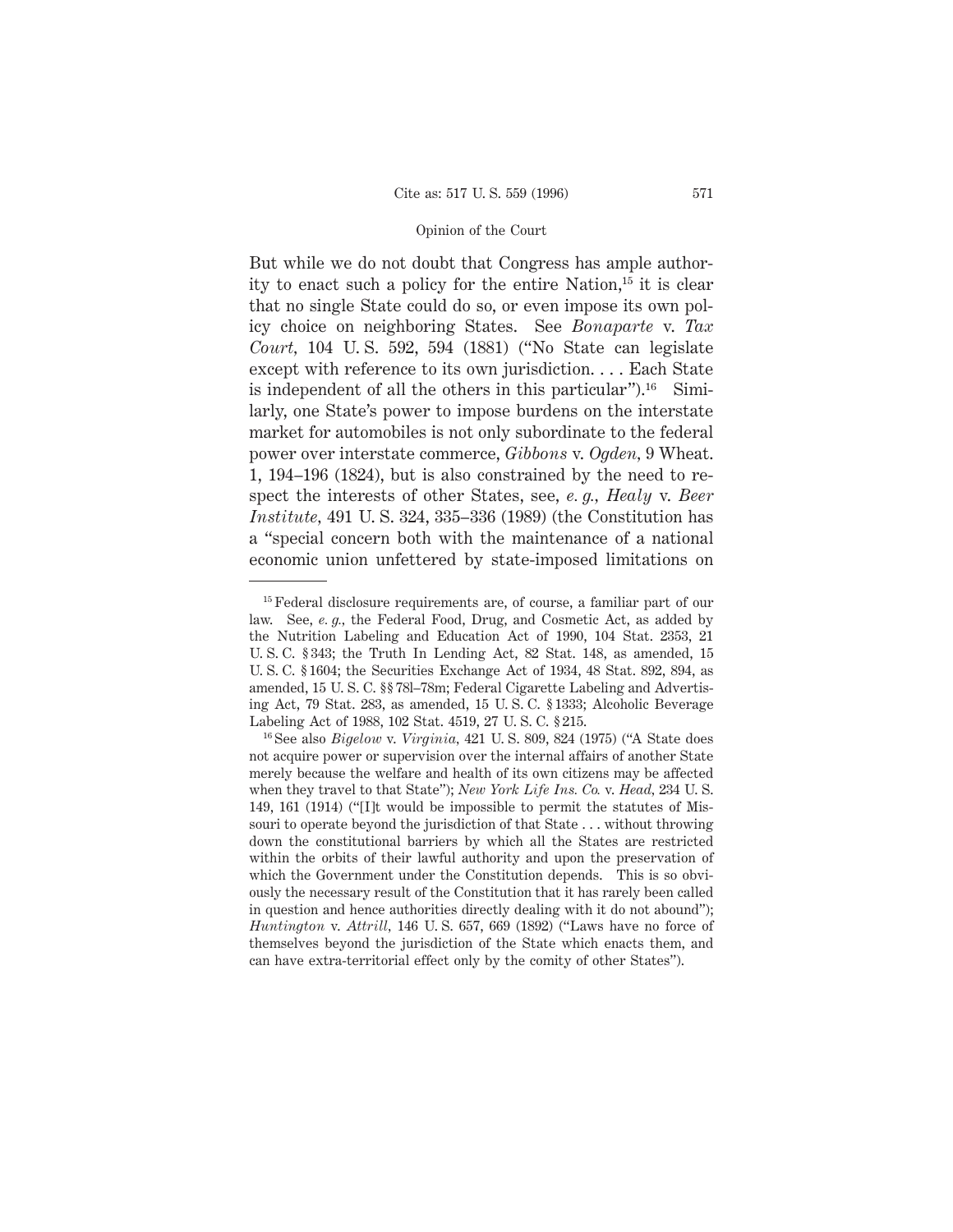But while we do not doubt that Congress has ample authority to enact such a policy for the entire Nation,[15] it is clear that no single State could do so, or even impose its own policy choice on neighboring States. See *Bonaparte* v. *Tax Court,* 104 U. S. 592, 594 (1881) ("No State can legislate except with reference to its own jurisdiction. . . . Each State is independent of all the others in this particular").[16] Similarly, one State's power to impose burdens on the interstate market for automobiles is not only subordinate to the federal power over interstate commerce, *Gibbons* v. *Ogden,* 9 Wheat. 1, 194–196 (1824), but is also constrained by the need to respect the interests of other States, see, *e. g., Healy* v. *Beer Institute,* 491 U. S. 324, 335–336 (1989) (the Constitution has a "special concern both with the maintenance of a national economic union unfettered by state-imposed limitations on

---

[15] Federal disclosure requirements are, of course, a familiar part of our law. See, *e. g.,* the Federal Food, Drug, and Cosmetic Act, as added by the Nutrition Labeling and Education Act of 1990, 104 Stat. 2353, 21 U. S. C. § 343; the Truth In Lending Act, 82 Stat. 148, as amended, 15 U. S. C. § 1604; the Securities Exchange Act of 1934, 48 Stat. 892, 894, as amended, 15 U. S. C. §§ 78l–78m; Federal Cigarette Labeling and Advertising Act, 79 Stat. 283, as amended, 15 U. S. C. § 1333; Alcoholic Beverage Labeling Act of 1988, 102 Stat. 4519, 27 U. S. C. § 215.

[16] See also *Bigelow* v. *Virginia,* 421 U. S. 809, 824 (1975) ("A State does not acquire power or supervision over the internal affairs of another State merely because the welfare and health of its own citizens may be affected when they travel to that State"); *New York Life Ins. Co.* v. *Head,* 234 U. S. 149, 161 (1914) ("[I]t would be impossible to permit the statutes of Missouri to operate beyond the jurisdiction of that State . . . without throwing down the constitutional barriers by which all the States are restricted within the orbits of their lawful authority and upon the preservation of which the Government under the Constitution depends. This is so obviously the necessary result of the Constitution that it has rarely been called in question and hence authorities directly dealing with it do not abound"); *Huntington* v. *Attrill,* 146 U. S. 657, 669 (1892) ("Laws have no force of themselves beyond the jurisdiction of the State which enacts them, and can have extra-territorial effect only by the comity of other States").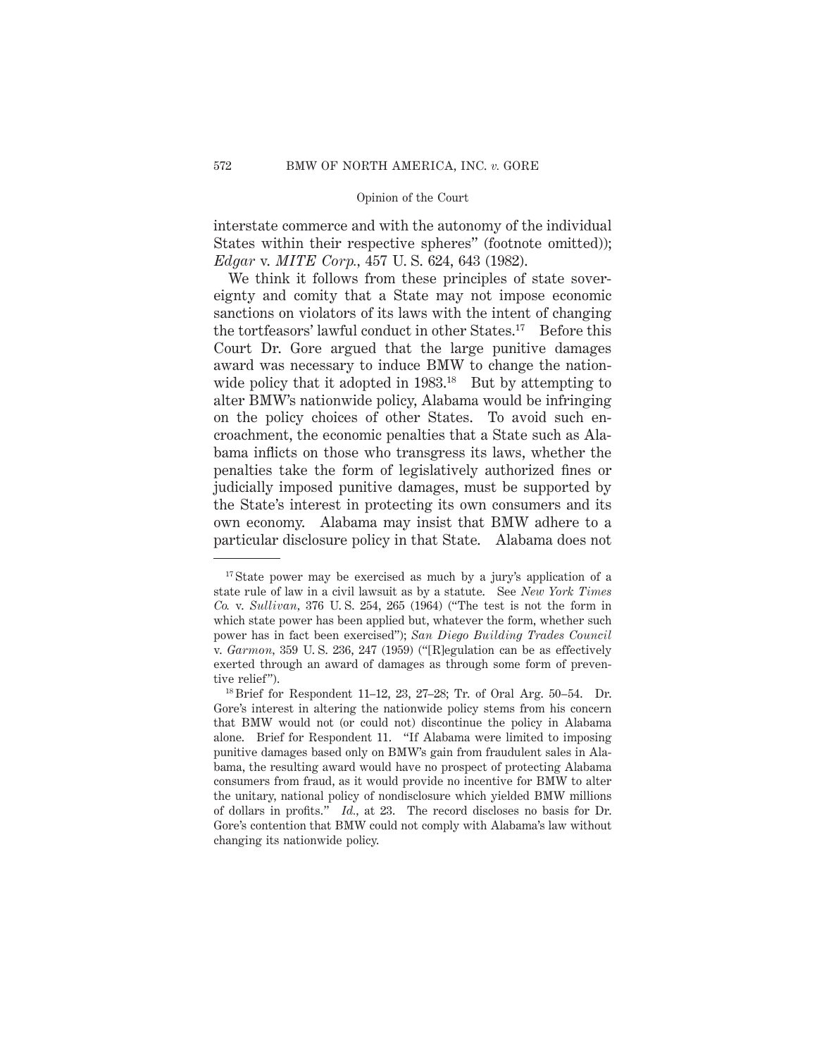interstate commerce and with the autonomy of the individual States within their respective spheres" (footnote omitted)); *Edgar* v. *MITE Corp.*, 457 U. S. 624, 643 (1982).

We think it follows from these principles of state sovereignty and comity that a State may not impose economic sanctions on violators of its laws with the intent of changing the tortfeasors' lawful conduct in other States.[17] Before this Court Dr. Gore argued that the large punitive damages award was necessary to induce BMW to change the nationwide policy that it adopted in 1983.[18] But by attempting to alter BMW's nationwide policy, Alabama would be infringing on the policy choices of other States. To avoid such encroachment, the economic penalties that a State such as Alabama inflicts on those who transgress its laws, whether the penalties take the form of legislatively authorized fines or judicially imposed punitive damages, must be supported by the State's interest in protecting its own consumers and its own economy. Alabama may insist that BMW adhere to a particular disclosure policy in that State. Alabama does not

---

[17] State power may be exercised as much by a jury's application of a state rule of law in a civil lawsuit as by a statute. See *New York Times Co.* v. *Sullivan*, 376 U. S. 254, 265 (1964) ("The test is not the form in which state power has been applied but, whatever the form, whether such power has in fact been exercised"); *San Diego Building Trades Council* v. *Garmon*, 359 U. S. 236, 247 (1959) ("[R]egulation can be as effectively exerted through an award of damages as through some form of preventive relief").

[18] Brief for Respondent 11–12, 23, 27–28; Tr. of Oral Arg. 50–54. Dr. Gore's interest in altering the nationwide policy stems from his concern that BMW would not (or could not) discontinue the policy in Alabama alone. Brief for Respondent 11. "If Alabama were limited to imposing punitive damages based only on BMW's gain from fraudulent sales in Alabama, the resulting award would have no prospect of protecting Alabama consumers from fraud, as it would provide no incentive for BMW to alter the unitary, national policy of nondisclosure which yielded BMW millions of dollars in profits." *Id.*, at 23. The record discloses no basis for Dr. Gore's contention that BMW could not comply with Alabama's law without changing its nationwide policy.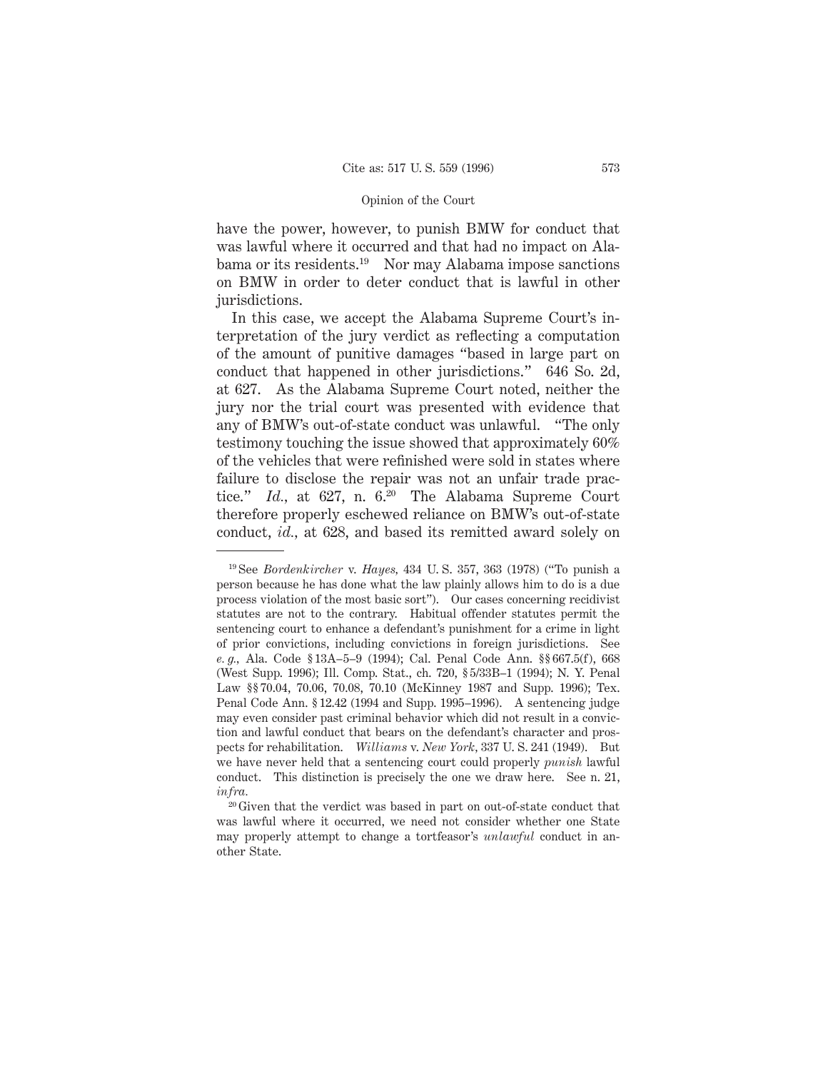have the power, however, to punish BMW for conduct that was lawful where it occurred and that had no impact on Alabama or its residents.[19] Nor may Alabama impose sanctions on BMW in order to deter conduct that is lawful in other jurisdictions.

In this case, we accept the Alabama Supreme Court's interpretation of the jury verdict as reflecting a computation of the amount of punitive damages "based in large part on conduct that happened in other jurisdictions." 646 So. 2d, at 627. As the Alabama Supreme Court noted, neither the jury nor the trial court was presented with evidence that any of BMW's out-of-state conduct was unlawful. "The only testimony touching the issue showed that approximately 60% of the vehicles that were refinished were sold in states where failure to disclose the repair was not an unfair trade practice." *Id.*, at 627, n. 6.[20] The Alabama Supreme Court therefore properly eschewed reliance on BMW's out-of-state conduct, *id.*, at 628, and based its remitted award solely on

---

[19] See *Bordenkircher* v. *Hayes,* 434 U. S. 357, 363 (1978) ("To punish a person because he has done what the law plainly allows him to do is a due process violation of the most basic sort"). Our cases concerning recidivist statutes are not to the contrary. Habitual offender statutes permit the sentencing court to enhance a defendant's punishment for a crime in light of prior convictions, including convictions in foreign jurisdictions. See *e. g.,* Ala. Code § 13A–5–9 (1994); Cal. Penal Code Ann. §§ 667.5(f), 668 (West Supp. 1996); Ill. Comp. Stat., ch. 720, § 5/33B–1 (1994); N. Y. Penal Law §§ 70.04, 70.06, 70.08, 70.10 (McKinney 1987 and Supp. 1996); Tex. Penal Code Ann. § 12.42 (1994 and Supp. 1995–1996). A sentencing judge may even consider past criminal behavior which did not result in a conviction and lawful conduct that bears on the defendant's character and prospects for rehabilitation. *Williams* v. *New York*, 337 U. S. 241 (1949). But we have never held that a sentencing court could properly *punish* lawful conduct. This distinction is precisely the one we draw here. See n. 21, *infra.*

[20] Given that the verdict was based in part on out-of-state conduct that was lawful where it occurred, we need not consider whether one State may properly attempt to change a tortfeasor's *unlawful* conduct in another State.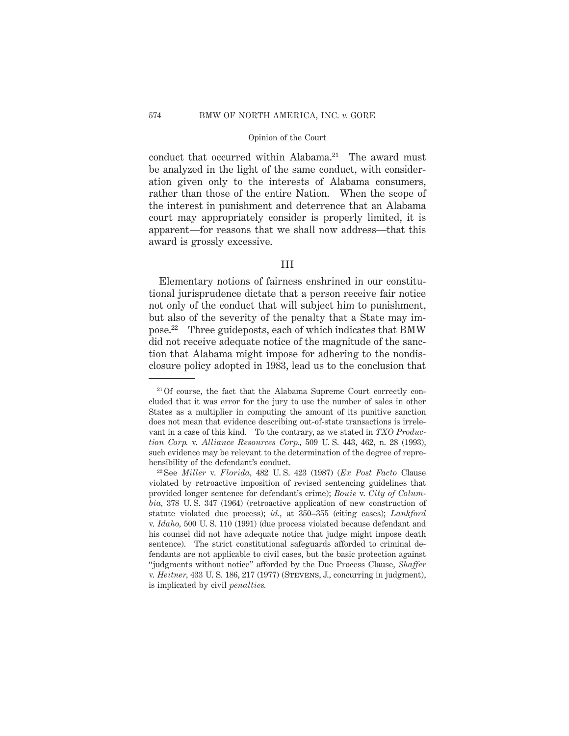conduct that occurred within Alabama.[21] The award must be analyzed in the light of the same conduct, with consideration given only to the interests of Alabama consumers, rather than those of the entire Nation. When the scope of the interest in punishment and deterrence that an Alabama court may appropriately consider is properly limited, it is apparent—for reasons that we shall now address—that this award is grossly excessive.

## III

Elementary notions of fairness enshrined in our constitutional jurisprudence dictate that a person receive fair notice not only of the conduct that will subject him to punishment, but also of the severity of the penalty that a State may impose.[22] Three guideposts, each of which indicates that BMW did not receive adequate notice of the magnitude of the sanction that Alabama might impose for adhering to the nondisclosure policy adopted in 1983, lead us to the conclusion that

---

[21] Of course, the fact that the Alabama Supreme Court correctly concluded that it was error for the jury to use the number of sales in other States as a multiplier in computing the amount of its punitive sanction does not mean that evidence describing out-of-state transactions is irrelevant in a case of this kind. To the contrary, as we stated in *TXO Production Corp.* v. *Alliance Resources Corp.*, 509 U. S. 443, 462, n. 28 (1993), such evidence may be relevant to the determination of the degree of reprehensibility of the defendant's conduct.

[22] See *Miller* v. *Florida*, 482 U. S. 423 (1987) (*Ex Post Facto* Clause violated by retroactive imposition of revised sentencing guidelines that provided longer sentence for defendant's crime); *Bouie* v. *City of Columbia*, 378 U. S. 347 (1964) (retroactive application of new construction of statute violated due process); *id.*, at 350–355 (citing cases); *Lankford* v. *Idaho*, 500 U. S. 110 (1991) (due process violated because defendant and his counsel did not have adequate notice that judge might impose death sentence). The strict constitutional safeguards afforded to criminal defendants are not applicable to civil cases, but the basic protection against "judgments without notice" afforded by the Due Process Clause, *Shaffer* v. *Heitner*, 433 U. S. 186, 217 (1977) (Stevens, J., concurring in judgment), is implicated by civil *penalties.*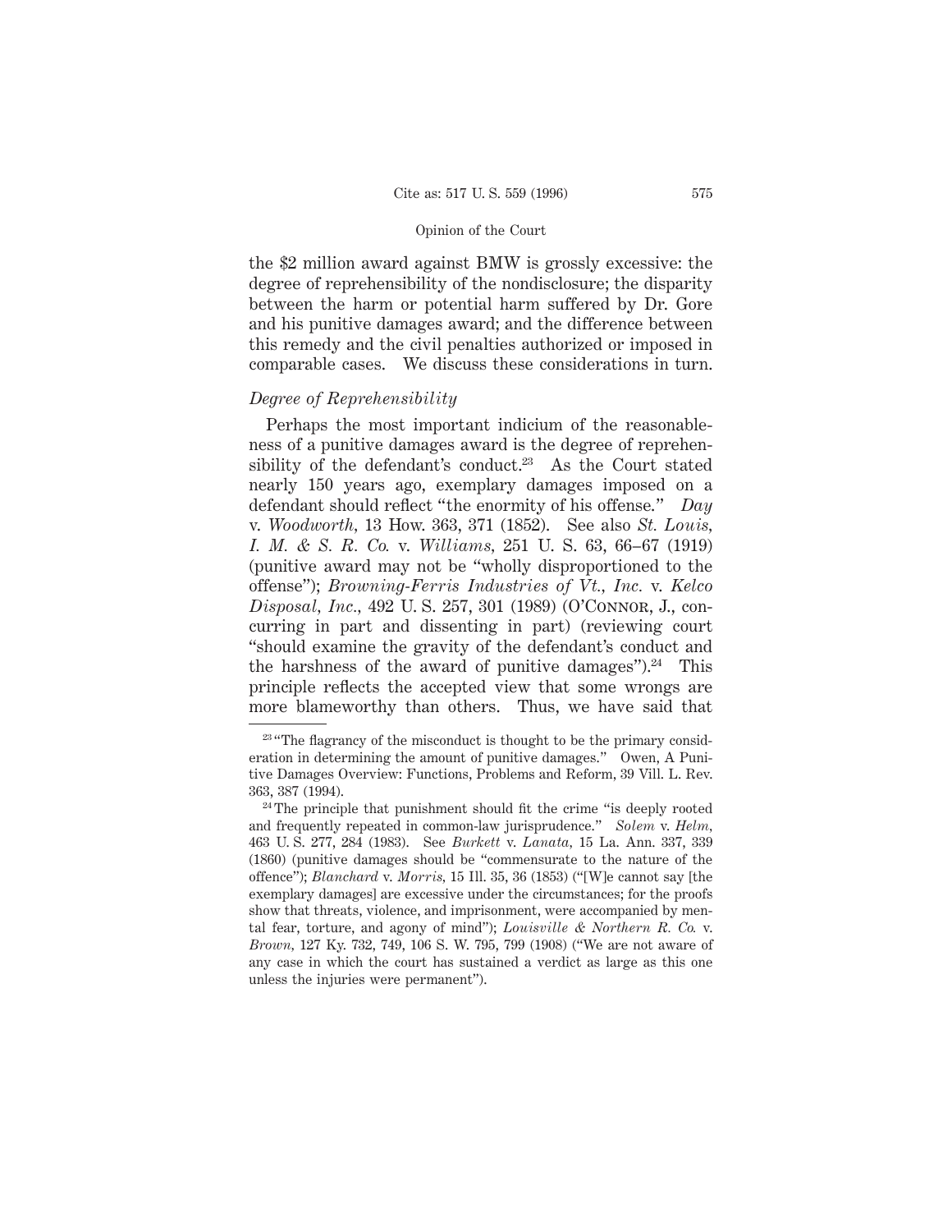the $2 million award against BMW is grossly excessive: the degree of reprehensibility of the nondisclosure; the disparity between the harm or potential harm suffered by Dr. Gore and his punitive damages award; and the difference between this remedy and the civil penalties authorized or imposed in comparable cases. We discuss these considerations in turn.

*Degree of Reprehensibility*

Perhaps the most important indicium of the reasonableness of a punitive damages award is the degree of reprehensibility of the defendant's conduct.[23] As the Court stated nearly 150 years ago, exemplary damages imposed on a defendant should reflect "the enormity of his offense." *Day* v. *Woodworth*, 13 How. 363, 371 (1852). See also *St. Louis, I. M. & S. R. Co.* v. *Williams*, 251 U. S. 63, 66–67 (1919) (punitive award may not be "wholly disproportioned to the offense"); *Browning-Ferris Industries of Vt., Inc.* v. *Kelco Disposal, Inc.*, 492 U. S. 257, 301 (1989) (O'Connor, J., concurring in part and dissenting in part) (reviewing court "should examine the gravity of the defendant's conduct and the harshness of the award of punitive damages").[24] This principle reflects the accepted view that some wrongs are more blameworthy than others. Thus, we have said that

---

[23] "The flagrancy of the misconduct is thought to be the primary consideration in determining the amount of punitive damages." Owen, A Punitive Damages Overview: Functions, Problems and Reform, 39 Vill. L. Rev. 363, 387 (1994).

[24] The principle that punishment should fit the crime "is deeply rooted and frequently repeated in common-law jurisprudence." *Solem* v. *Helm*, 463 U. S. 277, 284 (1983). See *Burkett* v. *Lanata*, 15 La. Ann. 337, 339 (1860) (punitive damages should be "commensurate to the nature of the offence"); *Blanchard* v. *Morris*, 15 Ill. 35, 36 (1853) ("[W]e cannot say [the exemplary damages] are excessive under the circumstances; for the proofs show that threats, violence, and imprisonment, were accompanied by mental fear, torture, and agony of mind"); *Louisville & Northern R. Co.* v. *Brown*, 127 Ky. 732, 749, 106 S. W. 795, 799 (1908) ("We are not aware of any case in which the court has sustained a verdict as large as this one unless the injuries were permanent").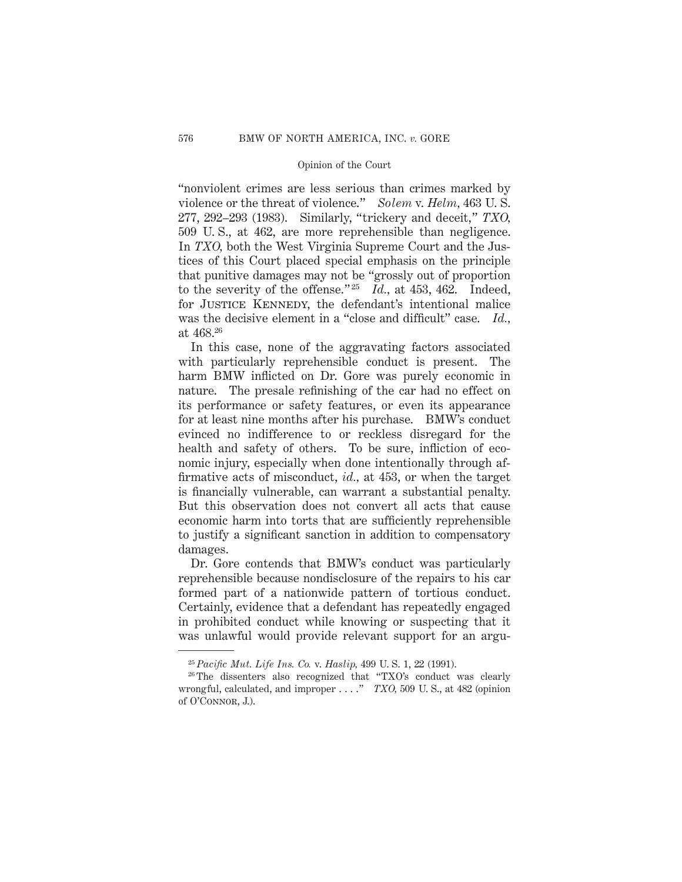"nonviolent crimes are less serious than crimes marked by violence or the threat of violence." *Solem* v. *Helm*, 463 U. S. 277, 292–293 (1983). Similarly, "trickery and deceit," *TXO*, 509 U. S., at 462, are more reprehensible than negligence. In *TXO*, both the West Virginia Supreme Court and the Justices of this Court placed special emphasis on the principle that punitive damages may not be "grossly out of proportion to the severity of the offense."[25] *Id.*, at 453, 462. Indeed, for Justice Kennedy, the defendant's intentional malice was the decisive element in a "close and difficult" case. *Id.*, at 468.[26]

In this case, none of the aggravating factors associated with particularly reprehensible conduct is present. The harm BMW inflicted on Dr. Gore was purely economic in nature. The presale refinishing of the car had no effect on its performance or safety features, or even its appearance for at least nine months after his purchase. BMW's conduct evinced no indifference to or reckless disregard for the health and safety of others. To be sure, infliction of economic injury, especially when done intentionally through affirmative acts of misconduct, *id.*, at 453, or when the target is financially vulnerable, can warrant a substantial penalty. But this observation does not convert all acts that cause economic harm into torts that are sufficiently reprehensible to justify a significant sanction in addition to compensatory damages.

Dr. Gore contends that BMW's conduct was particularly reprehensible because nondisclosure of the repairs to his car formed part of a nationwide pattern of tortious conduct. Certainly, evidence that a defendant has repeatedly engaged in prohibited conduct while knowing or suspecting that it was unlawful would provide relevant support for an argu-

---

[25] *Pacific Mut. Life Ins. Co.* v. *Haslip*, 499 U. S. 1, 22 (1991).

[26] The dissenters also recognized that "TXO's conduct was clearly wrongful, calculated, and improper . . . ." *TXO*, 509 U. S., at 482 (opinion of O'Connor, J.).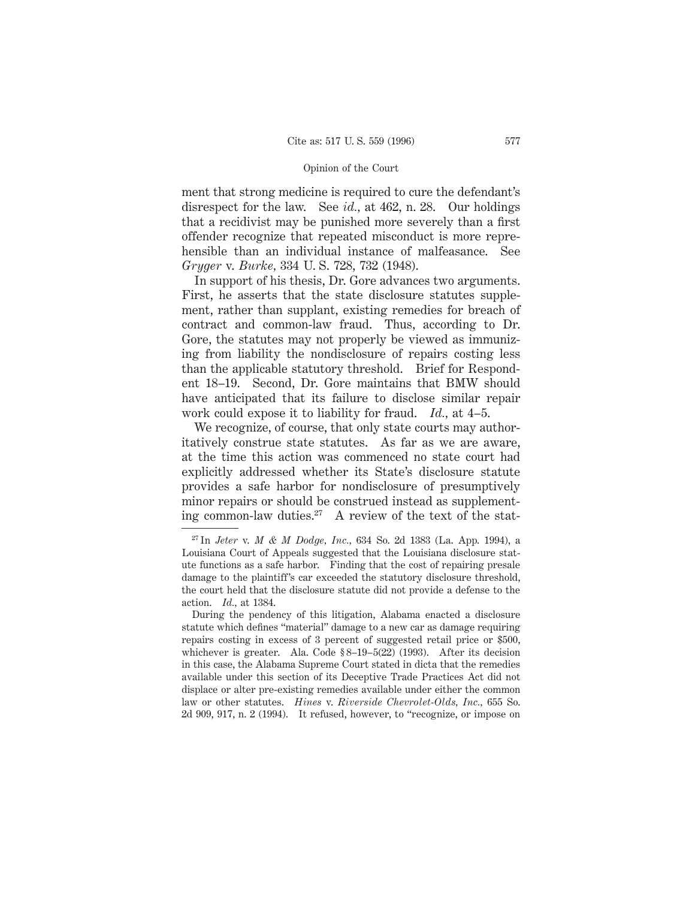ment that strong medicine is required to cure the defendant's disrespect for the law. See *id.*, at 462, n. 28. Our holdings that a recidivist may be punished more severely than a first offender recognize that repeated misconduct is more reprehensible than an individual instance of malfeasance. See *Gryger* v. *Burke*, 334 U. S. 728, 732 (1948).

In support of his thesis, Dr. Gore advances two arguments. First, he asserts that the state disclosure statutes supplement, rather than supplant, existing remedies for breach of contract and common-law fraud. Thus, according to Dr. Gore, the statutes may not properly be viewed as immunizing from liability the nondisclosure of repairs costing less than the applicable statutory threshold. Brief for Respondent 18–19. Second, Dr. Gore maintains that BMW should have anticipated that its failure to disclose similar repair work could expose it to liability for fraud. *Id.*, at 4–5.

We recognize, of course, that only state courts may authoritatively construe state statutes. As far as we are aware, at the time this action was commenced no state court had explicitly addressed whether its State's disclosure statute provides a safe harbor for nondisclosure of presumptively minor repairs or should be construed instead as supplementing common-law duties.[27] A review of the text of the stat-

---

[27] In *Jeter* v. *M & M Dodge, Inc.*, 634 So. 2d 1383 (La. App. 1994), a Louisiana Court of Appeals suggested that the Louisiana disclosure statute functions as a safe harbor. Finding that the cost of repairing presale damage to the plaintiff's car exceeded the statutory disclosure threshold, the court held that the disclosure statute did not provide a defense to the action. *Id.*, at 1384.

During the pendency of this litigation, Alabama enacted a disclosure statute which defines "material" damage to a new car as damage requiring repairs costing in excess of 3 percent of suggested retail price or $500, whichever is greater. Ala. Code § 8–19–5(22) (1993). After its decision in this case, the Alabama Supreme Court stated in dicta that the remedies available under this section of its Deceptive Trade Practices Act did not displace or alter pre-existing remedies available under either the common law or other statutes. *Hines* v. *Riverside Chevrolet-Olds, Inc.*, 655 So. 2d 909, 917, n. 2 (1994). It refused, however, to "recognize, or impose on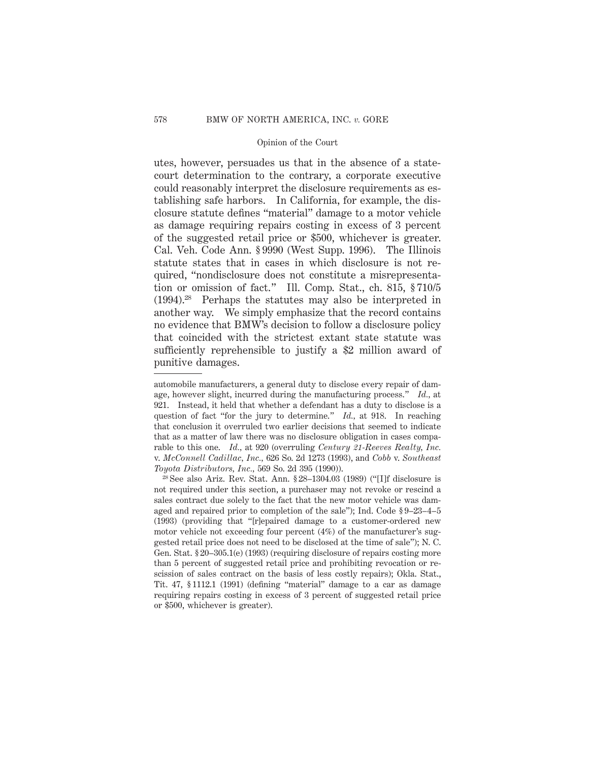utes, however, persuades us that in the absence of a state-court determination to the contrary, a corporate executive could reasonably interpret the disclosure requirements as establishing safe harbors. In California, for example, the disclosure statute defines "material" damage to a motor vehicle as damage requiring repairs costing in excess of 3 percent of the suggested retail price or $500, whichever is greater. Cal. Veh. Code Ann. § 9990 (West Supp. 1996). The Illinois statute states that in cases in which disclosure is not required, "nondisclosure does not constitute a misrepresentation or omission of fact." Ill. Comp. Stat., ch. 815, § 710/5 (1994).[28] Perhaps the statutes may also be interpreted in another way. We simply emphasize that the record contains no evidence that BMW's decision to follow a disclosure policy that coincided with the strictest extant state statute was sufficiently reprehensible to justify a $2 million award of punitive damages.

---

automobile manufacturers, a general duty to disclose every repair of damage, however slight, incurred during the manufacturing process." *Id.*, at 921. Instead, it held that whether a defendant has a duty to disclose is a question of fact "for the jury to determine." *Id.*, at 918. In reaching that conclusion it overruled two earlier decisions that seemed to indicate that as a matter of law there was no disclosure obligation in cases comparable to this one. *Id.*, at 920 (overruling *Century 21-Reeves Realty, Inc.* v. *McConnell Cadillac, Inc.*, 626 So. 2d 1273 (1993), and *Cobb* v. *Southeast Toyota Distributors, Inc.*, 569 So. 2d 395 (1990)).

[28] See also Ariz. Rev. Stat. Ann. § 28–1304.03 (1989) ("[I]f disclosure is not required under this section, a purchaser may not revoke or rescind a sales contract due solely to the fact that the new motor vehicle was damaged and repaired prior to completion of the sale"); Ind. Code § 9–23–4–5 (1993) (providing that "[r]epaired damage to a customer-ordered new motor vehicle not exceeding four percent (4%) of the manufacturer's suggested retail price does not need to be disclosed at the time of sale"); N. C. Gen. Stat. § 20–305.1(e) (1993) (requiring disclosure of repairs costing more than 5 percent of suggested retail price and prohibiting revocation or rescission of sales contract on the basis of less costly repairs); Okla. Stat., Tit. 47, § 1112.1 (1991) (defining "material" damage to a car as damage requiring repairs costing in excess of 3 percent of suggested retail price or $500, whichever is greater).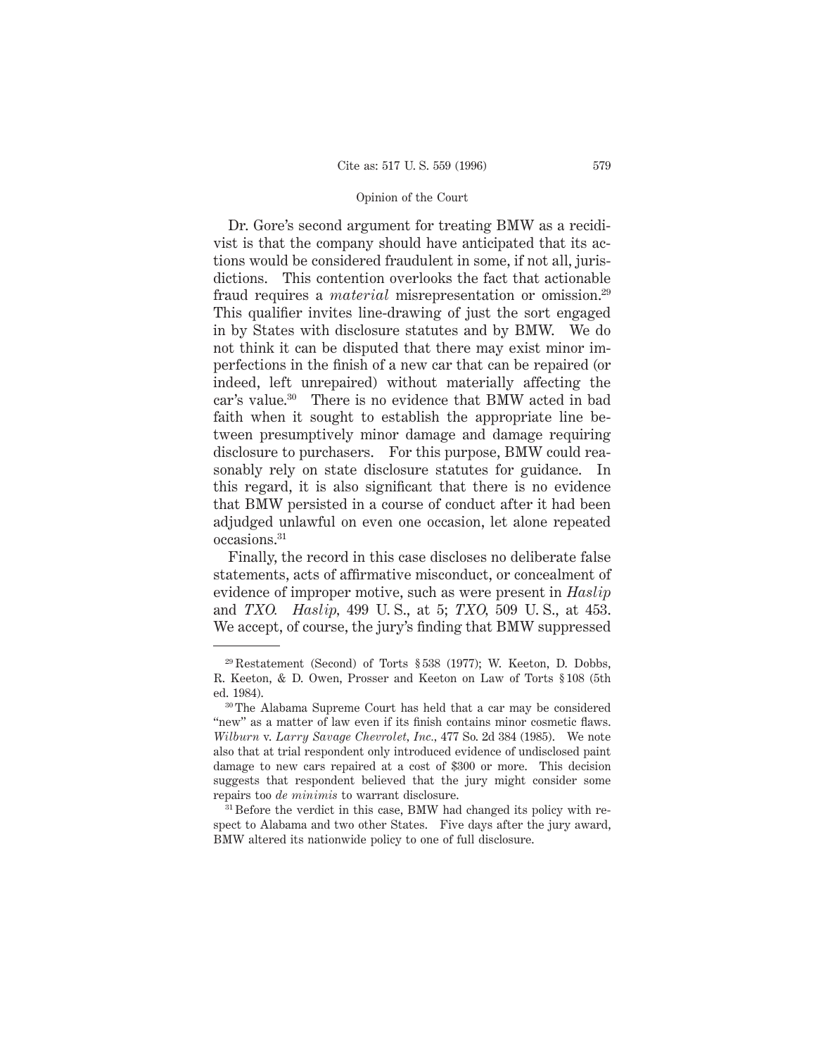Dr. Gore's second argument for treating BMW as a recidivist is that the company should have anticipated that its actions would be considered fraudulent in some, if not all, jurisdictions. This contention overlooks the fact that actionable fraud requires a *material* misrepresentation or omission.[29] This qualifier invites line-drawing of just the sort engaged in by States with disclosure statutes and by BMW. We do not think it can be disputed that there may exist minor imperfections in the finish of a new car that can be repaired (or indeed, left unrepaired) without materially affecting the car's value.[30] There is no evidence that BMW acted in bad faith when it sought to establish the appropriate line between presumptively minor damage and damage requiring disclosure to purchasers. For this purpose, BMW could reasonably rely on state disclosure statutes for guidance. In this regard, it is also significant that there is no evidence that BMW persisted in a course of conduct after it had been adjudged unlawful on even one occasion, let alone repeated occasions.[31]

Finally, the record in this case discloses no deliberate false statements, acts of affirmative misconduct, or concealment of evidence of improper motive, such as were present in *Haslip* and *TXO*. *Haslip*, 499 U. S., at 5; *TXO*, 509 U. S., at 453. We accept, of course, the jury's finding that BMW suppressed

---

[29] Restatement (Second) of Torts § 538 (1977); W. Keeton, D. Dobbs, R. Keeton, & D. Owen, Prosser and Keeton on Law of Torts § 108 (5th ed. 1984).

[30] The Alabama Supreme Court has held that a car may be considered "new" as a matter of law even if its finish contains minor cosmetic flaws. *Wilburn* v. *Larry Savage Chevrolet, Inc.*, 477 So. 2d 384 (1985). We note also that at trial respondent only introduced evidence of undisclosed paint damage to new cars repaired at a cost of $300 or more. This decision suggests that respondent believed that the jury might consider some repairs too *de minimis* to warrant disclosure.

[31] Before the verdict in this case, BMW had changed its policy with respect to Alabama and two other States. Five days after the jury award, BMW altered its nationwide policy to one of full disclosure.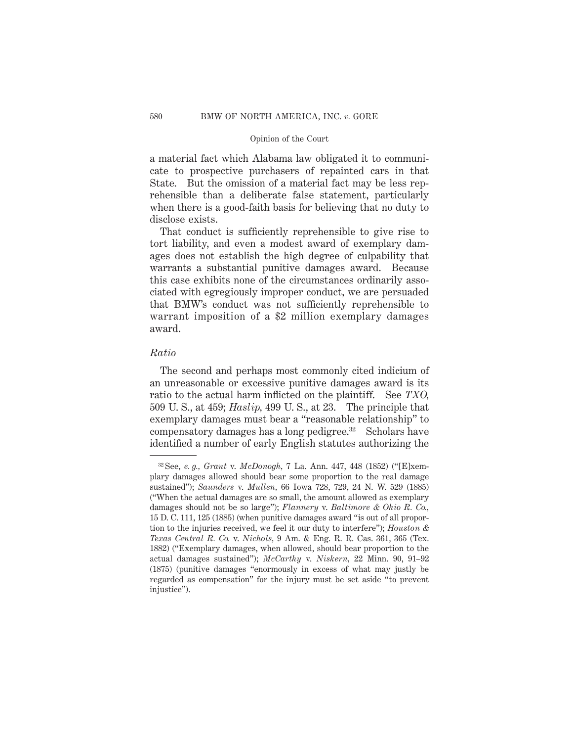a material fact which Alabama law obligated it to communicate to prospective purchasers of repainted cars in that State. But the omission of a material fact may be less reprehensible than a deliberate false statement, particularly when there is a good-faith basis for believing that no duty to disclose exists.

That conduct is sufficiently reprehensible to give rise to tort liability, and even a modest award of exemplary damages does not establish the high degree of culpability that warrants a substantial punitive damages award. Because this case exhibits none of the circumstances ordinarily associated with egregiously improper conduct, we are persuaded that BMW's conduct was not sufficiently reprehensible to warrant imposition of a $2 million exemplary damages award.

*Ratio*

The second and perhaps most commonly cited indicium of an unreasonable or excessive punitive damages award is its ratio to the actual harm inflicted on the plaintiff. See *TXO*, 509 U. S., at 459; *Haslip*, 499 U. S., at 23. The principle that exemplary damages must bear a "reasonable relationship" to compensatory damages has a long pedigree.[32] Scholars have identified a number of early English statutes authorizing the

---

[32] See, *e. g., Grant* v. *McDonogh*, 7 La. Ann. 447, 448 (1852) ("[E]xemplary damages allowed should bear some proportion to the real damage sustained"); *Saunders* v. *Mullen*, 66 Iowa 728, 729, 24 N. W. 529 (1885) ("When the actual damages are so small, the amount allowed as exemplary damages should not be so large"); *Flannery* v. *Baltimore & Ohio R. Co.*, 15 D. C. 111, 125 (1885) (when punitive damages award "is out of all proportion to the injuries received, we feel it our duty to interfere"); *Houston & Texas Central R. Co.* v. *Nichols*, 9 Am. & Eng. R. R. Cas. 361, 365 (Tex. 1882) ("Exemplary damages, when allowed, should bear proportion to the actual damages sustained"); *McCarthy* v. *Niskern*, 22 Minn. 90, 91–92 (1875) (punitive damages "enormously in excess of what may justly be regarded as compensation" for the injury must be set aside "to prevent injustice").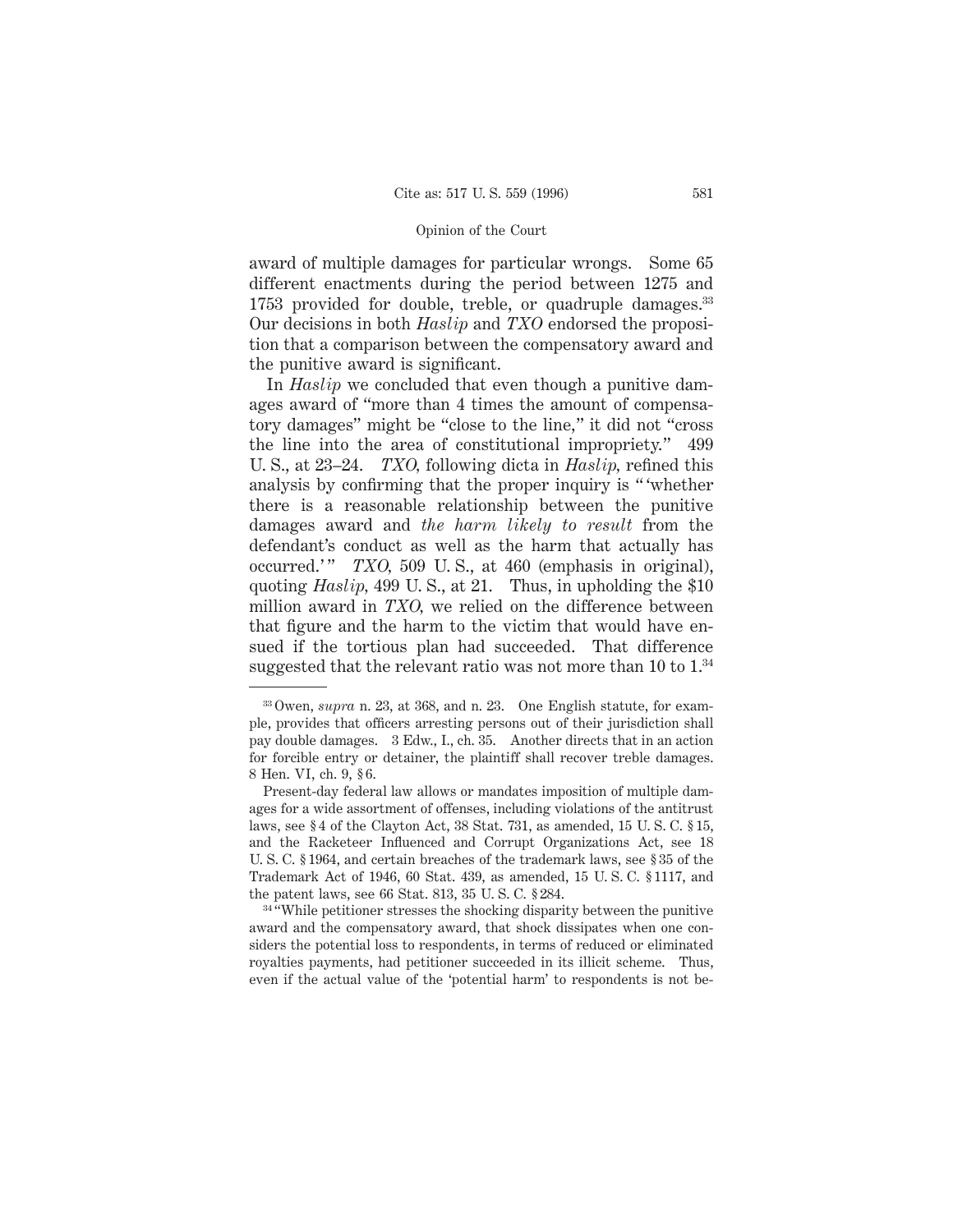award of multiple damages for particular wrongs. Some 65 different enactments during the period between 1275 and 1753 provided for double, treble, or quadruple damages.[33] Our decisions in both *Haslip* and *TXO* endorsed the proposition that a comparison between the compensatory award and the punitive award is significant.

In *Haslip* we concluded that even though a punitive damages award of "more than 4 times the amount of compensatory damages" might be "close to the line," it did not "cross the line into the area of constitutional impropriety." 499 U. S., at 23–24. *TXO*, following dicta in *Haslip*, refined this analysis by confirming that the proper inquiry is " 'whether there is a reasonable relationship between the punitive damages award and *the harm likely to result* from the defendant's conduct as well as the harm that actually has occurred.' " *TXO*, 509 U. S., at 460 (emphasis in original), quoting *Haslip*, 499 U. S., at 21. Thus, in upholding the $10 million award in *TXO*, we relied on the difference between that figure and the harm to the victim that would have ensued if the tortious plan had succeeded. That difference suggested that the relevant ratio was not more than 10 to 1.[34]

---

[33] Owen, *supra* n. 23, at 368, and n. 23. One English statute, for example, provides that officers arresting persons out of their jurisdiction shall pay double damages. 3 Edw., I., ch. 35. Another directs that in an action for forcible entry or detainer, the plaintiff shall recover treble damages. 8 Hen. VI, ch. 9, § 6.

Present-day federal law allows or mandates imposition of multiple damages for a wide assortment of offenses, including violations of the antitrust laws, see § 4 of the Clayton Act, 38 Stat. 731, as amended, 15 U. S. C. § 15, and the Racketeer Influenced and Corrupt Organizations Act, see 18 U. S. C. § 1964, and certain breaches of the trademark laws, see § 35 of the Trademark Act of 1946, 60 Stat. 439, as amended, 15 U. S. C. § 1117, and the patent laws, see 66 Stat. 813, 35 U. S. C. § 284.

[34] "While petitioner stresses the shocking disparity between the punitive award and the compensatory award, that shock dissipates when one considers the potential loss to respondents, in terms of reduced or eliminated royalties payments, had petitioner succeeded in its illicit scheme. Thus, even if the actual value of the 'potential harm' to respondents is not be-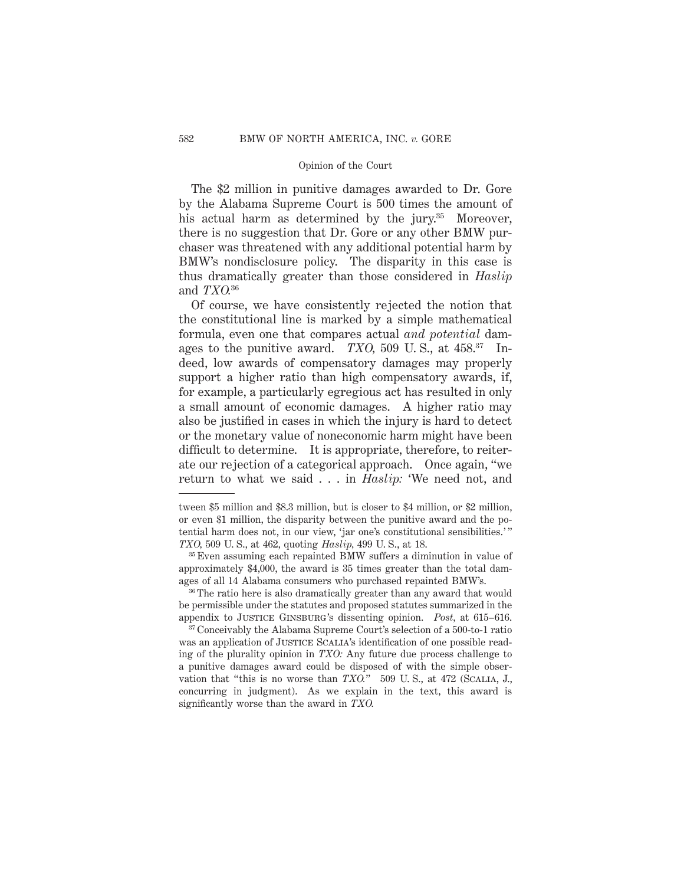The $2 million in punitive damages awarded to Dr. Gore by the Alabama Supreme Court is 500 times the amount of his actual harm as determined by the jury.[35] Moreover, there is no suggestion that Dr. Gore or any other BMW purchaser was threatened with any additional potential harm by BMW's nondisclosure policy. The disparity in this case is thus dramatically greater than those considered in *Haslip* and *TXO*.[36]

Of course, we have consistently rejected the notion that the constitutional line is marked by a simple mathematical formula, even one that compares actual *and potential* damages to the punitive award. *TXO*, 509 U. S., at 458.[37] Indeed, low awards of compensatory damages may properly support a higher ratio than high compensatory awards, if, for example, a particularly egregious act has resulted in only a small amount of economic damages. A higher ratio may also be justified in cases in which the injury is hard to detect or the monetary value of noneconomic harm might have been difficult to determine. It is appropriate, therefore, to reiterate our rejection of a categorical approach. Once again, "we return to what we said . . . in *Haslip:* 'We need not, and

---

tween $5 million and $8.3 million, but is closer to $4 million, or $2 million, or even $1 million, the disparity between the punitive award and the potential harm does not, in our view, 'jar one's constitutional sensibilities.'" *TXO*, 509 U. S., at 462, quoting *Haslip*, 499 U. S., at 18.

[35] Even assuming each repainted BMW suffers a diminution in value of approximately $4,000, the award is 35 times greater than the total damages of all 14 Alabama consumers who purchased repainted BMW's.

[36] The ratio here is also dramatically greater than any award that would be permissible under the statutes and proposed statutes summarized in the appendix to Justice Ginsburg's dissenting opinion. *Post*, at 615–616.

[37] Conceivably the Alabama Supreme Court's selection of a 500-to-1 ratio was an application of Justice Scalia's identification of one possible reading of the plurality opinion in *TXO:* Any future due process challenge to a punitive damages award could be disposed of with the simple observation that "this is no worse than *TXO*." 509 U. S., at 472 (Scalia, J., concurring in judgment). As we explain in the text, this award is significantly worse than the award in *TXO*.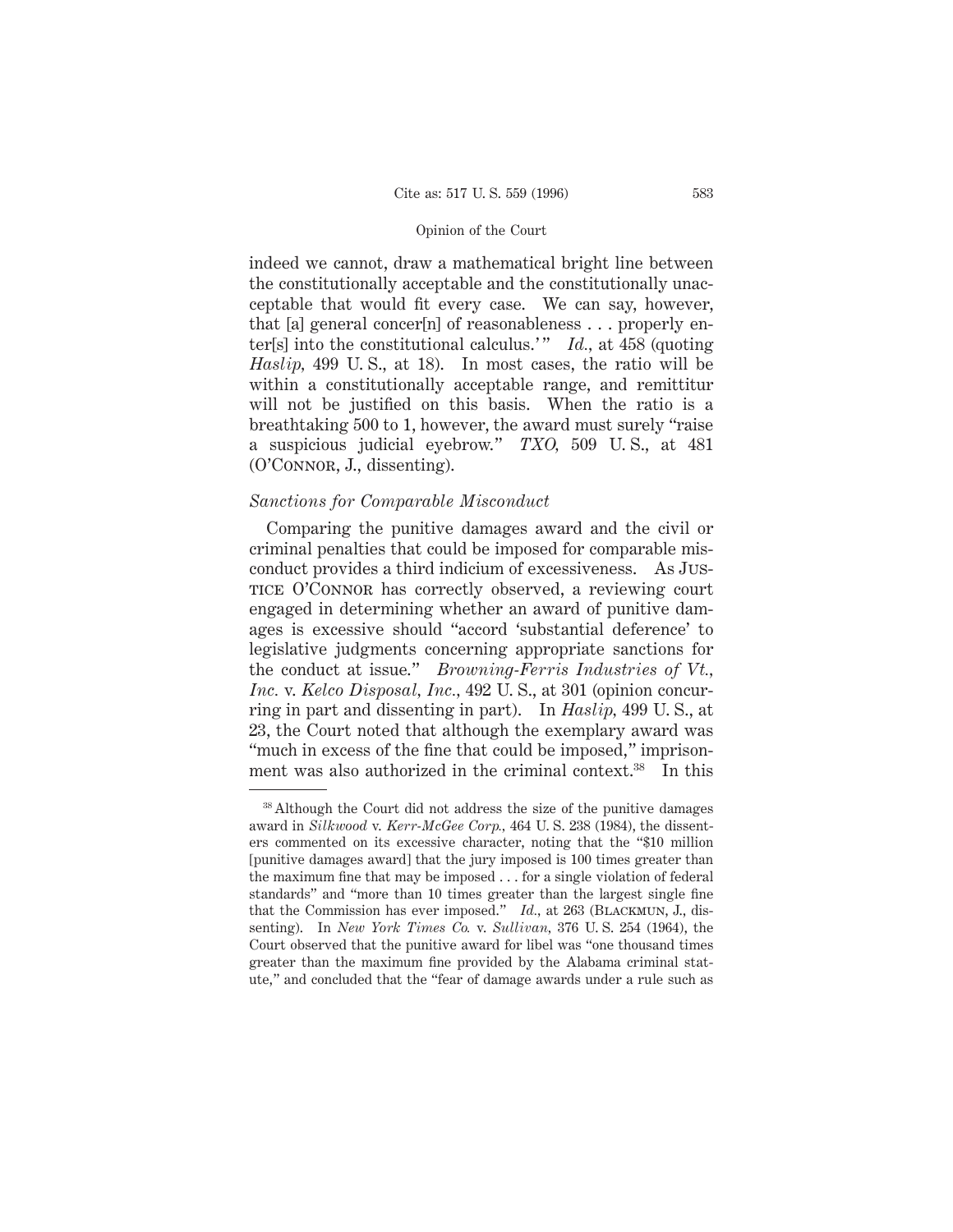indeed we cannot, draw a mathematical bright line between the constitutionally acceptable and the constitutionally unacceptable that would fit every case. We can say, however, that [a] general concer[n] of reasonableness . . . properly enter[s] into the constitutional calculus.' " *Id.*, at 458 (quoting *Haslip*, 499 U. S., at 18). In most cases, the ratio will be within a constitutionally acceptable range, and remittitur will not be justified on this basis. When the ratio is a breathtaking 500 to 1, however, the award must surely "raise a suspicious judicial eyebrow." *TXO*, 509 U. S., at 481 (O'Connor, J., dissenting).

*Sanctions for Comparable Misconduct*

Comparing the punitive damages award and the civil or criminal penalties that could be imposed for comparable misconduct provides a third indicium of excessiveness. As Justice O'Connor has correctly observed, a reviewing court engaged in determining whether an award of punitive damages is excessive should "accord 'substantial deference' to legislative judgments concerning appropriate sanctions for the conduct at issue." *Browning-Ferris Industries of Vt., Inc.* v. *Kelco Disposal, Inc.*, 492 U. S., at 301 (opinion concurring in part and dissenting in part). In *Haslip*, 499 U. S., at 23, the Court noted that although the exemplary award was "much in excess of the fine that could be imposed," imprisonment was also authorized in the criminal context.[38] In this

---

[38] Although the Court did not address the size of the punitive damages award in *Silkwood* v. *Kerr-McGee Corp.*, 464 U. S. 238 (1984), the dissenters commented on its excessive character, noting that the "$10 million [punitive damages award] that the jury imposed is 100 times greater than the maximum fine that may be imposed . . . for a single violation of federal standards" and "more than 10 times greater than the largest single fine that the Commission has ever imposed." *Id.*, at 263 (Blackmun, J., dissenting). In *New York Times Co.* v. *Sullivan*, 376 U. S. 254 (1964), the Court observed that the punitive award for libel was "one thousand times greater than the maximum fine provided by the Alabama criminal statute," and concluded that the "fear of damage awards under a rule such as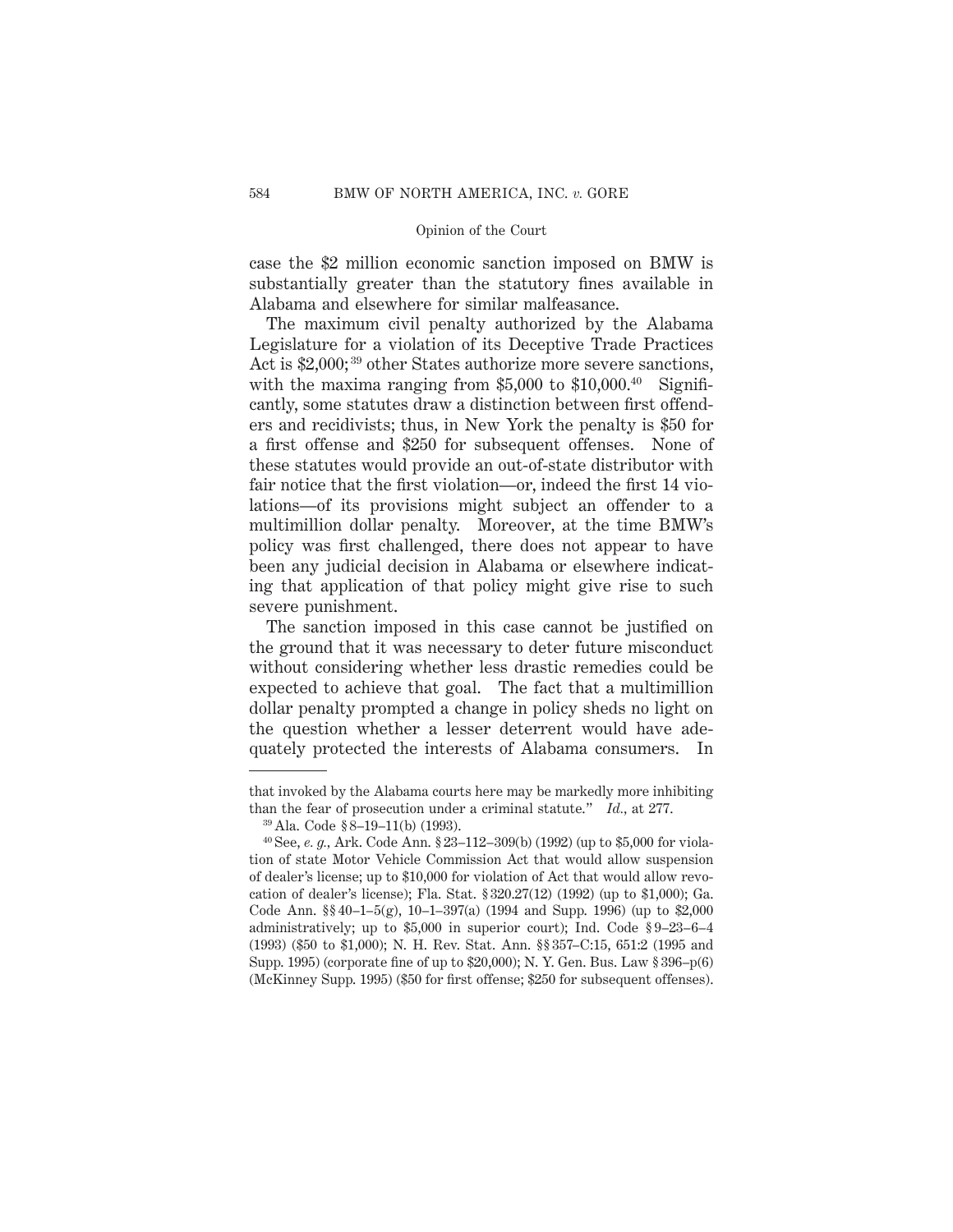case the $2 million economic sanction imposed on BMW is substantially greater than the statutory fines available in Alabama and elsewhere for similar malfeasance.

The maximum civil penalty authorized by the Alabama Legislature for a violation of its Deceptive Trade Practices Act is $2,000;[39] other States authorize more severe sanctions, with the maxima ranging from $5,000 to $10,000.[40] Significantly, some statutes draw a distinction between first offenders and recidivists; thus, in New York the penalty is $50 for a first offense and $250 for subsequent offenses. None of these statutes would provide an out-of-state distributor with fair notice that the first violation—or, indeed the first 14 violations—of its provisions might subject an offender to a multimillion dollar penalty. Moreover, at the time BMW's policy was first challenged, there does not appear to have been any judicial decision in Alabama or elsewhere indicating that application of that policy might give rise to such severe punishment.

The sanction imposed in this case cannot be justified on the ground that it was necessary to deter future misconduct without considering whether less drastic remedies could be expected to achieve that goal. The fact that a multimillion dollar penalty prompted a change in policy sheds no light on the question whether a lesser deterrent would have adequately protected the interests of Alabama consumers. In

---

that invoked by the Alabama courts here may be markedly more inhibiting than the fear of prosecution under a criminal statute." *Id.*, at 277.

[39] Ala. Code § 8–19–11(b) (1993).

[40] See, *e. g.*, Ark. Code Ann. § 23–112–309(b) (1992) (up to $5,000 for violation of state Motor Vehicle Commission Act that would allow suspension of dealer's license; up to $10,000 for violation of Act that would allow revocation of dealer's license); Fla. Stat. § 320.27(12) (1992) (up to $1,000); Ga. Code Ann. §§ 40–1–5(g), 10–1–397(a) (1994 and Supp. 1996) (up to $2,000 administratively; up to $5,000 in superior court); Ind. Code § 9–23–6–4 (1993) ($50 to $1,000); N. H. Rev. Stat. Ann. §§ 357–C:15, 651:2 (1995 and Supp. 1995) (corporate fine of up to $20,000); N. Y. Gen. Bus. Law § 396–p(6) (McKinney Supp. 1995) ($50 for first offense; $250 for subsequent offenses).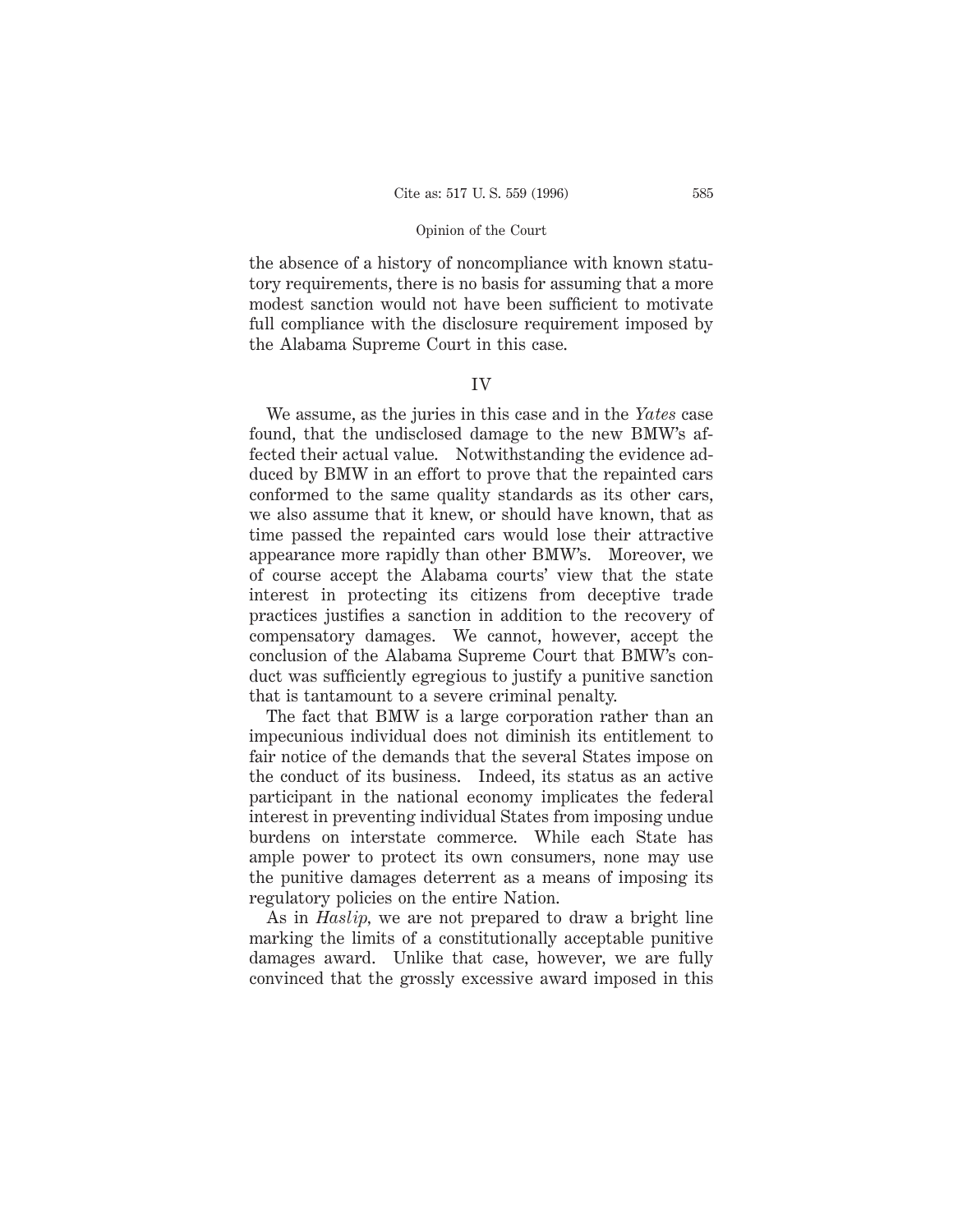the absence of a history of noncompliance with known statutory requirements, there is no basis for assuming that a more modest sanction would not have been sufficient to motivate full compliance with the disclosure requirement imposed by the Alabama Supreme Court in this case.

## IV

We assume, as the juries in this case and in the *Yates* case found, that the undisclosed damage to the new BMW's affected their actual value. Notwithstanding the evidence adduced by BMW in an effort to prove that the repainted cars conformed to the same quality standards as its other cars, we also assume that it knew, or should have known, that as time passed the repainted cars would lose their attractive appearance more rapidly than other BMW's. Moreover, we of course accept the Alabama courts' view that the state interest in protecting its citizens from deceptive trade practices justifies a sanction in addition to the recovery of compensatory damages. We cannot, however, accept the conclusion of the Alabama Supreme Court that BMW's conduct was sufficiently egregious to justify a punitive sanction that is tantamount to a severe criminal penalty.

The fact that BMW is a large corporation rather than an impecunious individual does not diminish its entitlement to fair notice of the demands that the several States impose on the conduct of its business. Indeed, its status as an active participant in the national economy implicates the federal interest in preventing individual States from imposing undue burdens on interstate commerce. While each State has ample power to protect its own consumers, none may use the punitive damages deterrent as a means of imposing its regulatory policies on the entire Nation.

As in *Haslip*, we are not prepared to draw a bright line marking the limits of a constitutionally acceptable punitive damages award. Unlike that case, however, we are fully convinced that the grossly excessive award imposed in this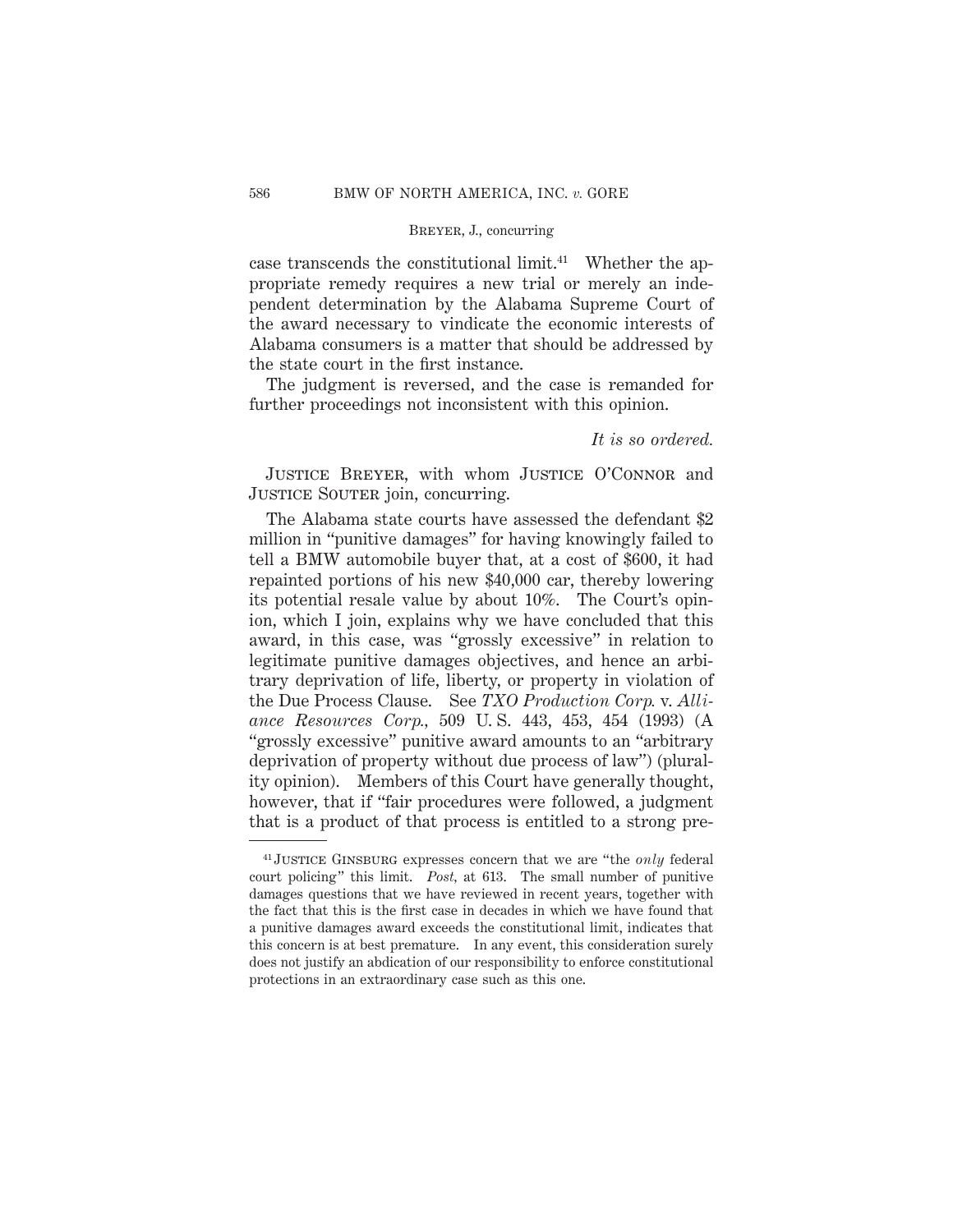case transcends the constitutional limit.[41] Whether the appropriate remedy requires a new trial or merely an independent determination by the Alabama Supreme Court of the award necessary to vindicate the economic interests of Alabama consumers is a matter that should be addressed by the state court in the first instance.

The judgment is reversed, and the case is remanded for further proceedings not inconsistent with this opinion.

*It is so ordered.*

Justice Breyer, with whom Justice O'Connor and Justice Souter join, concurring.

The Alabama state courts have assessed the defendant $2 million in "punitive damages" for having knowingly failed to tell a BMW automobile buyer that, at a cost of $600, it had repainted portions of his new $40,000 car, thereby lowering its potential resale value by about 10%. The Court's opinion, which I join, explains why we have concluded that this award, in this case, was "grossly excessive" in relation to legitimate punitive damages objectives, and hence an arbitrary deprivation of life, liberty, or property in violation of the Due Process Clause. See *TXO Production Corp.* v. *Alliance Resources Corp.*, 509 U. S. 443, 453, 454 (1993) (A "grossly excessive" punitive award amounts to an "arbitrary deprivation of property without due process of law") (plurality opinion). Members of this Court have generally thought, however, that if "fair procedures were followed, a judgment that is a product of that process is entitled to a strong pre-

---

[41] Justice Ginsburg expresses concern that we are "the *only* federal court policing" this limit. *Post*, at 613. The small number of punitive damages questions that we have reviewed in recent years, together with the fact that this is the first case in decades in which we have found that a punitive damages award exceeds the constitutional limit, indicates that this concern is at best premature. In any event, this consideration surely does not justify an abdication of our responsibility to enforce constitutional protections in an extraordinary case such as this one.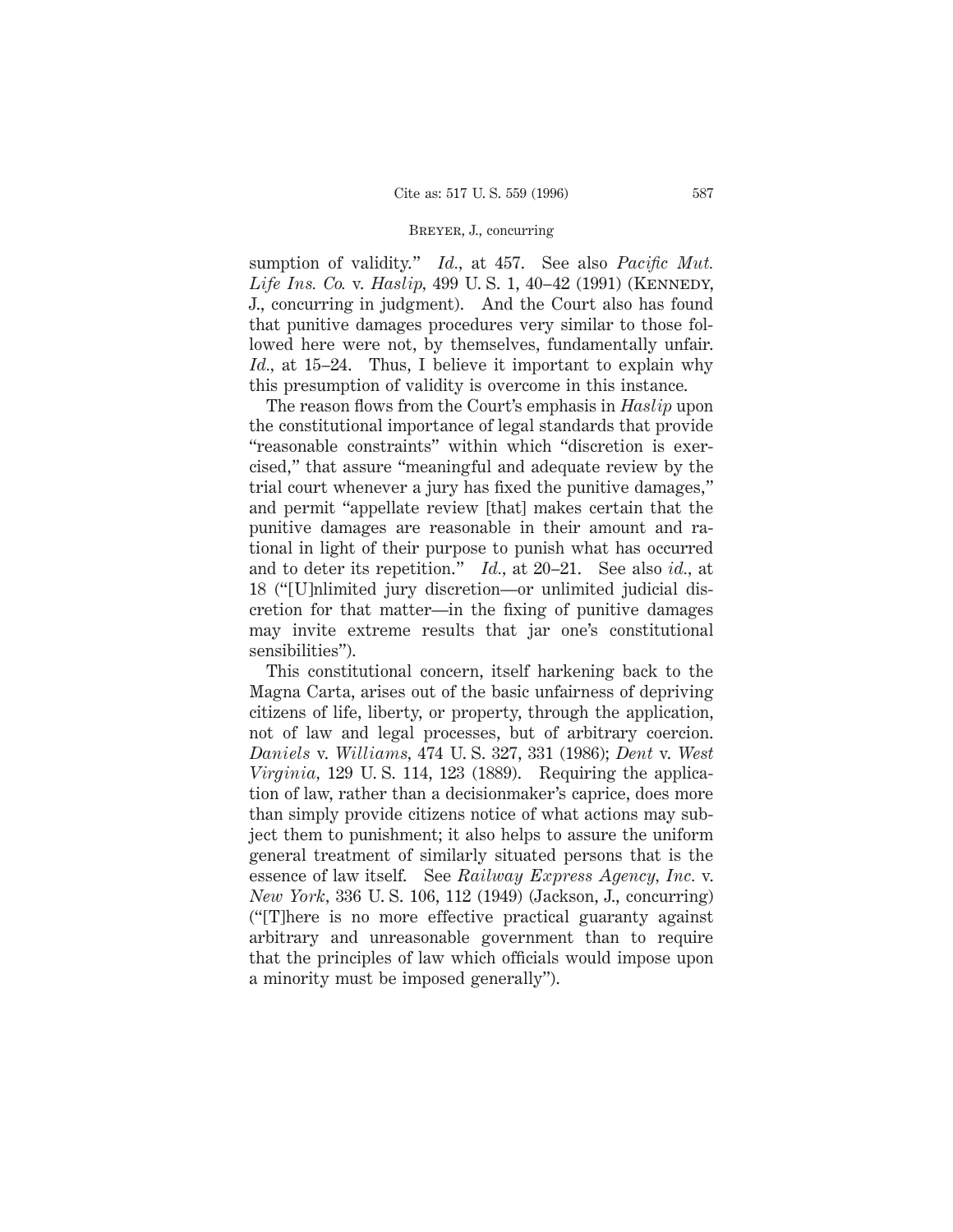sumption of validity." *Id.*, at 457. See also *Pacific Mut. Life Ins. Co.* v. *Haslip*, 499 U. S. 1, 40–42 (1991) (Kennedy, J., concurring in judgment). And the Court also has found that punitive damages procedures very similar to those followed here were not, by themselves, fundamentally unfair. *Id.*, at 15–24. Thus, I believe it important to explain why this presumption of validity is overcome in this instance.

The reason flows from the Court's emphasis in *Haslip* upon the constitutional importance of legal standards that provide "reasonable constraints" within which "discretion is exercised," that assure "meaningful and adequate review by the trial court whenever a jury has fixed the punitive damages," and permit "appellate review [that] makes certain that the punitive damages are reasonable in their amount and rational in light of their purpose to punish what has occurred and to deter its repetition." *Id.*, at 20–21. See also *id.*, at 18 ("[U]nlimited jury discretion—or unlimited judicial discretion for that matter—in the fixing of punitive damages may invite extreme results that jar one's constitutional sensibilities").

This constitutional concern, itself harkening back to the Magna Carta, arises out of the basic unfairness of depriving citizens of life, liberty, or property, through the application, not of law and legal processes, but of arbitrary coercion. *Daniels* v. *Williams*, 474 U. S. 327, 331 (1986); *Dent* v. *West Virginia*, 129 U. S. 114, 123 (1889). Requiring the application of law, rather than a decisionmaker's caprice, does more than simply provide citizens notice of what actions may subject them to punishment; it also helps to assure the uniform general treatment of similarly situated persons that is the essence of law itself. See *Railway Express Agency, Inc.* v. *New York*, 336 U. S. 106, 112 (1949) (Jackson, J., concurring) ("[T]here is no more effective practical guaranty against arbitrary and unreasonable government than to require that the principles of law which officials would impose upon a minority must be imposed generally").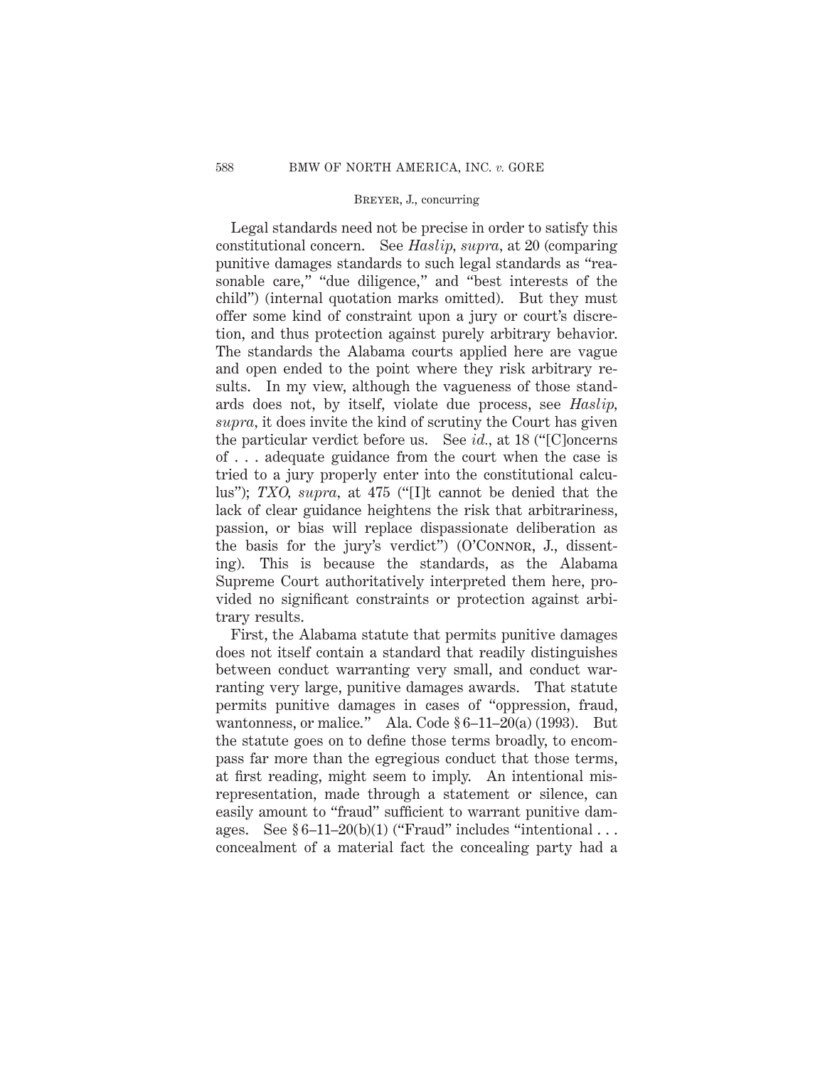Legal standards need not be precise in order to satisfy this constitutional concern. See *Haslip*, *supra*, at 20 (comparing punitive damages standards to such legal standards as "reasonable care," "due diligence," and "best interests of the child") (internal quotation marks omitted). But they must offer some kind of constraint upon a jury or court's discretion, and thus protection against purely arbitrary behavior. The standards the Alabama courts applied here are vague and open ended to the point where they risk arbitrary results. In my view, although the vagueness of those standards does not, by itself, violate due process, see *Haslip*, *supra*, it does invite the kind of scrutiny the Court has given the particular verdict before us. See *id.*, at 18 ("[C]oncerns of . . . adequate guidance from the court when the case is tried to a jury properly enter into the constitutional calculus"); *TXO*, *supra*, at 475 ("[I]t cannot be denied that the lack of clear guidance heightens the risk that arbitrariness, passion, or bias will replace dispassionate deliberation as the basis for the jury's verdict") (O'Connor, J., dissenting). This is because the standards, as the Alabama Supreme Court authoritatively interpreted them here, provided no significant constraints or protection against arbitrary results.

First, the Alabama statute that permits punitive damages does not itself contain a standard that readily distinguishes between conduct warranting very small, and conduct warranting very large, punitive damages awards. That statute permits punitive damages in cases of "oppression, fraud, wantonness, or malice." Ala. Code § 6–11–20(a) (1993). But the statute goes on to define those terms broadly, to encompass far more than the egregious conduct that those terms, at first reading, might seem to imply. An intentional misrepresentation, made through a statement or silence, can easily amount to "fraud" sufficient to warrant punitive damages. See § 6–11–20(b)(1) ("Fraud" includes "intentional . . . concealment of a material fact the concealing party had a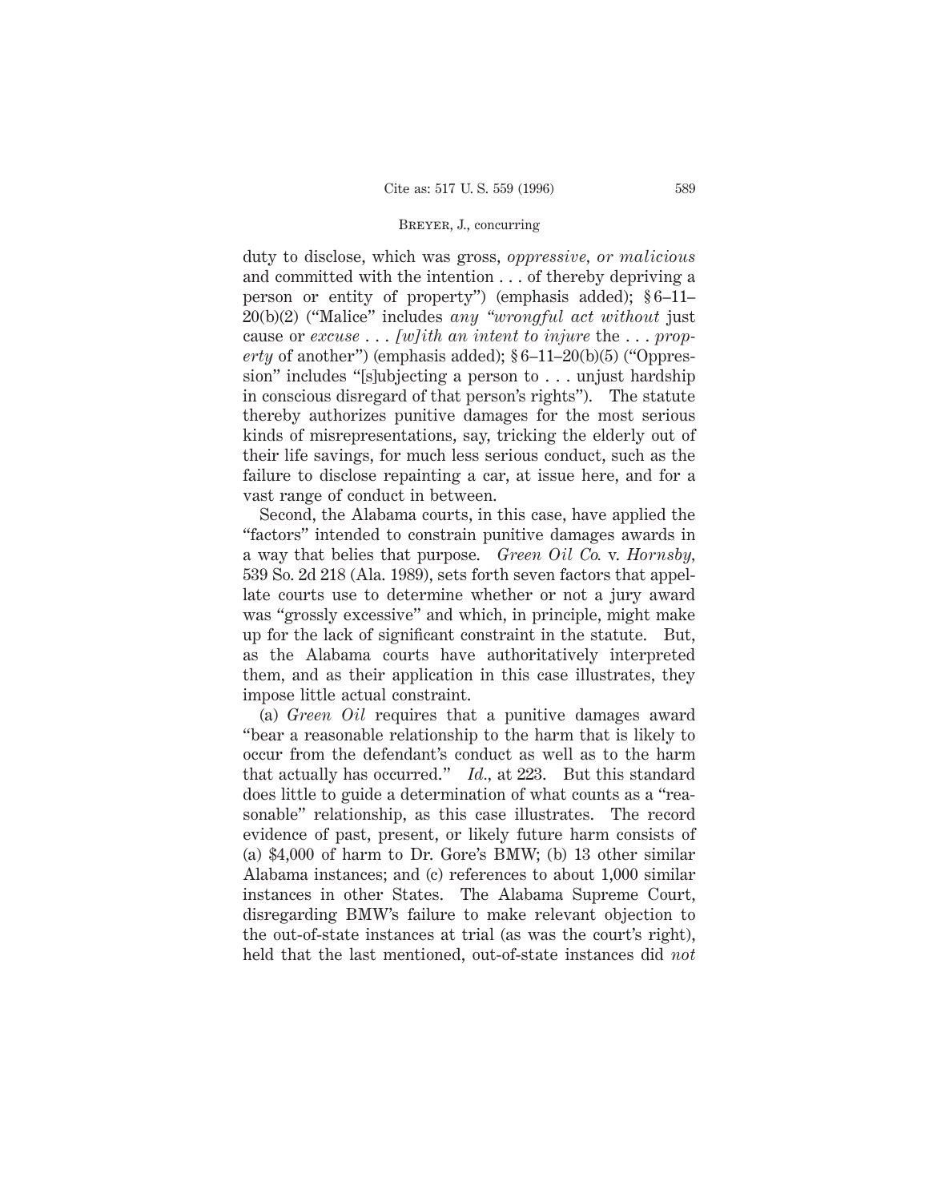duty to disclose, which was gross, *oppressive, or malicious* and committed with the intention . . . of thereby depriving a person or entity of property") (emphasis added); § 6–11–20(b)(2) ("Malice" includes *any "wrongful act without* just cause or *excuse . . . [w]ith an intent to injure* the . . . *property* of another") (emphasis added); § 6–11–20(b)(5) ("Oppression" includes "[s]ubjecting a person to . . . unjust hardship in conscious disregard of that person's rights"). The statute thereby authorizes punitive damages for the most serious kinds of misrepresentations, say, tricking the elderly out of their life savings, for much less serious conduct, such as the failure to disclose repainting a car, at issue here, and for a vast range of conduct in between.

Second, the Alabama courts, in this case, have applied the "factors" intended to constrain punitive damages awards in a way that belies that purpose. *Green Oil Co.* v. *Hornsby,* 539 So. 2d 218 (Ala. 1989), sets forth seven factors that appellate courts use to determine whether or not a jury award was "grossly excessive" and which, in principle, might make up for the lack of significant constraint in the statute. But, as the Alabama courts have authoritatively interpreted them, and as their application in this case illustrates, they impose little actual constraint.

(a) *Green Oil* requires that a punitive damages award "bear a reasonable relationship to the harm that is likely to occur from the defendant's conduct as well as to the harm that actually has occurred." *Id.,* at 223. But this standard does little to guide a determination of what counts as a "reasonable" relationship, as this case illustrates. The record evidence of past, present, or likely future harm consists of (a) $4,000 of harm to Dr. Gore's BMW; (b) 13 other similar Alabama instances; and (c) references to about 1,000 similar instances in other States. The Alabama Supreme Court, disregarding BMW's failure to make relevant objection to the out-of-state instances at trial (as was the court's right), held that the last mentioned, out-of-state instances did *not*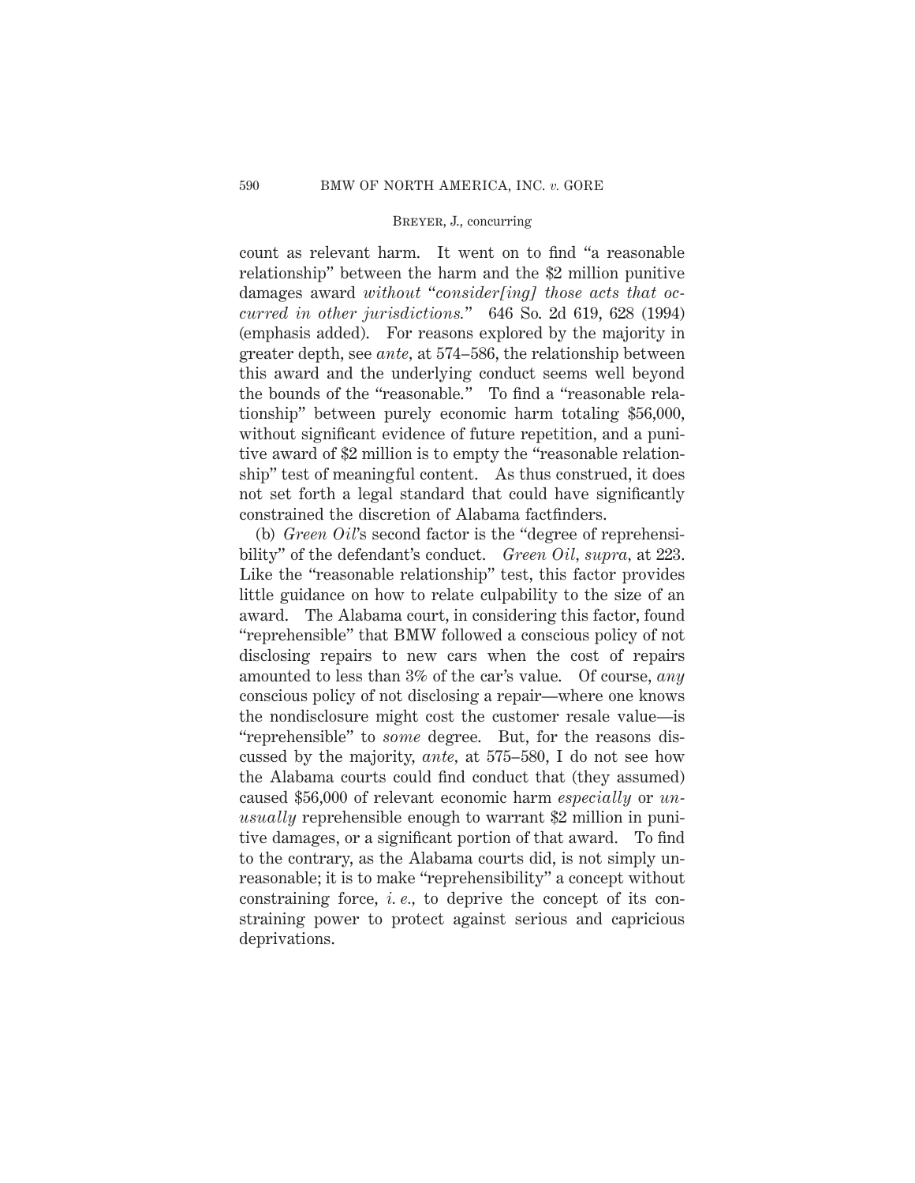count as relevant harm. It went on to find "a reasonable relationship" between the harm and the $2 million punitive damages award *without* "*consider[ing] those acts that occurred in other jurisdictions.*" 646 So. 2d 619, 628 (1994) (emphasis added). For reasons explored by the majority in greater depth, see *ante*, at 574–586, the relationship between this award and the underlying conduct seems well beyond the bounds of the "reasonable." To find a "reasonable relationship" between purely economic harm totaling $56,000, without significant evidence of future repetition, and a punitive award of $2 million is to empty the "reasonable relationship" test of meaningful content. As thus construed, it does not set forth a legal standard that could have significantly constrained the discretion of Alabama factfinders.

(b) *Green Oil*'s second factor is the "degree of reprehensibility" of the defendant's conduct. *Green Oil*, *supra*, at 223. Like the "reasonable relationship" test, this factor provides little guidance on how to relate culpability to the size of an award. The Alabama court, in considering this factor, found "reprehensible" that BMW followed a conscious policy of not disclosing repairs to new cars when the cost of repairs amounted to less than 3% of the car's value. Of course, *any* conscious policy of not disclosing a repair—where one knows the nondisclosure might cost the customer resale value—is "reprehensible" to *some* degree. But, for the reasons discussed by the majority, *ante*, at 575–580, I do not see how the Alabama courts could find conduct that (they assumed) caused $56,000 of relevant economic harm *especially* or *unusually* reprehensible enough to warrant $2 million in punitive damages, or a significant portion of that award. To find to the contrary, as the Alabama courts did, is not simply unreasonable; it is to make "reprehensibility" a concept without constraining force, *i. e.*, to deprive the concept of its constraining power to protect against serious and capricious deprivations.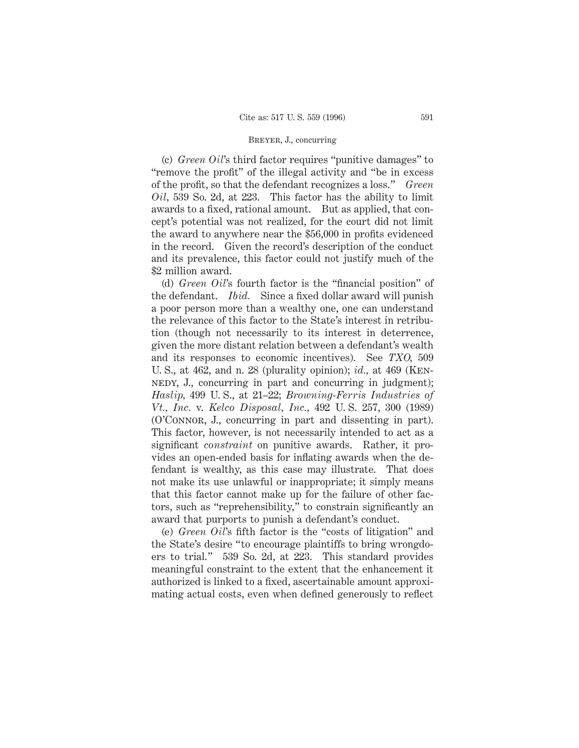(c) *Green Oil*'s third factor requires "punitive damages" to "remove the profit" of the illegal activity and "be in excess of the profit, so that the defendant recognizes a loss." *Green Oil*, 539 So. 2d, at 223. This factor has the ability to limit awards to a fixed, rational amount. But as applied, that concept's potential was not realized, for the court did not limit the award to anywhere near the $56,000 in profits evidenced in the record. Given the record's description of the conduct and its prevalence, this factor could not justify much of the $2 million award.

(d) *Green Oil*'s fourth factor is the "financial position" of the defendant. *Ibid.* Since a fixed dollar award will punish a poor person more than a wealthy one, one can understand the relevance of this factor to the State's interest in retribution (though not necessarily to its interest in deterrence, given the more distant relation between a defendant's wealth and its responses to economic incentives). See *TXO*, 509 U. S., at 462, and n. 28 (plurality opinion); *id.*, at 469 (Kennedy, J., concurring in part and concurring in judgment); *Haslip*, 499 U. S., at 21–22; *Browning-Ferris Industries of Vt., Inc.* v. *Kelco Disposal, Inc.*, 492 U. S. 257, 300 (1989) (O'Connor, J., concurring in part and dissenting in part). This factor, however, is not necessarily intended to act as a significant *constraint* on punitive awards. Rather, it provides an open-ended basis for inflating awards when the defendant is wealthy, as this case may illustrate. That does not make its use unlawful or inappropriate; it simply means that this factor cannot make up for the failure of other factors, such as "reprehensibility," to constrain significantly an award that purports to punish a defendant's conduct.

(e) *Green Oil*'s fifth factor is the "costs of litigation" and the State's desire "to encourage plaintiffs to bring wrongdoers to trial." 539 So. 2d, at 223. This standard provides meaningful constraint to the extent that the enhancement it authorized is linked to a fixed, ascertainable amount approximating actual costs, even when defined generously to reflect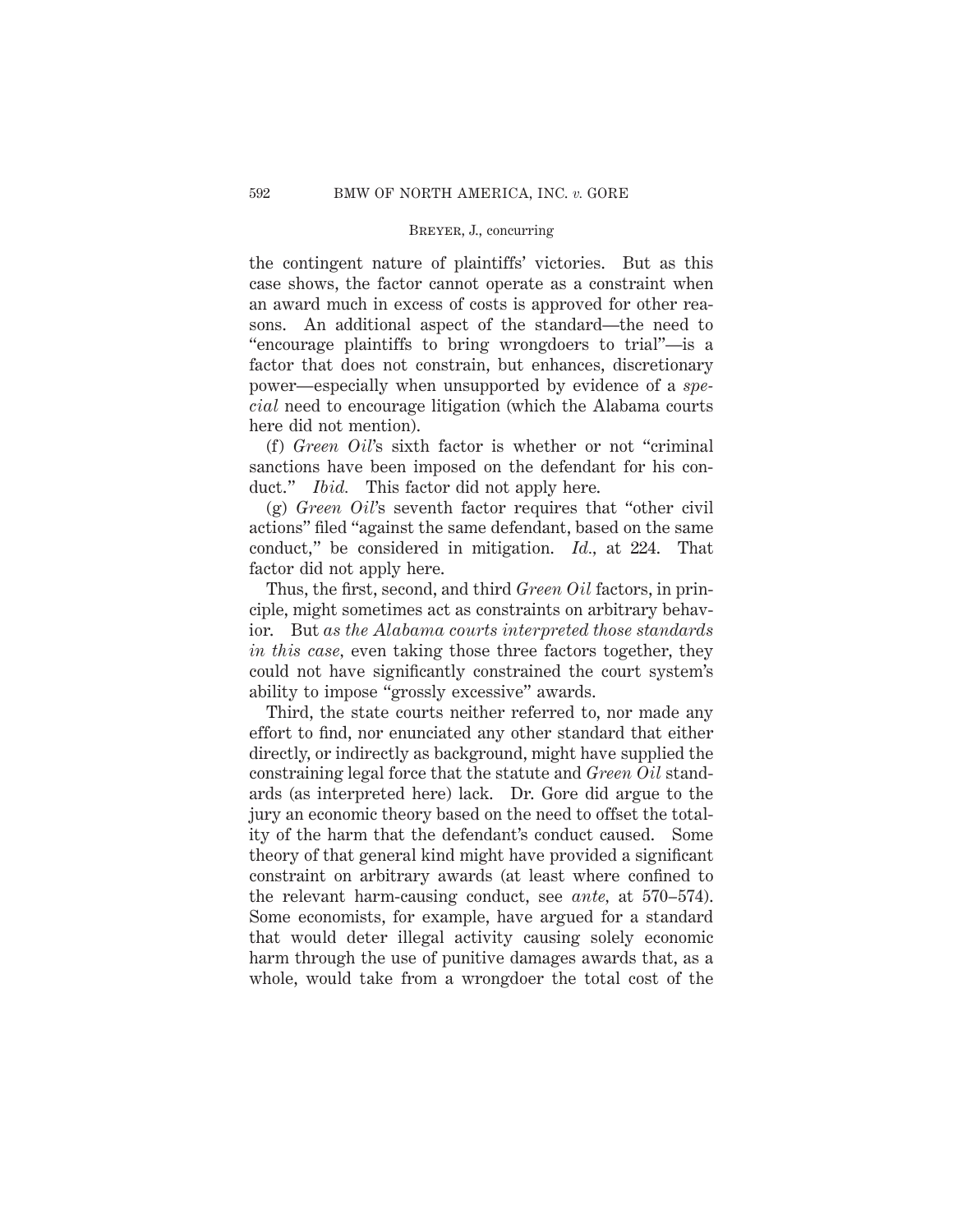the contingent nature of plaintiffs' victories. But as this case shows, the factor cannot operate as a constraint when an award much in excess of costs is approved for other reasons. An additional aspect of the standard—the need to "encourage plaintiffs to bring wrongdoers to trial"—is a factor that does not constrain, but enhances, discretionary power—especially when unsupported by evidence of a *special* need to encourage litigation (which the Alabama courts here did not mention).

(f) *Green Oil*'s sixth factor is whether or not "criminal sanctions have been imposed on the defendant for his conduct." *Ibid.* This factor did not apply here.

(g) *Green Oil*'s seventh factor requires that "other civil actions" filed "against the same defendant, based on the same conduct," be considered in mitigation. *Id.,* at 224. That factor did not apply here.

Thus, the first, second, and third *Green Oil* factors, in principle, might sometimes act as constraints on arbitrary behavior. But *as the Alabama courts interpreted those standards in this case,* even taking those three factors together, they could not have significantly constrained the court system's ability to impose "grossly excessive" awards.

Third, the state courts neither referred to, nor made any effort to find, nor enunciated any other standard that either directly, or indirectly as background, might have supplied the constraining legal force that the statute and *Green Oil* standards (as interpreted here) lack. Dr. Gore did argue to the jury an economic theory based on the need to offset the totality of the harm that the defendant's conduct caused. Some theory of that general kind might have provided a significant constraint on arbitrary awards (at least where confined to the relevant harm-causing conduct, see *ante,* at 570–574). Some economists, for example, have argued for a standard that would deter illegal activity causing solely economic harm through the use of punitive damages awards that, as a whole, would take from a wrongdoer the total cost of the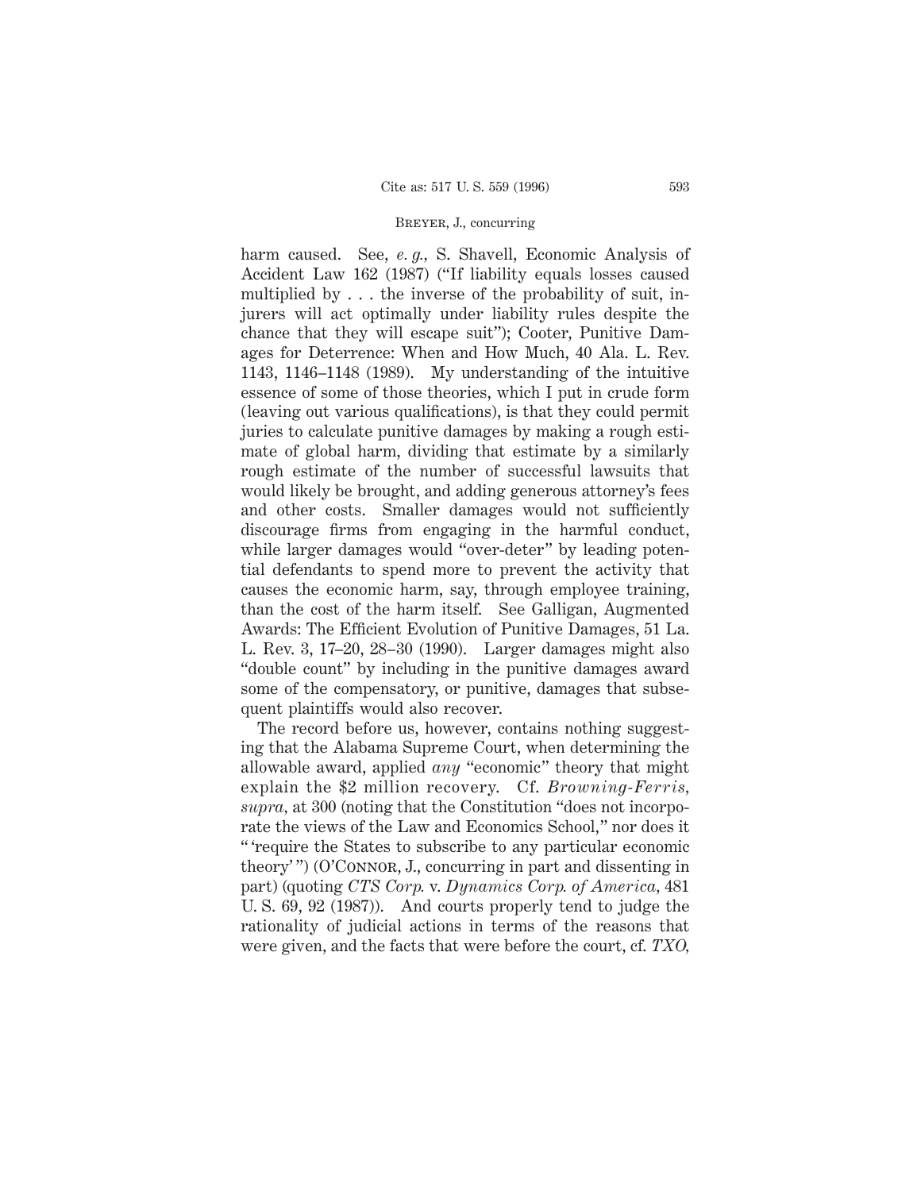harm caused. See, *e. g.*, S. Shavell, Economic Analysis of Accident Law 162 (1987) ("If liability equals losses caused multiplied by . . . the inverse of the probability of suit, injurers will act optimally under liability rules despite the chance that they will escape suit"); Cooter, Punitive Damages for Deterrence: When and How Much, 40 Ala. L. Rev. 1143, 1146–1148 (1989). My understanding of the intuitive essence of some of those theories, which I put in crude form (leaving out various qualifications), is that they could permit juries to calculate punitive damages by making a rough estimate of global harm, dividing that estimate by a similarly rough estimate of the number of successful lawsuits that would likely be brought, and adding generous attorney's fees and other costs. Smaller damages would not sufficiently discourage firms from engaging in the harmful conduct, while larger damages would "over-deter" by leading potential defendants to spend more to prevent the activity that causes the economic harm, say, through employee training, than the cost of the harm itself. See Galligan, Augmented Awards: The Efficient Evolution of Punitive Damages, 51 La. L. Rev. 3, 17–20, 28–30 (1990). Larger damages might also "double count" by including in the punitive damages award some of the compensatory, or punitive, damages that subsequent plaintiffs would also recover.

The record before us, however, contains nothing suggesting that the Alabama Supreme Court, when determining the allowable award, applied *any* "economic" theory that might explain the $2 million recovery. Cf. *Browning-Ferris, supra*, at 300 (noting that the Constitution "does not incorporate the views of the Law and Economics School," nor does it " 'require the States to subscribe to any particular economic theory' ") (O'Connor, J., concurring in part and dissenting in part) (quoting *CTS Corp.* v. *Dynamics Corp. of America*, 481 U. S. 69, 92 (1987)). And courts properly tend to judge the rationality of judicial actions in terms of the reasons that were given, and the facts that were before the court, cf. *TXO*,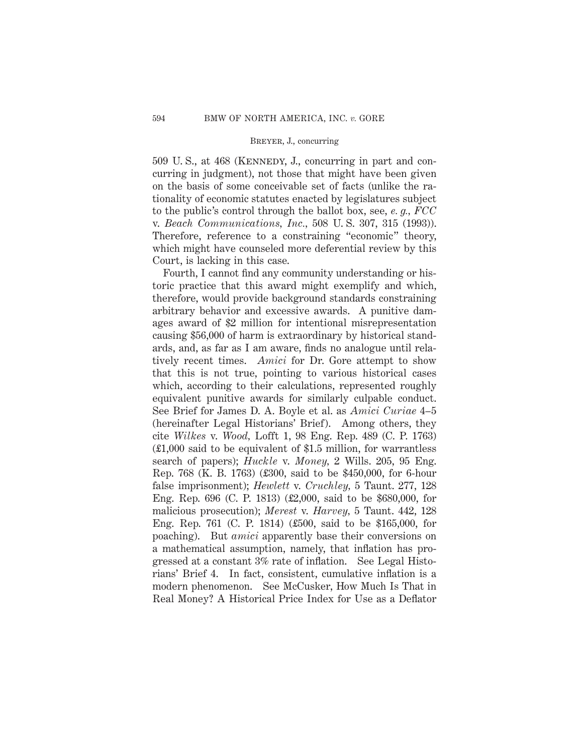509 U. S., at 468 (Kennedy, J., concurring in part and concurring in judgment), not those that might have been given on the basis of some conceivable set of facts (unlike the rationality of economic statutes enacted by legislatures subject to the public's control through the ballot box, see, *e. g., FCC* v. *Beach Communications, Inc.*, 508 U. S. 307, 315 (1993)). Therefore, reference to a constraining "economic" theory, which might have counseled more deferential review by this Court, is lacking in this case.

Fourth, I cannot find any community understanding or historic practice that this award might exemplify and which, therefore, would provide background standards constraining arbitrary behavior and excessive awards. A punitive damages award of $2 million for intentional misrepresentation causing $56,000 of harm is extraordinary by historical standards, and, as far as I am aware, finds no analogue until relatively recent times. *Amici* for Dr. Gore attempt to show that this is not true, pointing to various historical cases which, according to their calculations, represented roughly equivalent punitive awards for similarly culpable conduct. See Brief for James D. A. Boyle et al. as *Amici Curiae* 4–5 (hereinafter Legal Historians' Brief). Among others, they cite *Wilkes* v. *Wood*, Lofft 1, 98 Eng. Rep. 489 (C. P. 1763) (£1,000 said to be equivalent of $1.5 million, for warrantless search of papers); *Huckle* v. *Money*, 2 Wills. 205, 95 Eng. Rep. 768 (K. B. 1763) (£300, said to be $450,000, for 6-hour false imprisonment); *Hewlett* v. *Cruchley*, 5 Taunt. 277, 128 Eng. Rep. 696 (C. P. 1813) (£2,000, said to be $680,000, for malicious prosecution); *Merest* v. *Harvey*, 5 Taunt. 442, 128 Eng. Rep. 761 (C. P. 1814) (£500, said to be $165,000, for poaching). But *amici* apparently base their conversions on a mathematical assumption, namely, that inflation has progressed at a constant 3% rate of inflation. See Legal Historians' Brief 4. In fact, consistent, cumulative inflation is a modern phenomenon. See McCusker, How Much Is That in Real Money? A Historical Price Index for Use as a Deflator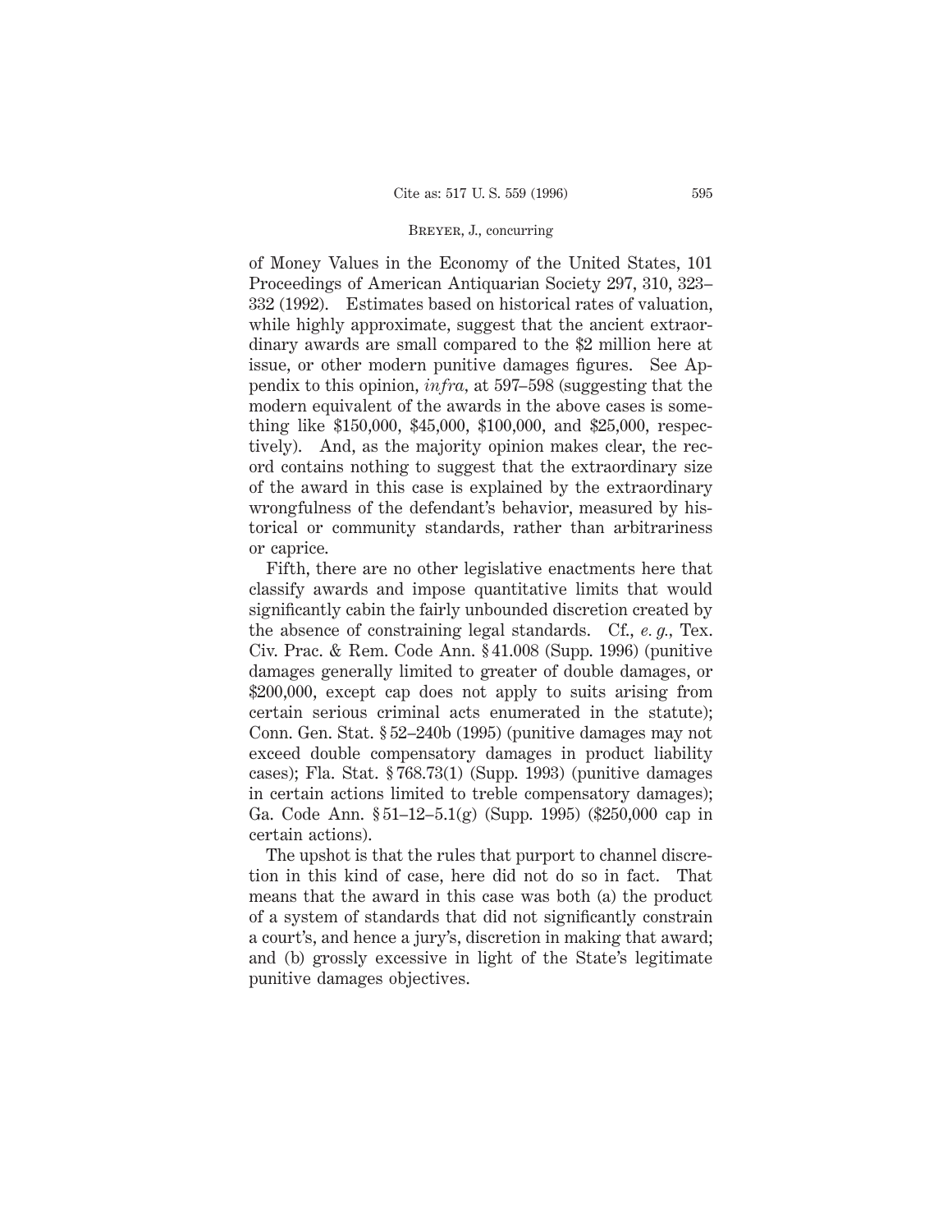of Money Values in the Economy of the United States, 101 Proceedings of American Antiquarian Society 297, 310, 323–332 (1992). Estimates based on historical rates of valuation, while highly approximate, suggest that the ancient extraordinary awards are small compared to the $2 million here at issue, or other modern punitive damages figures. See Appendix to this opinion, *infra*, at 597–598 (suggesting that the modern equivalent of the awards in the above cases is something like $150,000, $45,000, $100,000, and $25,000, respectively). And, as the majority opinion makes clear, the record contains nothing to suggest that the extraordinary size of the award in this case is explained by the extraordinary wrongfulness of the defendant's behavior, measured by historical or community standards, rather than arbitrariness or caprice.

Fifth, there are no other legislative enactments here that classify awards and impose quantitative limits that would significantly cabin the fairly unbounded discretion created by the absence of constraining legal standards. Cf., *e. g.*, Tex. Civ. Prac. & Rem. Code Ann. § 41.008 (Supp. 1996) (punitive damages generally limited to greater of double damages, or $200,000, except cap does not apply to suits arising from certain serious criminal acts enumerated in the statute); Conn. Gen. Stat. § 52–240b (1995) (punitive damages may not exceed double compensatory damages in product liability cases); Fla. Stat. § 768.73(1) (Supp. 1993) (punitive damages in certain actions limited to treble compensatory damages); Ga. Code Ann. § 51–12–5.1(g) (Supp. 1995) ($250,000 cap in certain actions).

The upshot is that the rules that purport to channel discretion in this kind of case, here did not do so in fact. That means that the award in this case was both (a) the product of a system of standards that did not significantly constrain a court's, and hence a jury's, discretion in making that award; and (b) grossly excessive in light of the State's legitimate punitive damages objectives.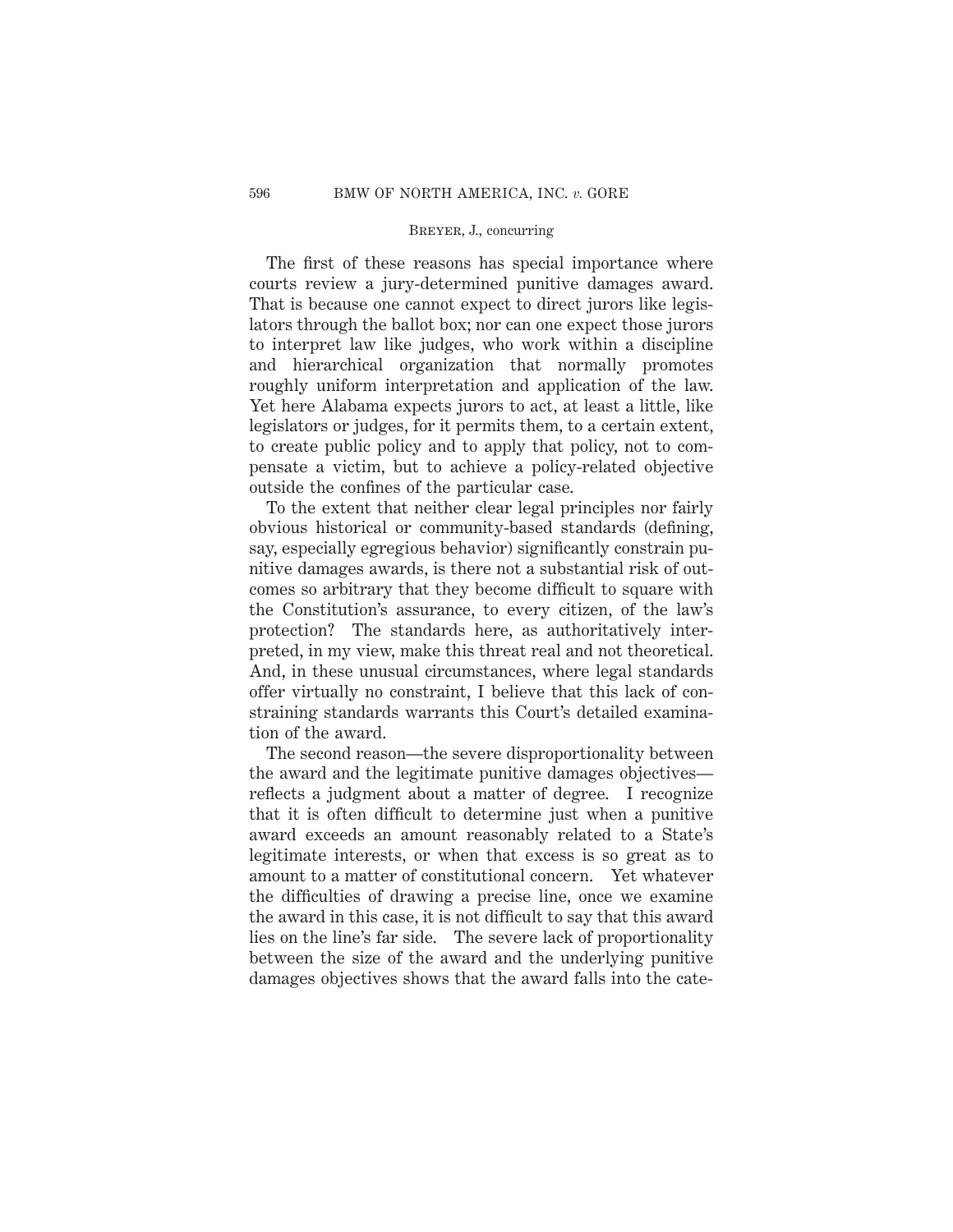The first of these reasons has special importance where courts review a jury-determined punitive damages award. That is because one cannot expect to direct jurors like legislators through the ballot box; nor can one expect those jurors to interpret law like judges, who work within a discipline and hierarchical organization that normally promotes roughly uniform interpretation and application of the law. Yet here Alabama expects jurors to act, at least a little, like legislators or judges, for it permits them, to a certain extent, to create public policy and to apply that policy, not to compensate a victim, but to achieve a policy-related objective outside the confines of the particular case.

To the extent that neither clear legal principles nor fairly obvious historical or community-based standards (defining, say, especially egregious behavior) significantly constrain punitive damages awards, is there not a substantial risk of outcomes so arbitrary that they become difficult to square with the Constitution's assurance, to every citizen, of the law's protection? The standards here, as authoritatively interpreted, in my view, make this threat real and not theoretical. And, in these unusual circumstances, where legal standards offer virtually no constraint, I believe that this lack of constraining standards warrants this Court's detailed examination of the award.

The second reason—the severe disproportionality between the award and the legitimate punitive damages objectives—reflects a judgment about a matter of degree. I recognize that it is often difficult to determine just when a punitive award exceeds an amount reasonably related to a State's legitimate interests, or when that excess is so great as to amount to a matter of constitutional concern. Yet whatever the difficulties of drawing a precise line, once we examine the award in this case, it is not difficult to say that this award lies on the line's far side. The severe lack of proportionality between the size of the award and the underlying punitive damages objectives shows that the award falls into the cate-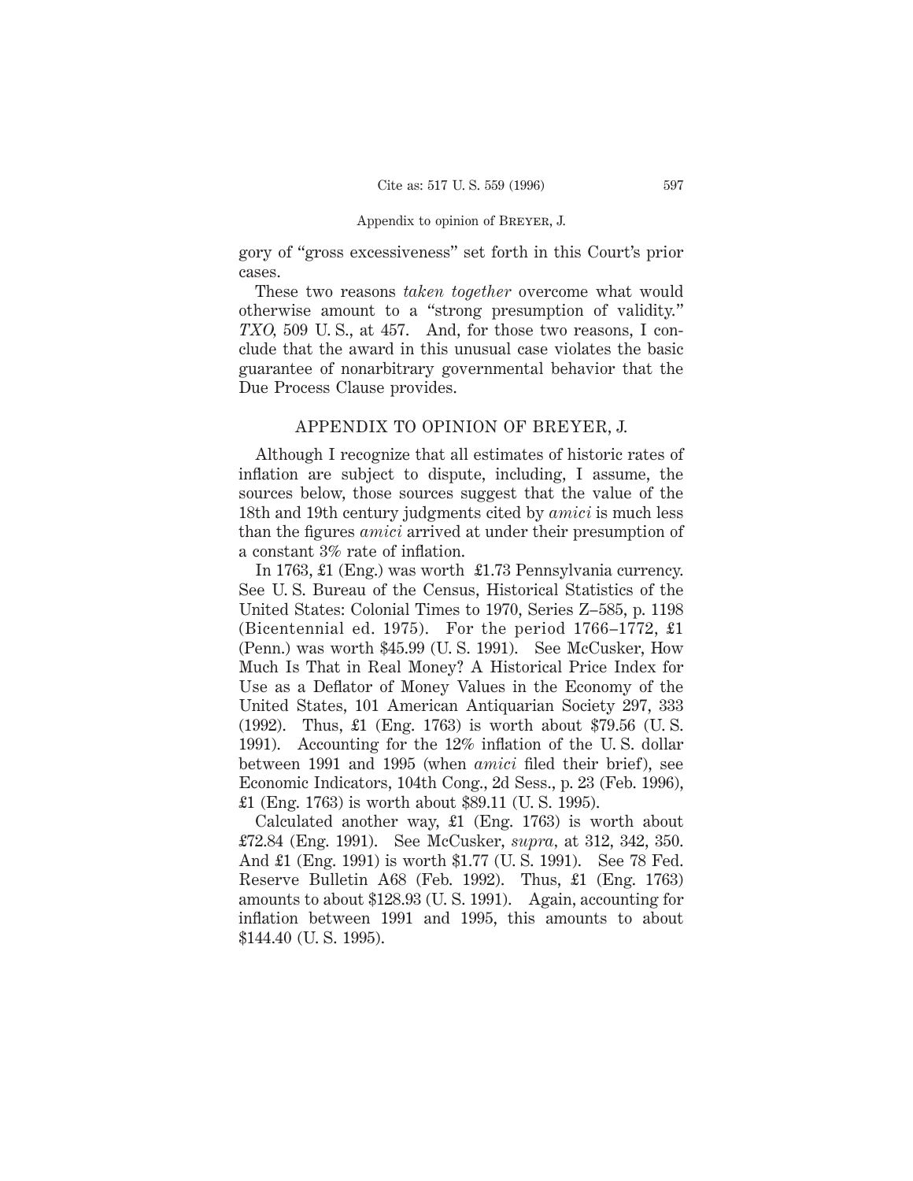gory of "gross excessiveness" set forth in this Court's prior cases.

These two reasons *taken together* overcome what would otherwise amount to a "strong presumption of validity." *TXO*, 509 U. S., at 457. And, for those two reasons, I conclude that the award in this unusual case violates the basic guarantee of nonarbitrary governmental behavior that the Due Process Clause provides.

## APPENDIX TO OPINION OF BREYER, J.

Although I recognize that all estimates of historic rates of inflation are subject to dispute, including, I assume, the sources below, those sources suggest that the value of the 18th and 19th century judgments cited by *amici* is much less than the figures *amici* arrived at under their presumption of a constant 3% rate of inflation.

In 1763, £1 (Eng.) was worth £1.73 Pennsylvania currency. See U. S. Bureau of the Census, Historical Statistics of the United States: Colonial Times to 1970, Series Z–585, p. 1198 (Bicentennial ed. 1975). For the period 1766–1772, £1 (Penn.) was worth $45.99 (U. S. 1991). See McCusker, How Much Is That in Real Money? A Historical Price Index for Use as a Deflator of Money Values in the Economy of the United States, 101 American Antiquarian Society 297, 333 (1992). Thus, £1 (Eng. 1763) is worth about $79.56 (U. S. 1991). Accounting for the 12% inflation of the U. S. dollar between 1991 and 1995 (when *amici* filed their brief), see Economic Indicators, 104th Cong., 2d Sess., p. 23 (Feb. 1996), £1 (Eng. 1763) is worth about $89.11 (U. S. 1995).

Calculated another way, £1 (Eng. 1763) is worth about £72.84 (Eng. 1991). See McCusker, *supra*, at 312, 342, 350. And £1 (Eng. 1991) is worth $1.77 (U. S. 1991). See 78 Fed. Reserve Bulletin A68 (Feb. 1992). Thus, £1 (Eng. 1763) amounts to about $128.93 (U. S. 1991). Again, accounting for inflation between 1991 and 1995, this amounts to about $144.40 (U. S. 1995).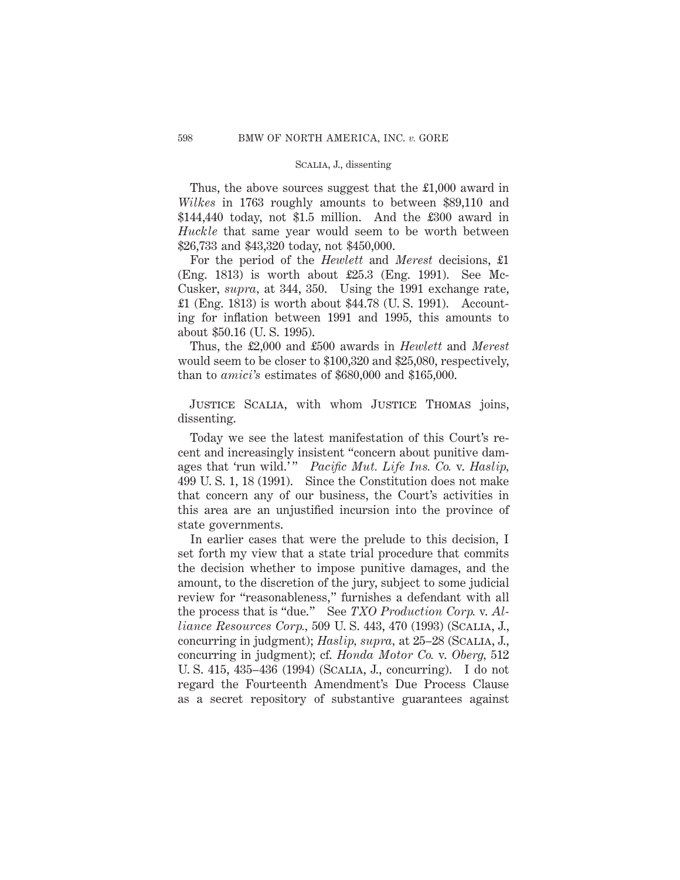Thus, the above sources suggest that the £1,000 award in *Wilkes* in 1763 roughly amounts to between $89,110 and $144,440 today, not $1.5 million. And the £300 award in *Huckle* that same year would seem to be worth between $26,733 and $43,320 today, not $450,000.

For the period of the *Hewlett* and *Merest* decisions, £1 (Eng. 1813) is worth about £25.3 (Eng. 1991). See McCusker, *supra*, at 344, 350. Using the 1991 exchange rate, £1 (Eng. 1813) is worth about $44.78 (U. S. 1991). Accounting for inflation between 1991 and 1995, this amounts to about $50.16 (U. S. 1995).

Thus, the £2,000 and £500 awards in *Hewlett* and *Merest* would seem to be closer to $100,320 and $25,080, respectively, than to *amici's* estimates of $680,000 and $165,000.

JUSTICE SCALIA, with whom JUSTICE THOMAS joins, dissenting.

Today we see the latest manifestation of this Court's recent and increasingly insistent "concern about punitive damages that 'run wild.'" *Pacific Mut. Life Ins. Co.* v. *Haslip*, 499 U. S. 1, 18 (1991). Since the Constitution does not make that concern any of our business, the Court's activities in this area are an unjustified incursion into the province of state governments.

In earlier cases that were the prelude to this decision, I set forth my view that a state trial procedure that commits the decision whether to impose punitive damages, and the amount, to the discretion of the jury, subject to some judicial review for "reasonableness," furnishes a defendant with all the process that is "due." See *TXO Production Corp.* v. *Alliance Resources Corp.*, 509 U. S. 443, 470 (1993) (SCALIA, J., concurring in judgment); *Haslip*, *supra*, at 25–28 (SCALIA, J., concurring in judgment); cf. *Honda Motor Co.* v. *Oberg*, 512 U. S. 415, 435–436 (1994) (SCALIA, J., concurring). I do not regard the Fourteenth Amendment's Due Process Clause as a secret repository of substantive guarantees against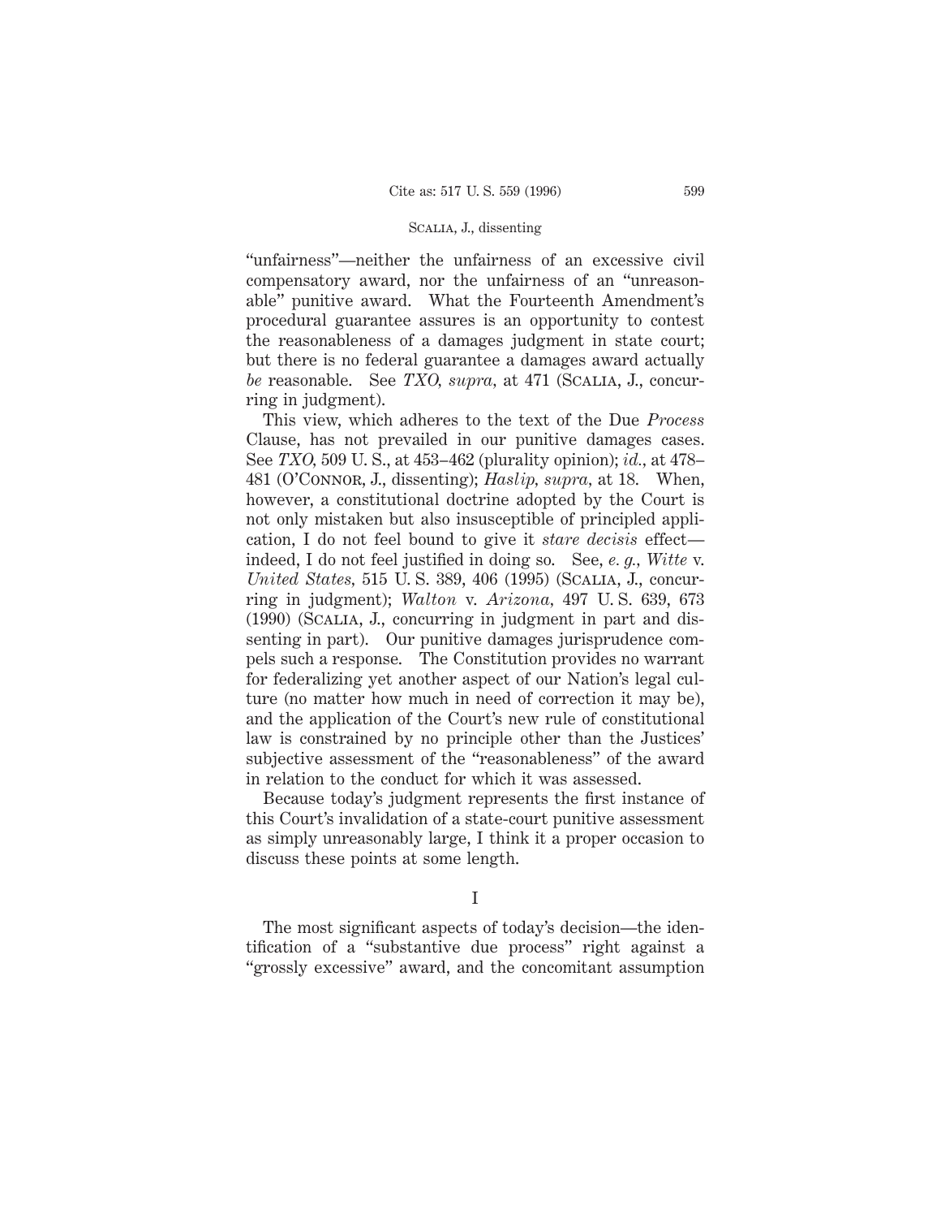"unfairness"—neither the unfairness of an excessive civil compensatory award, nor the unfairness of an "unreasonable" punitive award. What the Fourteenth Amendment's procedural guarantee assures is an opportunity to contest the reasonableness of a damages judgment in state court; but there is no federal guarantee a damages award actually *be* reasonable. See *TXO*, *supra*, at 471 (SCALIA, J., concurring in judgment).

This view, which adheres to the text of the Due *Process* Clause, has not prevailed in our punitive damages cases. See *TXO*, 509 U. S., at 453–462 (plurality opinion); *id.*, at 478–481 (O'CONNOR, J., dissenting); *Haslip*, *supra*, at 18. When, however, a constitutional doctrine adopted by the Court is not only mistaken but also insusceptible of principled application, I do not feel bound to give it *stare decisis* effect—indeed, I do not feel justified in doing so. See, *e. g.*, *Witte* v. *United States*, 515 U. S. 389, 406 (1995) (SCALIA, J., concurring in judgment); *Walton* v. *Arizona*, 497 U. S. 639, 673 (1990) (SCALIA, J., concurring in judgment in part and dissenting in part). Our punitive damages jurisprudence compels such a response. The Constitution provides no warrant for federalizing yet another aspect of our Nation's legal culture (no matter how much in need of correction it may be), and the application of the Court's new rule of constitutional law is constrained by no principle other than the Justices' subjective assessment of the "reasonableness" of the award in relation to the conduct for which it was assessed.

Because today's judgment represents the first instance of this Court's invalidation of a state-court punitive assessment as simply unreasonably large, I think it a proper occasion to discuss these points at some length.

## I

The most significant aspects of today's decision—the identification of a "substantive due process" right against a "grossly excessive" award, and the concomitant assumption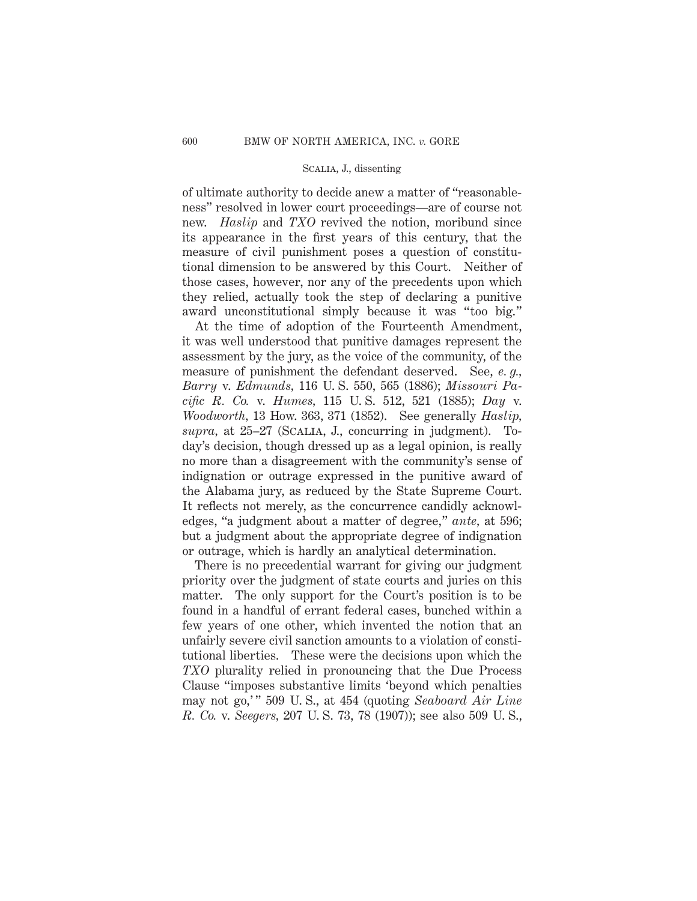of ultimate authority to decide anew a matter of "reasonableness" resolved in lower court proceedings—are of course not new. *Haslip* and *TXO* revived the notion, moribund since its appearance in the first years of this century, that the measure of civil punishment poses a question of constitutional dimension to be answered by this Court. Neither of those cases, however, nor any of the precedents upon which they relied, actually took the step of declaring a punitive award unconstitutional simply because it was "too big."

At the time of adoption of the Fourteenth Amendment, it was well understood that punitive damages represent the assessment by the jury, as the voice of the community, of the measure of punishment the defendant deserved. See, *e. g., Barry* v. *Edmunds*, 116 U. S. 550, 565 (1886); *Missouri Pacific R. Co.* v. *Humes*, 115 U. S. 512, 521 (1885); *Day* v. *Woodworth*, 13 How. 363, 371 (1852). See generally *Haslip*, *supra*, at 25–27 (Scalia, J., concurring in judgment). Today's decision, though dressed up as a legal opinion, is really no more than a disagreement with the community's sense of indignation or outrage expressed in the punitive award of the Alabama jury, as reduced by the State Supreme Court. It reflects not merely, as the concurrence candidly acknowledges, "a judgment about a matter of degree," *ante*, at 596; but a judgment about the appropriate degree of indignation or outrage, which is hardly an analytical determination.

There is no precedential warrant for giving our judgment priority over the judgment of state courts and juries on this matter. The only support for the Court's position is to be found in a handful of errant federal cases, bunched within a few years of one other, which invented the notion that an unfairly severe civil sanction amounts to a violation of constitutional liberties. These were the decisions upon which the *TXO* plurality relied in pronouncing that the Due Process Clause "imposes substantive limits 'beyond which penalties may not go,'" 509 U. S., at 454 (quoting *Seaboard Air Line R. Co.* v. *Seegers*, 207 U. S. 73, 78 (1907)); see also 509 U. S.,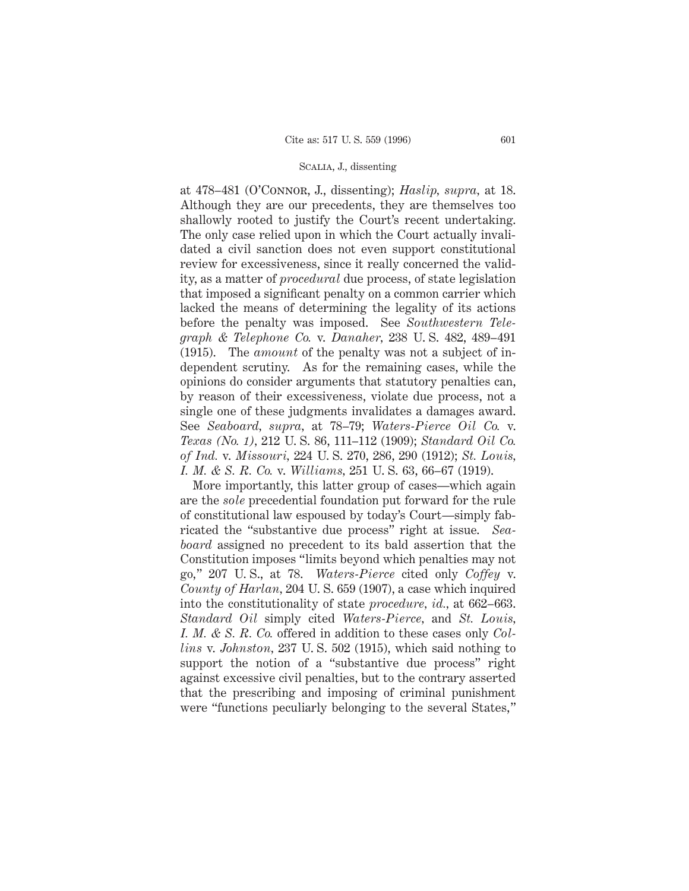at 478–481 (O'Connor, J., dissenting); *Haslip, supra,* at 18. Although they are our precedents, they are themselves too shallowly rooted to justify the Court's recent undertaking. The only case relied upon in which the Court actually invalidated a civil sanction does not even support constitutional review for excessiveness, since it really concerned the validity, as a matter of *procedural* due process, of state legislation that imposed a significant penalty on a common carrier which lacked the means of determining the legality of its actions before the penalty was imposed. See *Southwestern Telegraph & Telephone Co.* v. *Danaher,* 238 U. S. 482, 489–491 (1915). The *amount* of the penalty was not a subject of independent scrutiny. As for the remaining cases, while the opinions do consider arguments that statutory penalties can, by reason of their excessiveness, violate due process, not a single one of these judgments invalidates a damages award. See *Seaboard, supra,* at 78–79; *Waters-Pierce Oil Co.* v. *Texas (No. 1),* 212 U. S. 86, 111–112 (1909); *Standard Oil Co. of Ind.* v. *Missouri,* 224 U. S. 270, 286, 290 (1912); *St. Louis, I. M. & S. R. Co.* v. *Williams,* 251 U. S. 63, 66–67 (1919).

More importantly, this latter group of cases—which again are the *sole* precedential foundation put forward for the rule of constitutional law espoused by today's Court—simply fabricated the "substantive due process" right at issue. *Seaboard* assigned no precedent to its bald assertion that the Constitution imposes "limits beyond which penalties may not go," 207 U. S., at 78. *Waters-Pierce* cited only *Coffey* v. *County of Harlan,* 204 U. S. 659 (1907), a case which inquired into the constitutionality of state *procedure, id.,* at 662–663. *Standard Oil* simply cited *Waters-Pierce,* and *St. Louis, I. M. & S. R. Co.* offered in addition to these cases only *Collins* v. *Johnston,* 237 U. S. 502 (1915), which said nothing to support the notion of a "substantive due process" right against excessive civil penalties, but to the contrary asserted that the prescribing and imposing of criminal punishment were "functions peculiarly belonging to the several States,"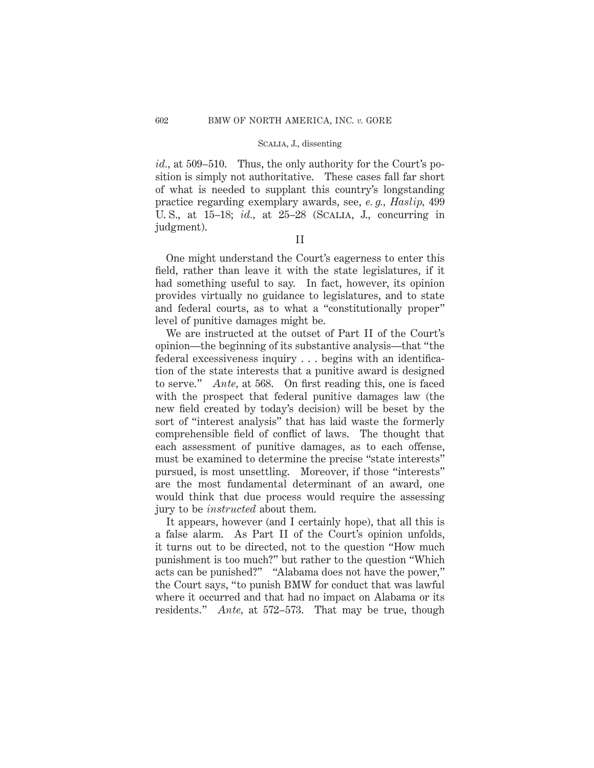*id.*, at 509–510. Thus, the only authority for the Court's position is simply not authoritative. These cases fall far short of what is needed to supplant this country's longstanding practice regarding exemplary awards, see, *e. g.*, *Haslip*, 499 U. S., at 15–18; *id.*, at 25–28 (SCALIA, J., concurring in judgment).

## II

One might understand the Court's eagerness to enter this field, rather than leave it with the state legislatures, if it had something useful to say. In fact, however, its opinion provides virtually no guidance to legislatures, and to state and federal courts, as to what a "constitutionally proper" level of punitive damages might be.

We are instructed at the outset of Part II of the Court's opinion—the beginning of its substantive analysis—that "the federal excessiveness inquiry . . . begins with an identification of the state interests that a punitive award is designed to serve." *Ante*, at 568. On first reading this, one is faced with the prospect that federal punitive damages law (the new field created by today's decision) will be beset by the sort of "interest analysis" that has laid waste the formerly comprehensible field of conflict of laws. The thought that each assessment of punitive damages, as to each offense, must be examined to determine the precise "state interests" pursued, is most unsettling. Moreover, if those "interests" are the most fundamental determinant of an award, one would think that due process would require the assessing jury to be *instructed* about them.

It appears, however (and I certainly hope), that all this is a false alarm. As Part II of the Court's opinion unfolds, it turns out to be directed, not to the question "How much punishment is too much?" but rather to the question "Which acts can be punished?" "Alabama does not have the power," the Court says, "to punish BMW for conduct that was lawful where it occurred and that had no impact on Alabama or its residents." *Ante*, at 572–573. That may be true, though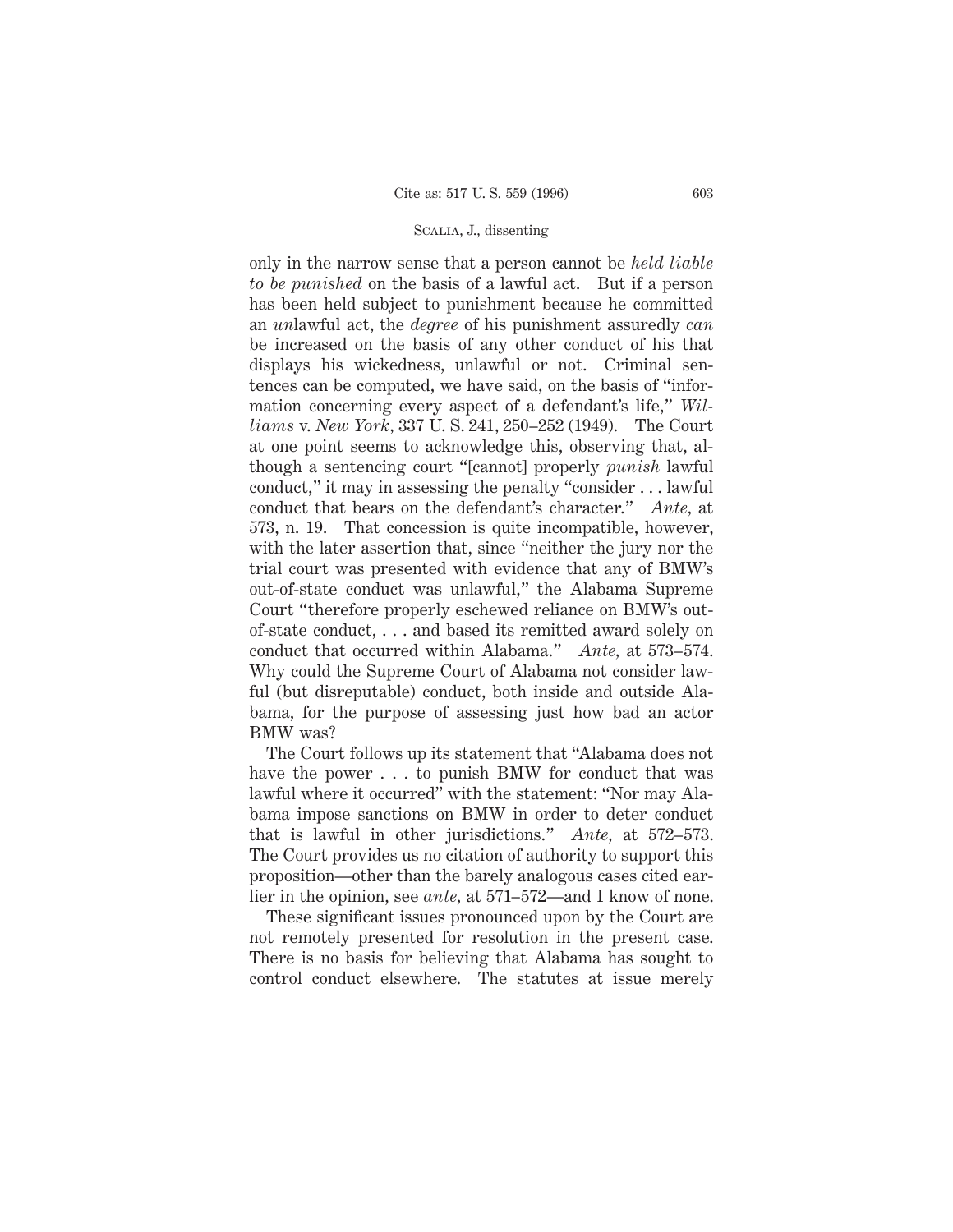only in the narrow sense that a person cannot be *held liable to be punished* on the basis of a lawful act. But if a person has been held subject to punishment because he committed an *un*lawful act, the *degree* of his punishment assuredly *can* be increased on the basis of any other conduct of his that displays his wickedness, unlawful or not. Criminal sentences can be computed, we have said, on the basis of "information concerning every aspect of a defendant's life," *Williams* v. *New York*, 337 U. S. 241, 250–252 (1949). The Court at one point seems to acknowledge this, observing that, although a sentencing court "[cannot] properly *punish* lawful conduct," it may in assessing the penalty "consider . . . lawful conduct that bears on the defendant's character." *Ante*, at 573, n. 19. That concession is quite incompatible, however, with the later assertion that, since "neither the jury nor the trial court was presented with evidence that any of BMW's out-of-state conduct was unlawful," the Alabama Supreme Court "therefore properly eschewed reliance on BMW's out-of-state conduct, . . . and based its remitted award solely on conduct that occurred within Alabama." *Ante*, at 573–574. Why could the Supreme Court of Alabama not consider lawful (but disreputable) conduct, both inside and outside Alabama, for the purpose of assessing just how bad an actor BMW was?

The Court follows up its statement that "Alabama does not have the power . . . to punish BMW for conduct that was lawful where it occurred" with the statement: "Nor may Alabama impose sanctions on BMW in order to deter conduct that is lawful in other jurisdictions." *Ante*, at 572–573. The Court provides us no citation of authority to support this proposition—other than the barely analogous cases cited earlier in the opinion, see *ante*, at 571–572—and I know of none.

These significant issues pronounced upon by the Court are not remotely presented for resolution in the present case. There is no basis for believing that Alabama has sought to control conduct elsewhere. The statutes at issue merely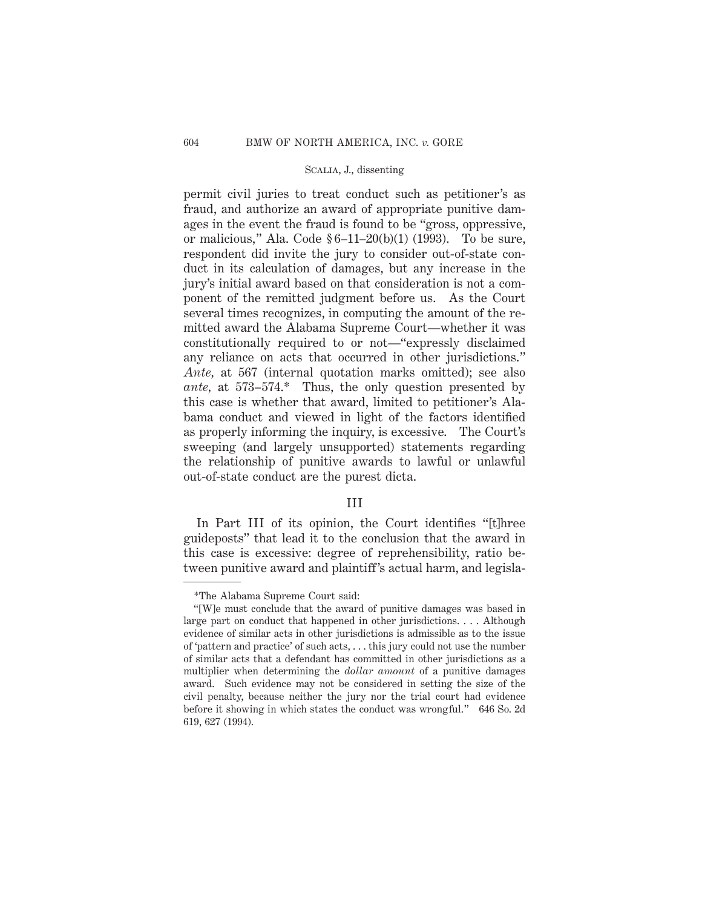permit civil juries to treat conduct such as petitioner's as fraud, and authorize an award of appropriate punitive damages in the event the fraud is found to be "gross, oppressive, or malicious," Ala. Code § 6–11–20(b)(1) (1993). To be sure, respondent did invite the jury to consider out-of-state conduct in its calculation of damages, but any increase in the jury's initial award based on that consideration is not a component of the remitted judgment before us. As the Court several times recognizes, in computing the amount of the remitted award the Alabama Supreme Court—whether it was constitutionally required to or not—"expressly disclaimed any reliance on acts that occurred in other jurisdictions." *Ante*, at 567 (internal quotation marks omitted); see also *ante*, at 573–574.* Thus, the only question presented by this case is whether that award, limited to petitioner's Alabama conduct and viewed in light of the factors identified as properly informing the inquiry, is excessive. The Court's sweeping (and largely unsupported) statements regarding the relationship of punitive awards to lawful or unlawful out-of-state conduct are the purest dicta.

## III

In Part III of its opinion, the Court identifies "[t]hree guideposts" that lead it to the conclusion that the award in this case is excessive: degree of reprehensibility, ratio between punitive award and plaintiff's actual harm, and legisla-

---

*The Alabama Supreme Court said:

"[W]e must conclude that the award of punitive damages was based in large part on conduct that happened in other jurisdictions. . . . Although evidence of similar acts in other jurisdictions is admissible as to the issue of 'pattern and practice' of such acts, . . . this jury could not use the number of similar acts that a defendant has committed in other jurisdictions as a multiplier when determining the *dollar amount* of a punitive damages award. Such evidence may not be considered in setting the size of the civil penalty, because neither the jury nor the trial court had evidence before it showing in which states the conduct was wrongful." 646 So. 2d 619, 627 (1994).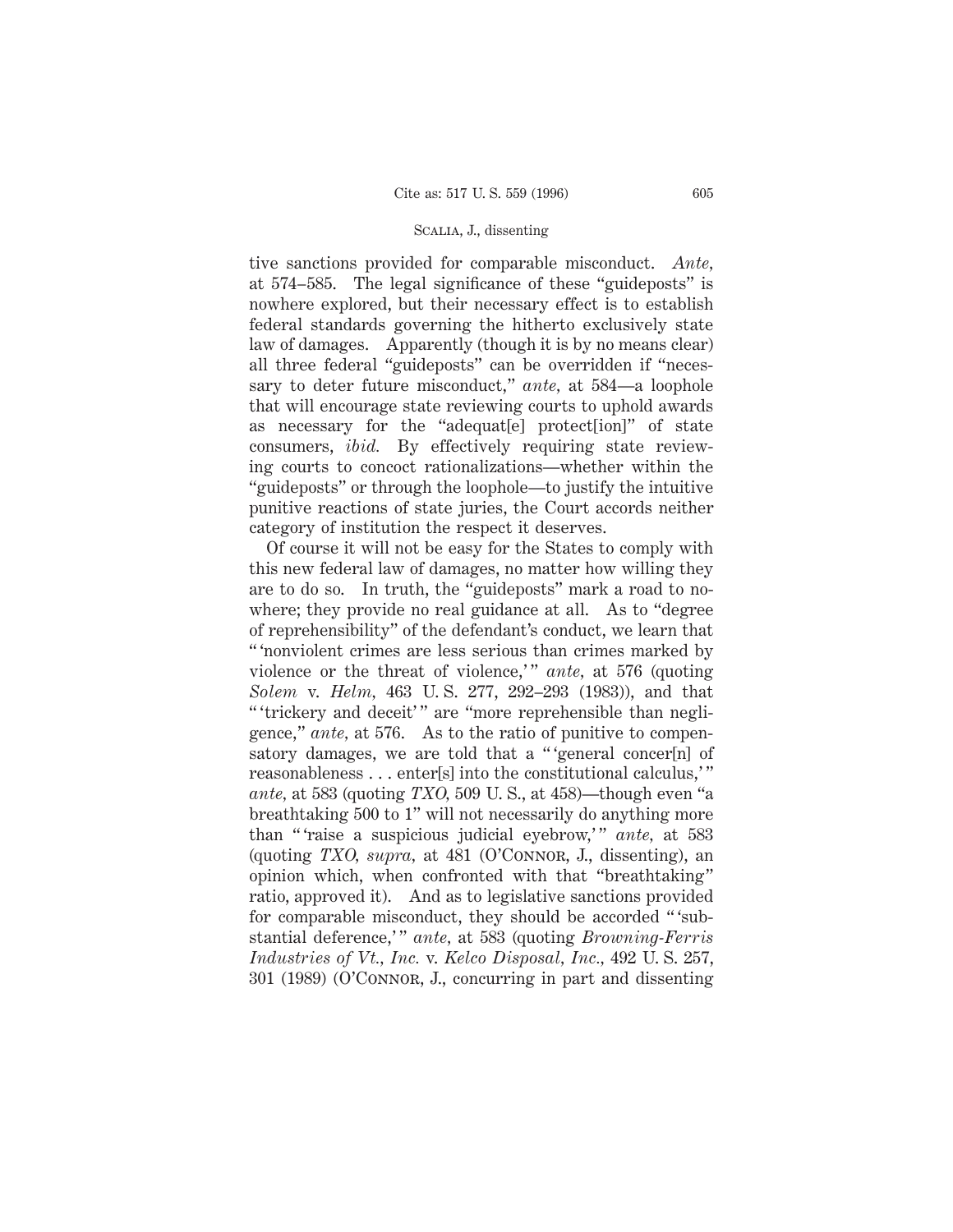tive sanctions provided for comparable misconduct. *Ante,* at 574–585. The legal significance of these "guideposts" is nowhere explored, but their necessary effect is to establish federal standards governing the hitherto exclusively state law of damages. Apparently (though it is by no means clear) all three federal "guideposts" can be overridden if "necessary to deter future misconduct," *ante,* at 584—a loophole that will encourage state reviewing courts to uphold awards as necessary for the "adequat[e] protect[ion]" of state consumers, *ibid.* By effectively requiring state reviewing courts to concoct rationalizations—whether within the "guideposts" or through the loophole—to justify the intuitive punitive reactions of state juries, the Court accords neither category of institution the respect it deserves.

Of course it will not be easy for the States to comply with this new federal law of damages, no matter how willing they are to do so. In truth, the "guideposts" mark a road to nowhere; they provide no real guidance at all. As to "degree of reprehensibility" of the defendant's conduct, we learn that " 'nonviolent crimes are less serious than crimes marked by violence or the threat of violence,' " *ante,* at 576 (quoting *Solem* v. *Helm,* 463 U. S. 277, 292–293 (1983)), and that " 'trickery and deceit' " are "more reprehensible than negligence," *ante,* at 576. As to the ratio of punitive to compensatory damages, we are told that a " 'general concer[n] of reasonableness . . . enter[s] into the constitutional calculus,' " *ante,* at 583 (quoting *TXO,* 509 U. S., at 458)—though even "a breathtaking 500 to 1" will not necessarily do anything more than " 'raise a suspicious judicial eyebrow,' " *ante,* at 583 (quoting *TXO, supra,* at 481 (O'Connor, J., dissenting), an opinion which, when confronted with that "breathtaking" ratio, approved it). And as to legislative sanctions provided for comparable misconduct, they should be accorded " 'substantial deference,' " *ante,* at 583 (quoting *Browning-Ferris Industries of Vt., Inc.* v. *Kelco Disposal, Inc.,* 492 U. S. 257, 301 (1989) (O'Connor, J., concurring in part and dissenting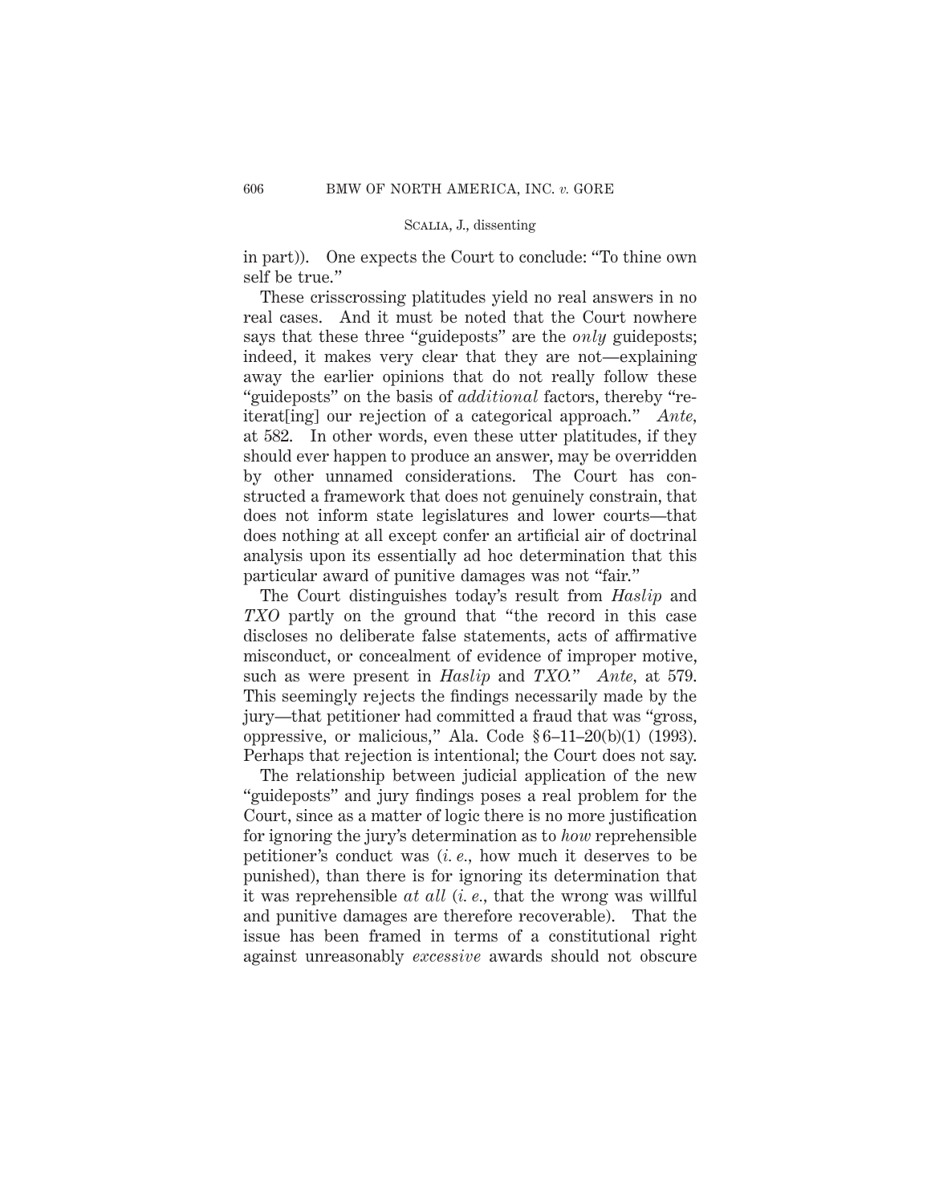in part)). One expects the Court to conclude: "To thine own self be true."

These crisscrossing platitudes yield no real answers in no real cases. And it must be noted that the Court nowhere says that these three "guideposts" are the *only* guideposts; indeed, it makes very clear that they are not—explaining away the earlier opinions that do not really follow these "guideposts" on the basis of *additional* factors, thereby "reiterat[ing] our rejection of a categorical approach." *Ante*, at 582. In other words, even these utter platitudes, if they should ever happen to produce an answer, may be overridden by other unnamed considerations. The Court has constructed a framework that does not genuinely constrain, that does not inform state legislatures and lower courts—that does nothing at all except confer an artificial air of doctrinal analysis upon its essentially ad hoc determination that this particular award of punitive damages was not "fair."

The Court distinguishes today's result from *Haslip* and *TXO* partly on the ground that "the record in this case discloses no deliberate false statements, acts of affirmative misconduct, or concealment of evidence of improper motive, such as were present in *Haslip* and *TXO*." *Ante*, at 579. This seemingly rejects the findings necessarily made by the jury—that petitioner had committed a fraud that was "gross, oppressive, or malicious," Ala. Code § 6–11–20(b)(1) (1993). Perhaps that rejection is intentional; the Court does not say.

The relationship between judicial application of the new "guideposts" and jury findings poses a real problem for the Court, since as a matter of logic there is no more justification for ignoring the jury's determination as to *how* reprehensible petitioner's conduct was (*i. e.*, how much it deserves to be punished), than there is for ignoring its determination that it was reprehensible *at all* (*i. e.*, that the wrong was willful and punitive damages are therefore recoverable). That the issue has been framed in terms of a constitutional right against unreasonably *excessive* awards should not obscure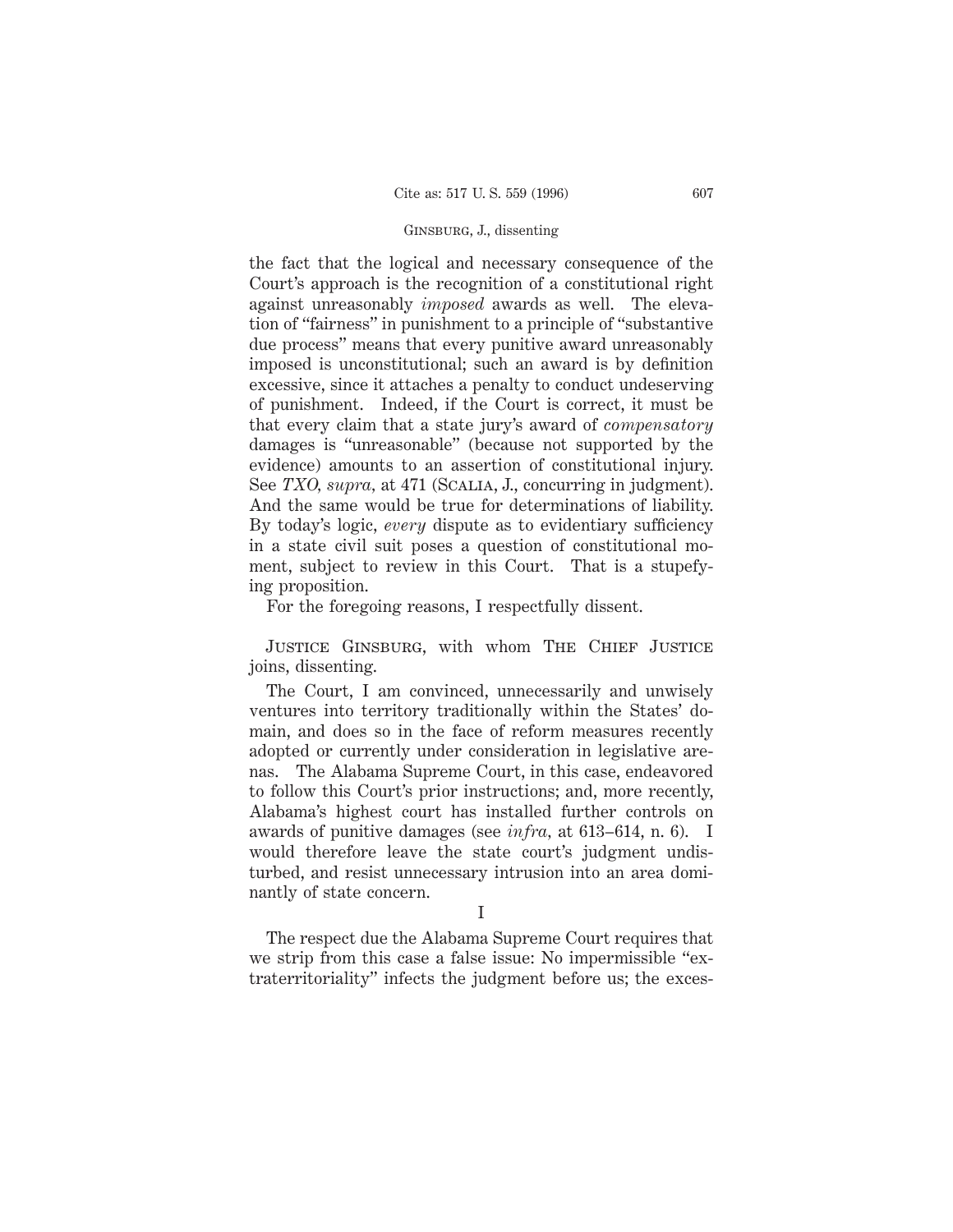the fact that the logical and necessary consequence of the Court's approach is the recognition of a constitutional right against unreasonably *imposed* awards as well. The elevation of "fairness" in punishment to a principle of "substantive due process" means that every punitive award unreasonably imposed is unconstitutional; such an award is by definition excessive, since it attaches a penalty to conduct undeserving of punishment. Indeed, if the Court is correct, it must be that every claim that a state jury's award of *compensatory* damages is "unreasonable" (because not supported by the evidence) amounts to an assertion of constitutional injury. See *TXO*, *supra*, at 471 (SCALIA, J., concurring in judgment). And the same would be true for determinations of liability. By today's logic, *every* dispute as to evidentiary sufficiency in a state civil suit poses a question of constitutional moment, subject to review in this Court. That is a stupefying proposition.

For the foregoing reasons, I respectfully dissent.

JUSTICE GINSBURG, with whom THE CHIEF JUSTICE joins, dissenting.

The Court, I am convinced, unnecessarily and unwisely ventures into territory traditionally within the States' domain, and does so in the face of reform measures recently adopted or currently under consideration in legislative arenas. The Alabama Supreme Court, in this case, endeavored to follow this Court's prior instructions; and, more recently, Alabama's highest court has installed further controls on awards of punitive damages (see *infra*, at 613–614, n. 6). I would therefore leave the state court's judgment undisturbed, and resist unnecessary intrusion into an area dominantly of state concern.

I

The respect due the Alabama Supreme Court requires that we strip from this case a false issue: No impermissible "extraterritoriality" infects the judgment before us; the exces-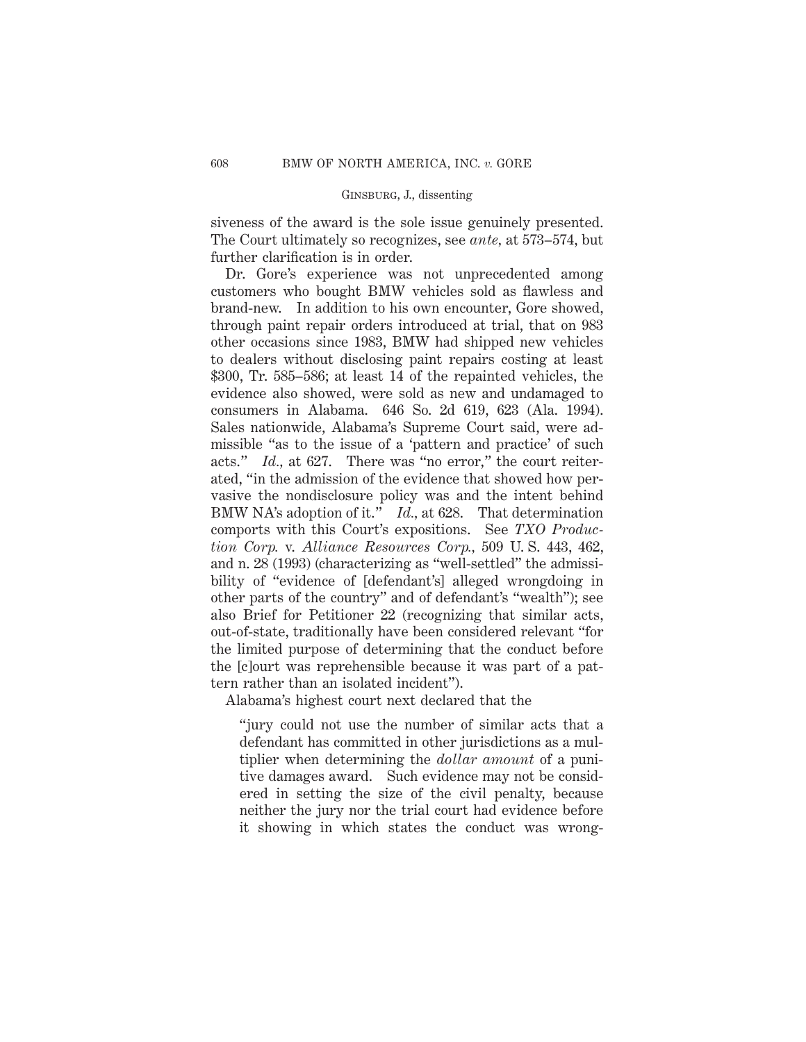siveness of the award is the sole issue genuinely presented. The Court ultimately so recognizes, see *ante,* at 573–574, but further clarification is in order.

Dr. Gore's experience was not unprecedented among customers who bought BMW vehicles sold as flawless and brand-new. In addition to his own encounter, Gore showed, through paint repair orders introduced at trial, that on 983 other occasions since 1983, BMW had shipped new vehicles to dealers without disclosing paint repairs costing at least $300, Tr. 585–586; at least 14 of the repainted vehicles, the evidence also showed, were sold as new and undamaged to consumers in Alabama. 646 So. 2d 619, 623 (Ala. 1994). Sales nationwide, Alabama's Supreme Court said, were admissible "as to the issue of a 'pattern and practice' of such acts." *Id.,* at 627. There was "no error," the court reiterated, "in the admission of the evidence that showed how pervasive the nondisclosure policy was and the intent behind BMW NA's adoption of it." *Id.,* at 628. That determination comports with this Court's expositions. See *TXO Production Corp.* v. *Alliance Resources Corp.,* 509 U. S. 443, 462, and n. 28 (1993) (characterizing as "well-settled" the admissibility of "evidence of [defendant's] alleged wrongdoing in other parts of the country" and of defendant's "wealth"); see also Brief for Petitioner 22 (recognizing that similar acts, out-of-state, traditionally have been considered relevant "for the limited purpose of determining that the conduct before the [c]ourt was reprehensible because it was part of a pattern rather than an isolated incident").

Alabama's highest court next declared that the

> "jury could not use the number of similar acts that a defendant has committed in other jurisdictions as a multiplier when determining the *dollar amount* of a punitive damages award. Such evidence may not be considered in setting the size of the civil penalty, because neither the jury nor the trial court had evidence before it showing in which states the conduct was wrong-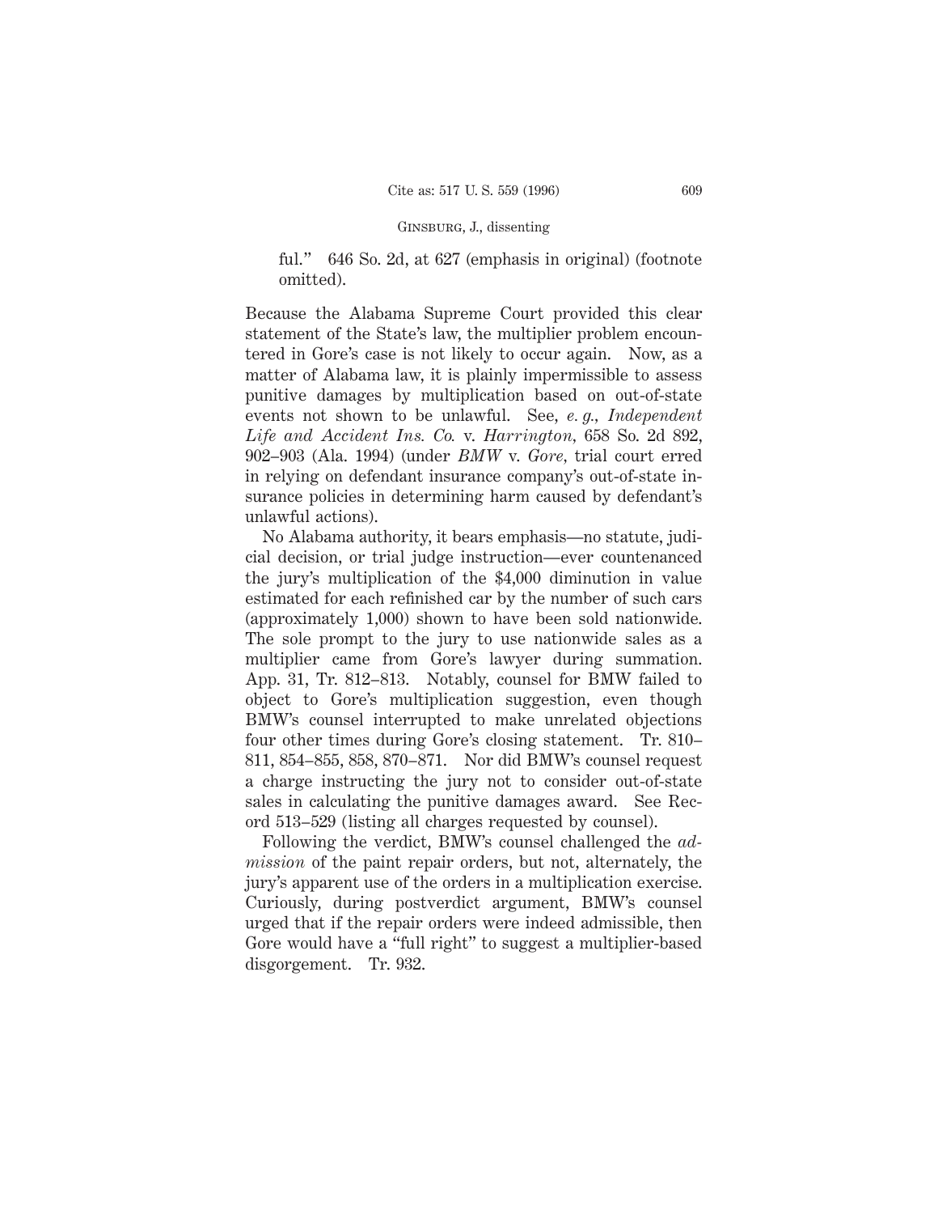ful." 646 So. 2d, at 627 (emphasis in original) (footnote omitted).

Because the Alabama Supreme Court provided this clear statement of the State's law, the multiplier problem encountered in Gore's case is not likely to occur again. Now, as a matter of Alabama law, it is plainly impermissible to assess punitive damages by multiplication based on out-of-state events not shown to be unlawful. See, *e. g., Independent Life and Accident Ins. Co.* v. *Harrington,* 658 So. 2d 892, 902–903 (Ala. 1994) (under *BMW* v. *Gore,* trial court erred in relying on defendant insurance company's out-of-state insurance policies in determining harm caused by defendant's unlawful actions).

No Alabama authority, it bears emphasis—no statute, judicial decision, or trial judge instruction—ever countenanced the jury's multiplication of the $4,000 diminution in value estimated for each refinished car by the number of such cars (approximately 1,000) shown to have been sold nationwide. The sole prompt to the jury to use nationwide sales as a multiplier came from Gore's lawyer during summation. App. 31, Tr. 812–813. Notably, counsel for BMW failed to object to Gore's multiplication suggestion, even though BMW's counsel interrupted to make unrelated objections four other times during Gore's closing statement. Tr. 810–811, 854–855, 858, 870–871. Nor did BMW's counsel request a charge instructing the jury not to consider out-of-state sales in calculating the punitive damages award. See Record 513–529 (listing all charges requested by counsel).

Following the verdict, BMW's counsel challenged the *admission* of the paint repair orders, but not, alternately, the jury's apparent use of the orders in a multiplication exercise. Curiously, during postverdict argument, BMW's counsel urged that if the repair orders were indeed admissible, then Gore would have a "full right" to suggest a multiplier-based disgorgement. Tr. 932.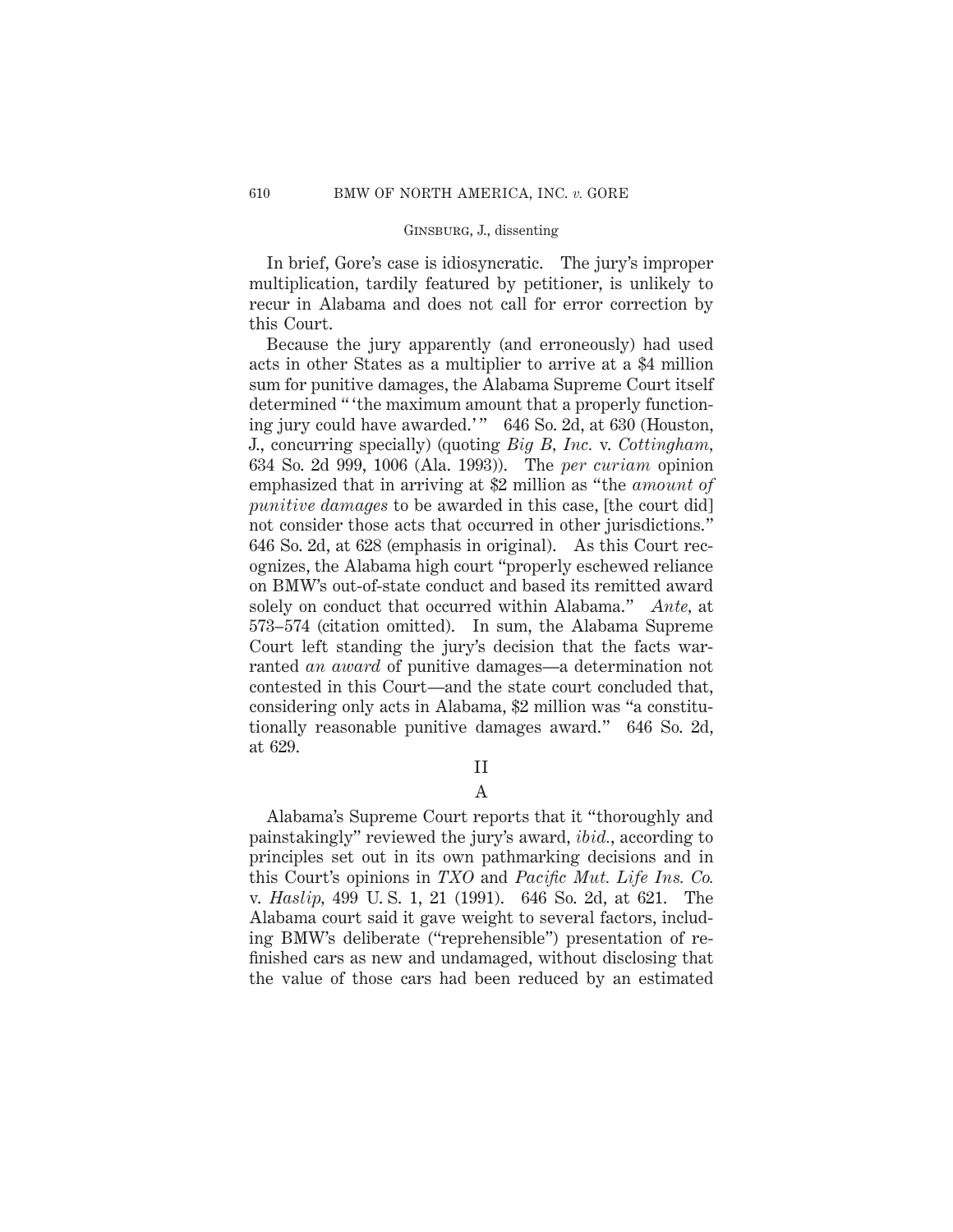In brief, Gore's case is idiosyncratic. The jury's improper multiplication, tardily featured by petitioner, is unlikely to recur in Alabama and does not call for error correction by this Court.

Because the jury apparently (and erroneously) had used acts in other States as a multiplier to arrive at a $4 million sum for punitive damages, the Alabama Supreme Court itself determined " 'the maximum amount that a properly functioning jury could have awarded.' " 646 So. 2d, at 630 (Houston, J., concurring specially) (quoting *Big B, Inc.* v. *Cottingham,* 634 So. 2d 999, 1006 (Ala. 1993)). The *per curiam* opinion emphasized that in arriving at $2 million as "the *amount of punitive damages* to be awarded in this case, [the court did] not consider those acts that occurred in other jurisdictions." 646 So. 2d, at 628 (emphasis in original). As this Court recognizes, the Alabama high court "properly eschewed reliance on BMW's out-of-state conduct and based its remitted award solely on conduct that occurred within Alabama." *Ante,* at 573–574 (citation omitted). In sum, the Alabama Supreme Court left standing the jury's decision that the facts warranted *an award* of punitive damages—a determination not contested in this Court—and the state court concluded that, considering only acts in Alabama, $2 million was "a constitutionally reasonable punitive damages award." 646 So. 2d, at 629.

## II

### A

Alabama's Supreme Court reports that it "thoroughly and painstakingly" reviewed the jury's award, *ibid.*, according to principles set out in its own pathmarking decisions and in this Court's opinions in *TXO* and *Pacific Mut. Life Ins. Co.* v. *Haslip,* 499 U. S. 1, 21 (1991). 646 So. 2d, at 621. The Alabama court said it gave weight to several factors, including BMW's deliberate ("reprehensible") presentation of refinished cars as new and undamaged, without disclosing that the value of those cars had been reduced by an estimated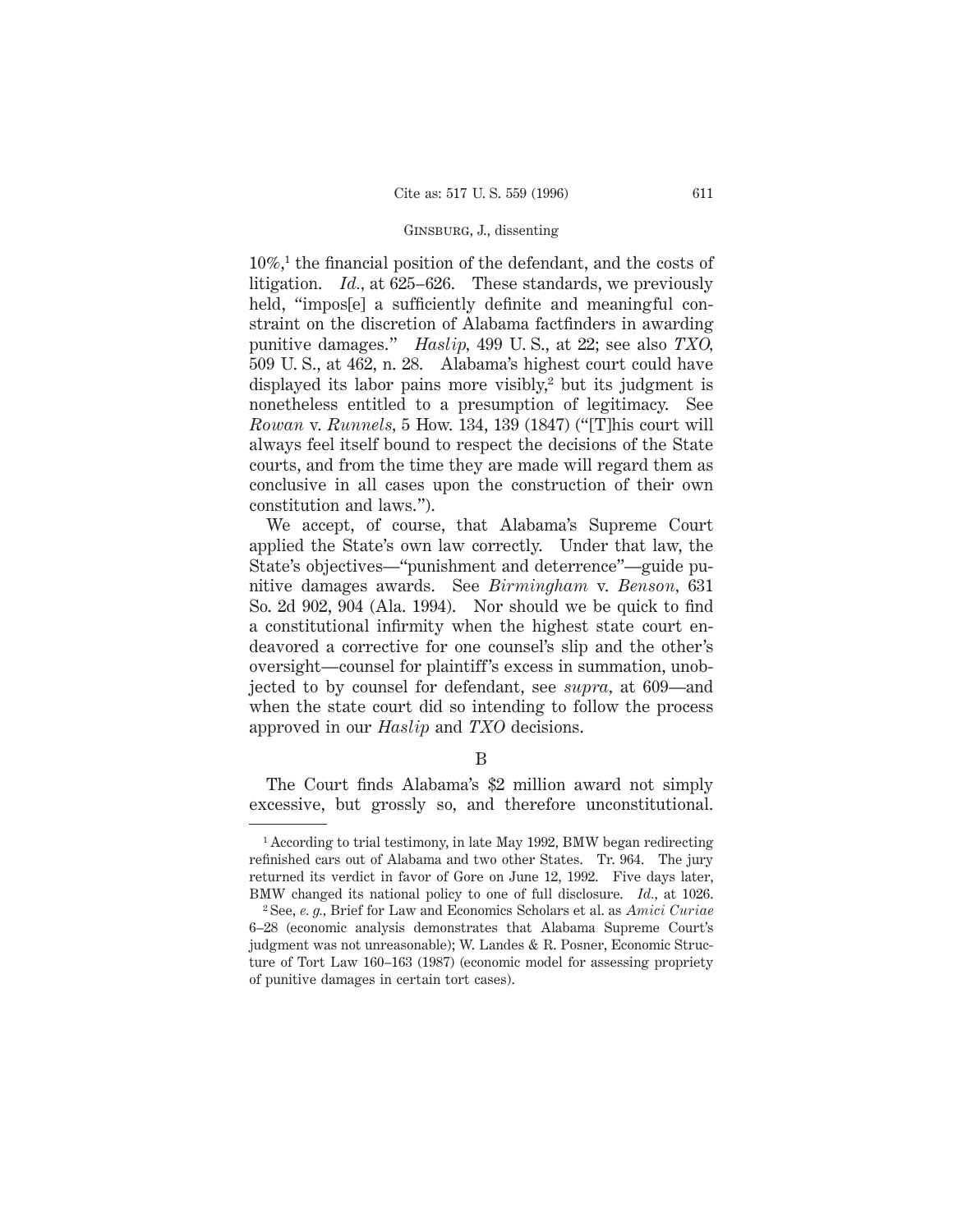10%,[1] the financial position of the defendant, and the costs of litigation. *Id.*, at 625–626. These standards, we previously held, "impos[e] a sufficiently definite and meaningful constraint on the discretion of Alabama factfinders in awarding punitive damages." *Haslip*, 499 U. S., at 22; see also *TXO*, 509 U. S., at 462, n. 28. Alabama's highest court could have displayed its labor pains more visibly,[2] but its judgment is nonetheless entitled to a presumption of legitimacy. See *Rowan* v. *Runnels*, 5 How. 134, 139 (1847) ("[T]his court will always feel itself bound to respect the decisions of the State courts, and from the time they are made will regard them as conclusive in all cases upon the construction of their own constitution and laws.").

We accept, of course, that Alabama's Supreme Court applied the State's own law correctly. Under that law, the State's objectives—"punishment and deterrence"—guide punitive damages awards. See *Birmingham* v. *Benson*, 631 So. 2d 902, 904 (Ala. 1994). Nor should we be quick to find a constitutional infirmity when the highest state court endeavored a corrective for one counsel's slip and the other's oversight—counsel for plaintiff's excess in summation, unobjected to by counsel for defendant, see *supra*, at 609—and when the state court did so intending to follow the process approved in our *Haslip* and *TXO* decisions.

B

The Court finds Alabama's $2 million award not simply excessive, but grossly so, and therefore unconstitutional.

---

[1] According to trial testimony, in late May 1992, BMW began redirecting refinished cars out of Alabama and two other States. Tr. 964. The jury returned its verdict in favor of Gore on June 12, 1992. Five days later, BMW changed its national policy to one of full disclosure. *Id.*, at 1026.

[2] See, *e. g.*, Brief for Law and Economics Scholars et al. as *Amici Curiae* 6–28 (economic analysis demonstrates that Alabama Supreme Court's judgment was not unreasonable); W. Landes & R. Posner, Economic Structure of Tort Law 160–163 (1987) (economic model for assessing propriety of punitive damages in certain tort cases).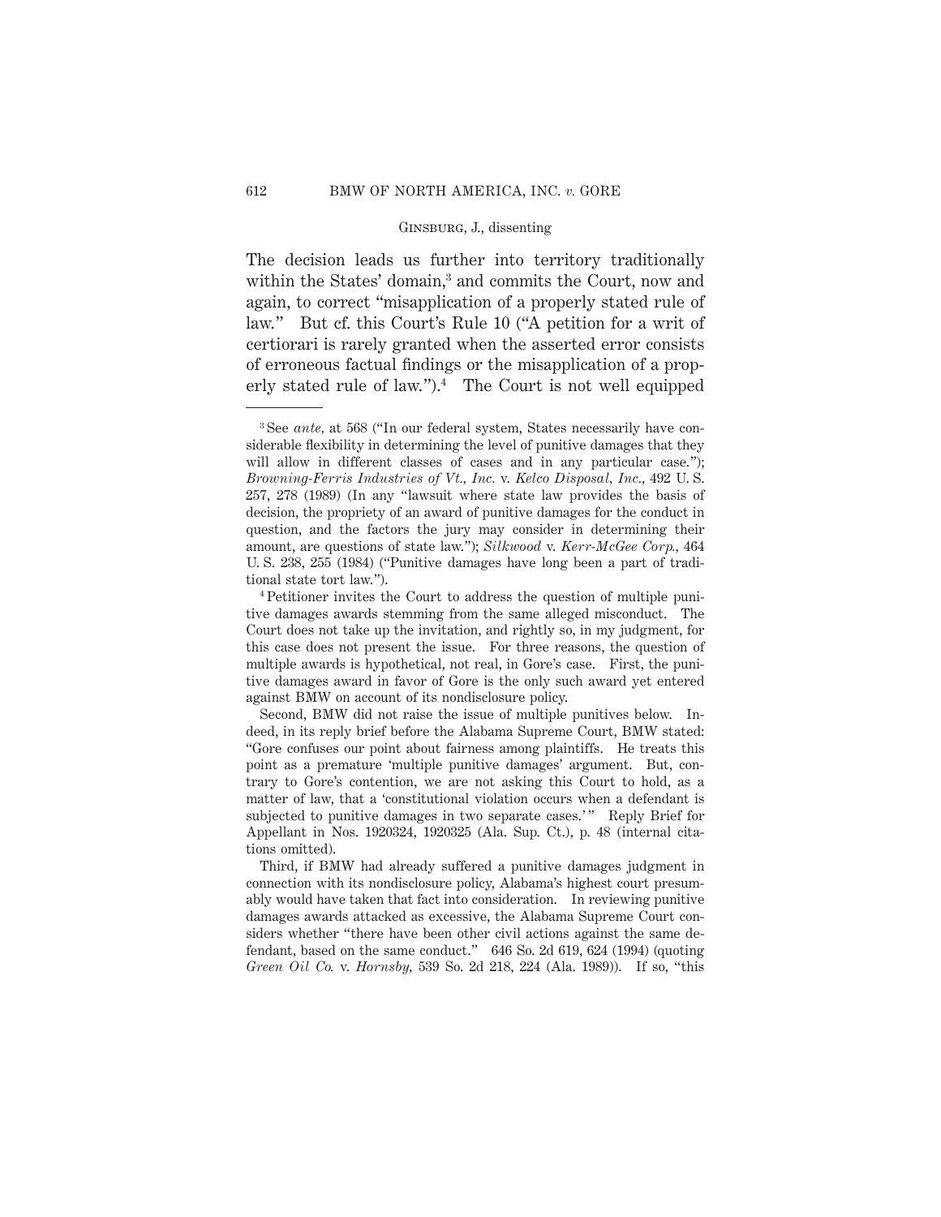The decision leads us further into territory traditionally within the States' domain,[3] and commits the Court, now and again, to correct "misapplication of a properly stated rule of law." But cf. this Court's Rule 10 ("A petition for a writ of certiorari is rarely granted when the asserted error consists of erroneous factual findings or the misapplication of a properly stated rule of law.").[4] The Court is not well equipped

---

[3] See *ante*, at 568 ("In our federal system, States necessarily have considerable flexibility in determining the level of punitive damages that they will allow in different classes of cases and in any particular case."); *Browning-Ferris Industries of Vt., Inc.* v. *Kelco Disposal, Inc.*, 492 U. S. 257, 278 (1989) (In any "lawsuit where state law provides the basis of decision, the propriety of an award of punitive damages for the conduct in question, and the factors the jury may consider in determining their amount, are questions of state law."); *Silkwood* v. *Kerr-McGee Corp.*, 464 U. S. 238, 255 (1984) ("Punitive damages have long been a part of traditional state tort law.").

[4] Petitioner invites the Court to address the question of multiple punitive damages awards stemming from the same alleged misconduct. The Court does not take up the invitation, and rightly so, in my judgment, for this case does not present the issue. For three reasons, the question of multiple awards is hypothetical, not real, in Gore's case. First, the punitive damages award in favor of Gore is the only such award yet entered against BMW on account of its nondisclosure policy.

Second, BMW did not raise the issue of multiple punitives below. Indeed, in its reply brief before the Alabama Supreme Court, BMW stated: "Gore confuses our point about fairness among plaintiffs. He treats this point as a premature 'multiple punitive damages' argument. But, contrary to Gore's contention, we are not asking this Court to hold, as a matter of law, that a 'constitutional violation occurs when a defendant is subjected to punitive damages in two separate cases.'" Reply Brief for Appellant in Nos. 1920324, 1920325 (Ala. Sup. Ct.), p. 48 (internal citations omitted).

Third, if BMW had already suffered a punitive damages judgment in connection with its nondisclosure policy, Alabama's highest court presumably would have taken that fact into consideration. In reviewing punitive damages awards attacked as excessive, the Alabama Supreme Court considers whether "there have been other civil actions against the same defendant, based on the same conduct." 646 So. 2d 619, 624 (1994) (quoting *Green Oil Co.* v. *Hornsby*, 539 So. 2d 218, 224 (Ala. 1989)). If so, "this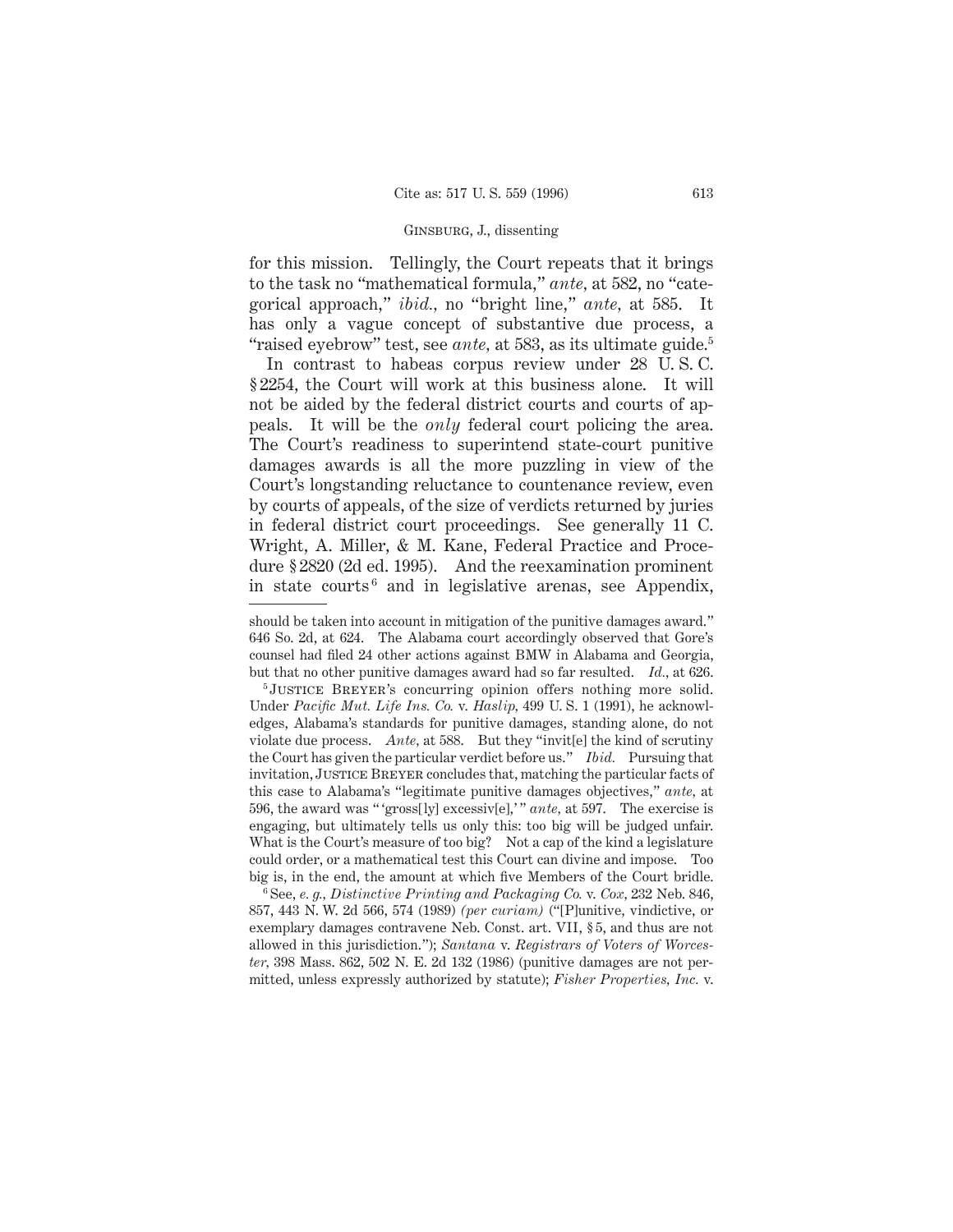for this mission. Tellingly, the Court repeats that it brings to the task no "mathematical formula," *ante*, at 582, no "categorical approach," *ibid.*, no "bright line," *ante*, at 585. It has only a vague concept of substantive due process, a "raised eyebrow" test, see *ante*, at 583, as its ultimate guide.[5]

In contrast to habeas corpus review under 28 U. S. C. § 2254, the Court will work at this business alone. It will not be aided by the federal district courts and courts of appeals. It will be the *only* federal court policing the area. The Court's readiness to superintend state-court punitive damages awards is all the more puzzling in view of the Court's longstanding reluctance to countenance review, even by courts of appeals, of the size of verdicts returned by juries in federal district court proceedings. See generally 11 C. Wright, A. Miller, & M. Kane, Federal Practice and Procedure § 2820 (2d ed. 1995). And the reexamination prominent in state courts[6] and in legislative arenas, see Appendix,

---

should be taken into account in mitigation of the punitive damages award." 646 So. 2d, at 624. The Alabama court accordingly observed that Gore's counsel had filed 24 other actions against BMW in Alabama and Georgia, but that no other punitive damages award had so far resulted. *Id.*, at 626.

[5] Justice Breyer's concurring opinion offers nothing more solid. Under *Pacific Mut. Life Ins. Co.* v. *Haslip*, 499 U. S. 1 (1991), he acknowledges, Alabama's standards for punitive damages, standing alone, do not violate due process. *Ante*, at 588. But they "invit[e] the kind of scrutiny the Court has given the particular verdict before us." *Ibid.* Pursuing that invitation, Justice Breyer concludes that, matching the particular facts of this case to Alabama's "legitimate punitive damages objectives," *ante*, at 596, the award was "'gross[ly] excessiv[e],'" *ante*, at 597. The exercise is engaging, but ultimately tells us only this: too big will be judged unfair. What is the Court's measure of too big? Not a cap of the kind a legislature could order, or a mathematical test this Court can divine and impose. Too big is, in the end, the amount at which five Members of the Court bridle.

[6] See, *e. g.*, *Distinctive Printing and Packaging Co.* v. *Cox*, 232 Neb. 846, 857, 443 N. W. 2d 566, 574 (1989) *(per curiam)* ("[P]unitive, vindictive, or exemplary damages contravene Neb. Const. art. VII, § 5, and thus are not allowed in this jurisdiction."); *Santana* v. *Registrars of Voters of Worcester*, 398 Mass. 862, 502 N. E. 2d 132 (1986) (punitive damages are not permitted, unless expressly authorized by statute); *Fisher Properties, Inc.* v.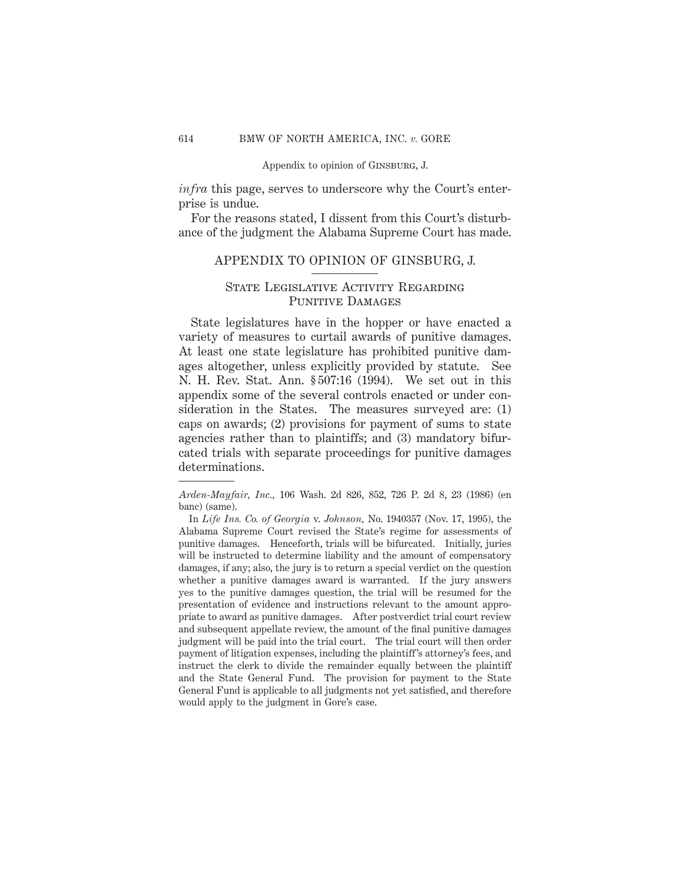*infra* this page, serves to underscore why the Court's enterprise is undue.

For the reasons stated, I dissent from this Court's disturbance of the judgment the Alabama Supreme Court has made.

## APPENDIX TO OPINION OF GINSBURG, J.

### State Legislative Activity Regarding Punitive Damages

State legislatures have in the hopper or have enacted a variety of measures to curtail awards of punitive damages. At least one state legislature has prohibited punitive damages altogether, unless explicitly provided by statute. See N. H. Rev. Stat. Ann. § 507:16 (1994). We set out in this appendix some of the several controls enacted or under consideration in the States. The measures surveyed are: (1) caps on awards; (2) provisions for payment of sums to state agencies rather than to plaintiffs; and (3) mandatory bifurcated trials with separate proceedings for punitive damages determinations.

---

*Arden-Mayfair, Inc.,* 106 Wash. 2d 826, 852, 726 P. 2d 8, 23 (1986) (en banc) (same).

In *Life Ins. Co. of Georgia* v. *Johnson,* No. 1940357 (Nov. 17, 1995), the Alabama Supreme Court revised the State's regime for assessments of punitive damages. Henceforth, trials will be bifurcated. Initially, juries will be instructed to determine liability and the amount of compensatory damages, if any; also, the jury is to return a special verdict on the question whether a punitive damages award is warranted. If the jury answers yes to the punitive damages question, the trial will be resumed for the presentation of evidence and instructions relevant to the amount appropriate to award as punitive damages. After postverdict trial court review and subsequent appellate review, the amount of the final punitive damages judgment will be paid into the trial court. The trial court will then order payment of litigation expenses, including the plaintiff's attorney's fees, and instruct the clerk to divide the remainder equally between the plaintiff and the State General Fund. The provision for payment to the State General Fund is applicable to all judgments not yet satisfied, and therefore would apply to the judgment in Gore's case.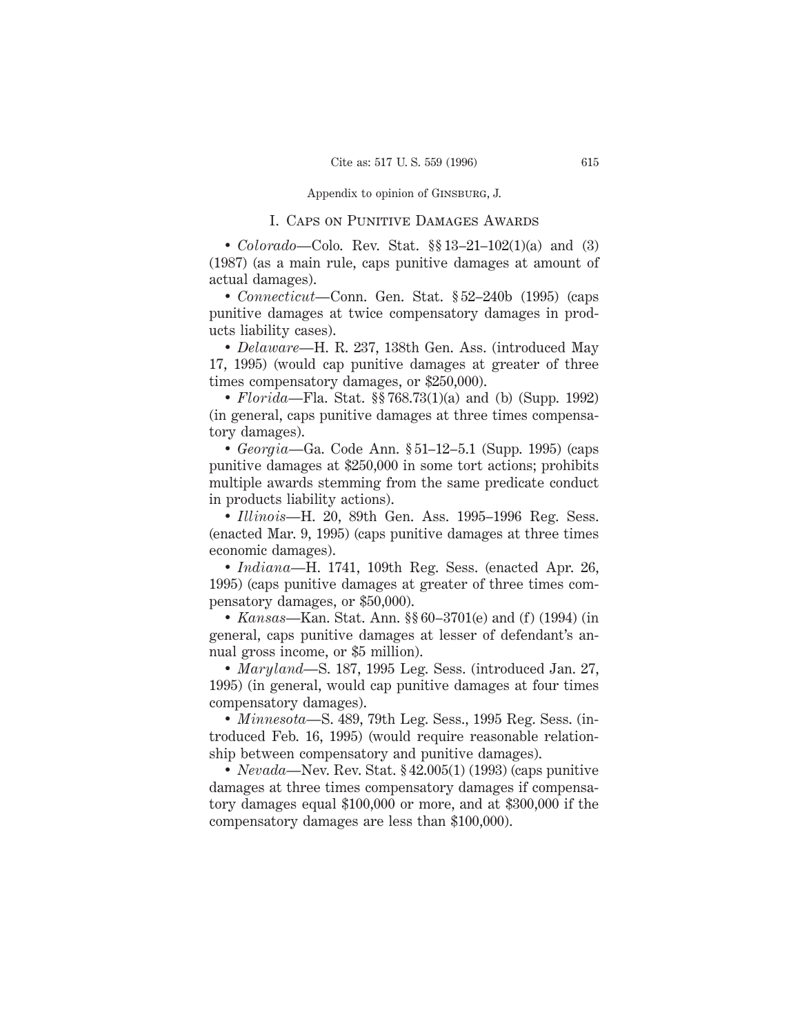Appendix to opinion of GINSBURG, J.

## I. Caps on Punitive Damages Awards

- *Colorado*—Colo. Rev. Stat. §§ 13–21–102(1)(a) and (3) (1987) (as a main rule, caps punitive damages at amount of actual damages).
- *Connecticut*—Conn. Gen. Stat. § 52–240b (1995) (caps punitive damages at twice compensatory damages in products liability cases).
- *Delaware*—H. R. 237, 138th Gen. Ass. (introduced May 17, 1995) (would cap punitive damages at greater of three times compensatory damages, or $250,000).
- *Florida*—Fla. Stat. §§ 768.73(1)(a) and (b) (Supp. 1992) (in general, caps punitive damages at three times compensatory damages).
- *Georgia*—Ga. Code Ann. § 51–12–5.1 (Supp. 1995) (caps punitive damages at $250,000 in some tort actions; prohibits multiple awards stemming from the same predicate conduct in products liability actions).
- *Illinois*—H. 20, 89th Gen. Ass. 1995–1996 Reg. Sess. (enacted Mar. 9, 1995) (caps punitive damages at three times economic damages).
- *Indiana*—H. 1741, 109th Reg. Sess. (enacted Apr. 26, 1995) (caps punitive damages at greater of three times compensatory damages, or $50,000).
- *Kansas*—Kan. Stat. Ann. §§ 60–3701(e) and (f) (1994) (in general, caps punitive damages at lesser of defendant's annual gross income, or $5 million).
- *Maryland*—S. 187, 1995 Leg. Sess. (introduced Jan. 27, 1995) (in general, would cap punitive damages at four times compensatory damages).
- *Minnesota*—S. 489, 79th Leg. Sess., 1995 Reg. Sess. (introduced Feb. 16, 1995) (would require reasonable relationship between compensatory and punitive damages).
- *Nevada*—Nev. Rev. Stat. § 42.005(1) (1993) (caps punitive damages at three times compensatory damages if compensatory damages equal $100,000 or more, and at $300,000 if the compensatory damages are less than $100,000).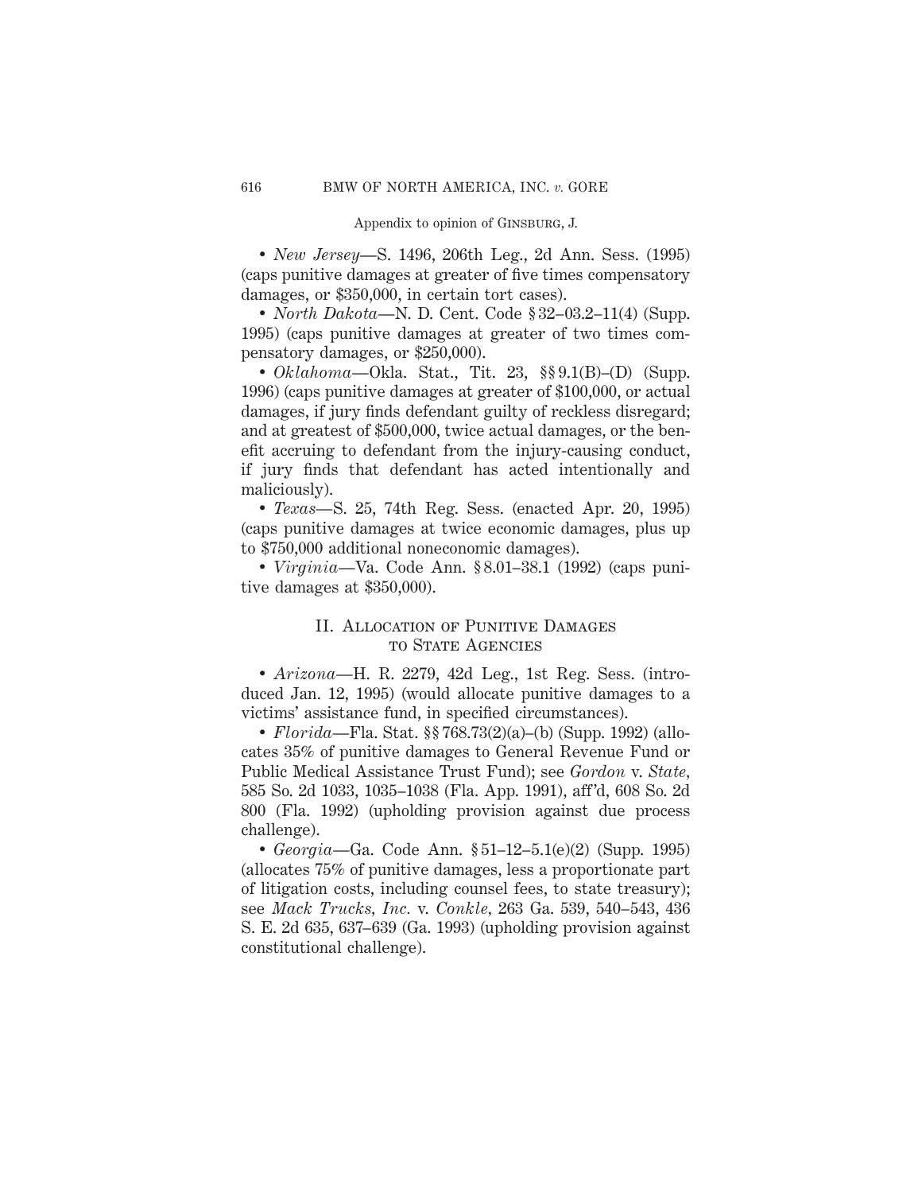• *New Jersey*—S. 1496, 206th Leg., 2d Ann. Sess. (1995) (caps punitive damages at greater of five times compensatory damages, or $350,000, in certain tort cases).

• *North Dakota*—N. D. Cent. Code § 32–03.2–11(4) (Supp. 1995) (caps punitive damages at greater of two times compensatory damages, or $250,000).

• *Oklahoma*—Okla. Stat., Tit. 23, §§ 9.1(B)–(D) (Supp. 1996) (caps punitive damages at greater of $100,000, or actual damages, if jury finds defendant guilty of reckless disregard; and at greatest of $500,000, twice actual damages, or the benefit accruing to defendant from the injury-causing conduct, if jury finds that defendant has acted intentionally and maliciously).

• *Texas*—S. 25, 74th Reg. Sess. (enacted Apr. 20, 1995) (caps punitive damages at twice economic damages, plus up to $750,000 additional noneconomic damages).

• *Virginia*—Va. Code Ann. § 8.01–38.1 (1992) (caps punitive damages at $350,000).

## II. Allocation of Punitive Damages to State Agencies

• *Arizona*—H. R. 2279, 42d Leg., 1st Reg. Sess. (introduced Jan. 12, 1995) (would allocate punitive damages to a victims' assistance fund, in specified circumstances).

• *Florida*—Fla. Stat. §§ 768.73(2)(a)–(b) (Supp. 1992) (allocates 35% of punitive damages to General Revenue Fund or Public Medical Assistance Trust Fund); see *Gordon* v. *State*, 585 So. 2d 1033, 1035–1038 (Fla. App. 1991), aff'd, 608 So. 2d 800 (Fla. 1992) (upholding provision against due process challenge).

• *Georgia*—Ga. Code Ann. § 51–12–5.1(e)(2) (Supp. 1995) (allocates 75% of punitive damages, less a proportionate part of litigation costs, including counsel fees, to state treasury); see *Mack Trucks, Inc.* v. *Conkle*, 263 Ga. 539, 540–543, 436 S. E. 2d 635, 637–639 (Ga. 1993) (upholding provision against constitutional challenge).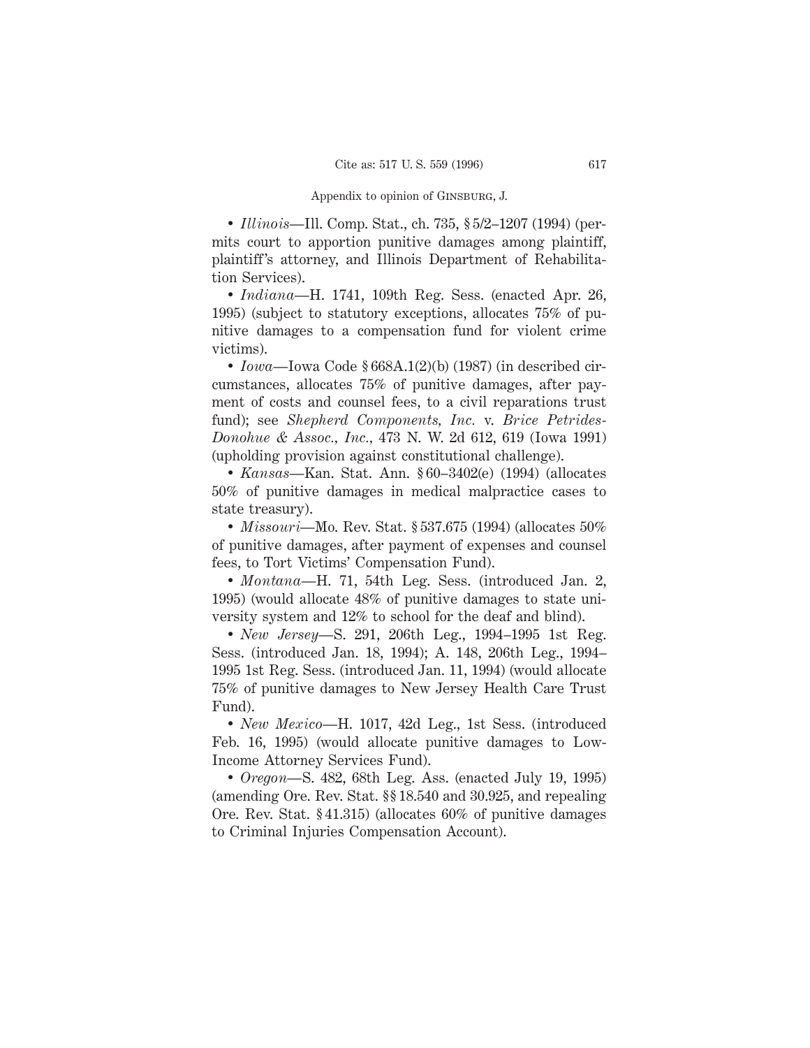• *Illinois*—Ill. Comp. Stat., ch. 735, § 5/2–1207 (1994) (permits court to apportion punitive damages among plaintiff, plaintiff's attorney, and Illinois Department of Rehabilitation Services).

• *Indiana*—H. 1741, 109th Reg. Sess. (enacted Apr. 26, 1995) (subject to statutory exceptions, allocates 75% of punitive damages to a compensation fund for violent crime victims).

• *Iowa*—Iowa Code § 668A.1(2)(b) (1987) (in described circumstances, allocates 75% of punitive damages, after payment of costs and counsel fees, to a civil reparations trust fund); see *Shepherd Components, Inc.* v. *Brice Petrides-Donohue & Assoc., Inc.*, 473 N. W. 2d 612, 619 (Iowa 1991) (upholding provision against constitutional challenge).

• *Kansas*—Kan. Stat. Ann. § 60–3402(e) (1994) (allocates 50% of punitive damages in medical malpractice cases to state treasury).

• *Missouri*—Mo. Rev. Stat. § 537.675 (1994) (allocates 50% of punitive damages, after payment of expenses and counsel fees, to Tort Victims' Compensation Fund).

• *Montana*—H. 71, 54th Leg. Sess. (introduced Jan. 2, 1995) (would allocate 48% of punitive damages to state university system and 12% to school for the deaf and blind).

• *New Jersey*—S. 291, 206th Leg., 1994–1995 1st Reg. Sess. (introduced Jan. 18, 1994); A. 148, 206th Leg., 1994–1995 1st Reg. Sess. (introduced Jan. 11, 1994) (would allocate 75% of punitive damages to New Jersey Health Care Trust Fund).

• *New Mexico*—H. 1017, 42d Leg., 1st Sess. (introduced Feb. 16, 1995) (would allocate punitive damages to Low-Income Attorney Services Fund).

• *Oregon*—S. 482, 68th Leg. Ass. (enacted July 19, 1995) (amending Ore. Rev. Stat. §§ 18.540 and 30.925, and repealing Ore. Rev. Stat. § 41.315) (allocates 60% of punitive damages to Criminal Injuries Compensation Account).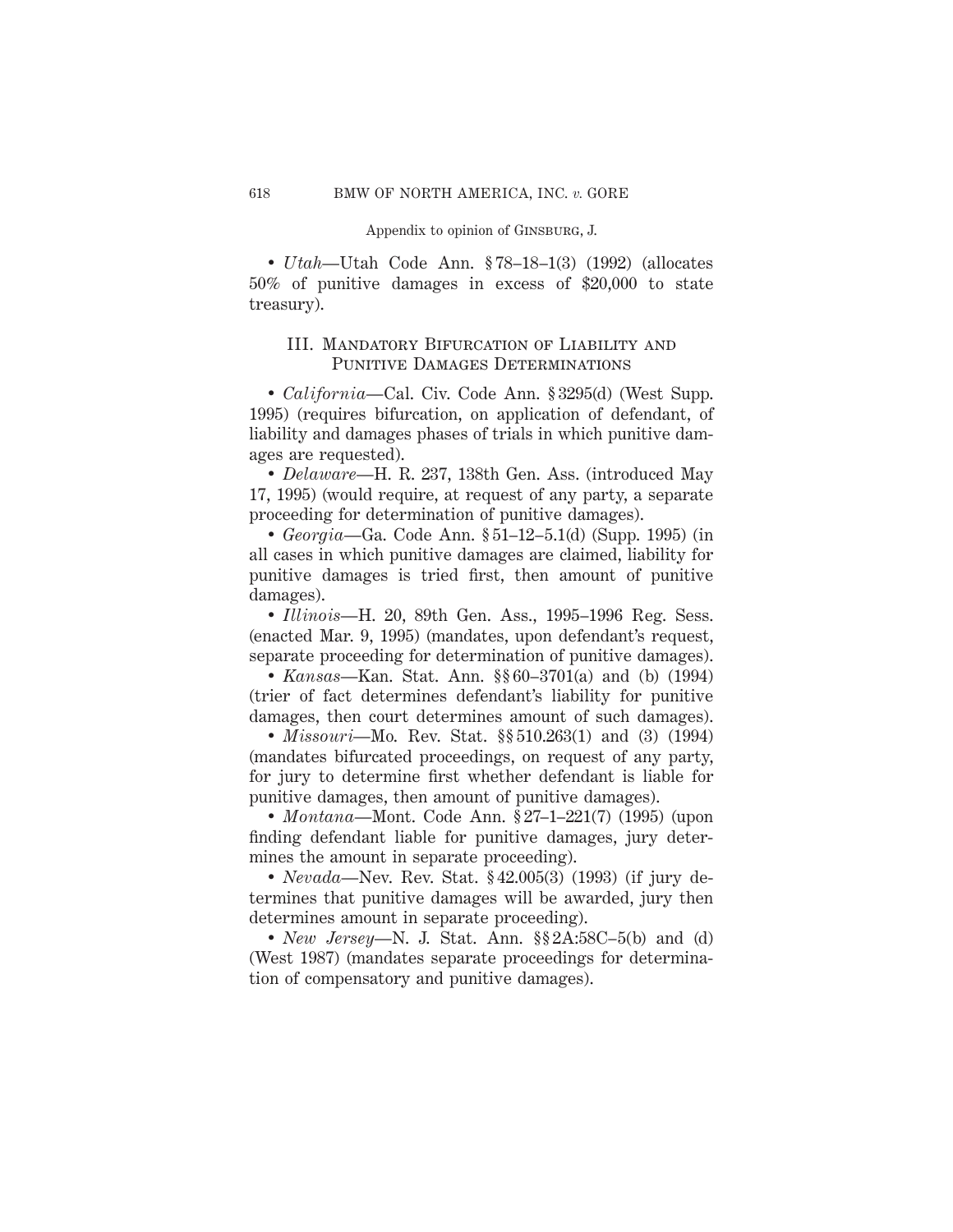Appendix to opinion of GINSBURG, J.

• *Utah*—Utah Code Ann. § 78–18–1(3) (1992) (allocates 50% of punitive damages in excess of $20,000 to state treasury).

### III. MANDATORY BIFURCATION OF LIABILITY AND PUNITIVE DAMAGES DETERMINATIONS

• *California*—Cal. Civ. Code Ann. § 3295(d) (West Supp. 1995) (requires bifurcation, on application of defendant, of liability and damages phases of trials in which punitive damages are requested).

• *Delaware*—H. R. 237, 138th Gen. Ass. (introduced May 17, 1995) (would require, at request of any party, a separate proceeding for determination of punitive damages).

• *Georgia*—Ga. Code Ann. § 51–12–5.1(d) (Supp. 1995) (in all cases in which punitive damages are claimed, liability for punitive damages is tried first, then amount of punitive damages).

• *Illinois*—H. 20, 89th Gen. Ass., 1995–1996 Reg. Sess. (enacted Mar. 9, 1995) (mandates, upon defendant's request, separate proceeding for determination of punitive damages).

• *Kansas*—Kan. Stat. Ann. §§ 60–3701(a) and (b) (1994) (trier of fact determines defendant's liability for punitive damages, then court determines amount of such damages).

• *Missouri*—Mo. Rev. Stat. §§ 510.263(1) and (3) (1994) (mandates bifurcated proceedings, on request of any party, for jury to determine first whether defendant is liable for punitive damages, then amount of punitive damages).

• *Montana*—Mont. Code Ann. § 27–1–221(7) (1995) (upon finding defendant liable for punitive damages, jury determines the amount in separate proceeding).

• *Nevada*—Nev. Rev. Stat. § 42.005(3) (1993) (if jury determines that punitive damages will be awarded, jury then determines amount in separate proceeding).

• *New Jersey*—N. J. Stat. Ann. §§ 2A:58C–5(b) and (d) (West 1987) (mandates separate proceedings for determination of compensatory and punitive damages).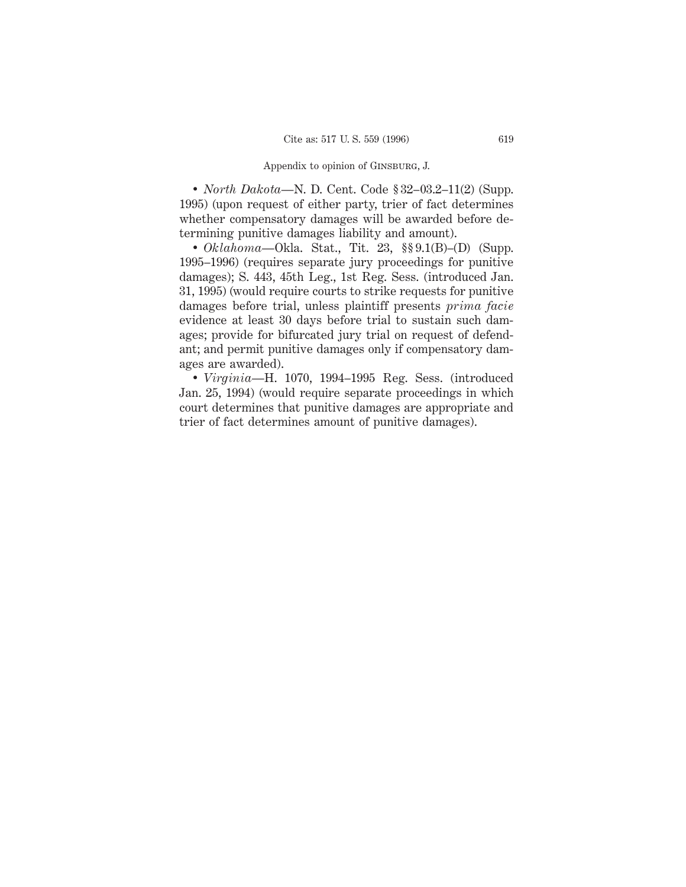• *North Dakota*—N. D. Cent. Code § 32–03.2–11(2) (Supp. 1995) (upon request of either party, trier of fact determines whether compensatory damages will be awarded before determining punitive damages liability and amount).

• *Oklahoma*—Okla. Stat., Tit. 23, §§ 9.1(B)–(D) (Supp. 1995–1996) (requires separate jury proceedings for punitive damages); S. 443, 45th Leg., 1st Reg. Sess. (introduced Jan. 31, 1995) (would require courts to strike requests for punitive damages before trial, unless plaintiff presents *prima facie* evidence at least 30 days before trial to sustain such damages; provide for bifurcated jury trial on request of defendant; and permit punitive damages only if compensatory damages are awarded).

• *Virginia*—H. 1070, 1994–1995 Reg. Sess. (introduced Jan. 25, 1994) (would require separate proceedings in which court determines that punitive damages are appropriate and trier of fact determines amount of punitive damages).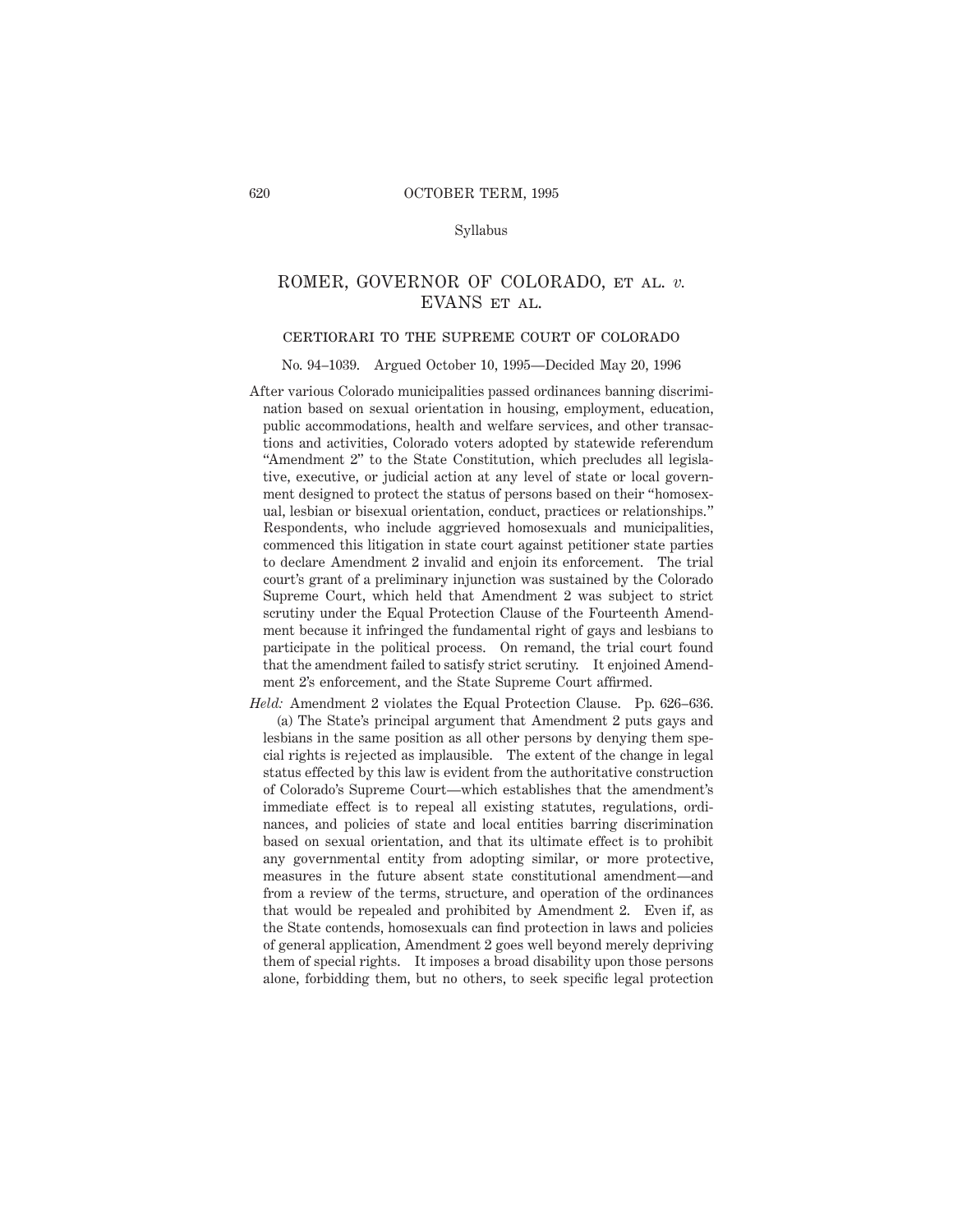Syllabus

# ROMER, GOVERNOR OF COLORADO, ET AL. *v.* EVANS ET AL.

## CERTIORARI TO THE SUPREME COURT OF COLORADO

No. 94–1039. Argued October 10, 1995—Decided May 20, 1996

After various Colorado municipalities passed ordinances banning discrimination based on sexual orientation in housing, employment, education, public accommodations, health and welfare services, and other transactions and activities, Colorado voters adopted by statewide referendum "Amendment 2" to the State Constitution, which precludes all legislative, executive, or judicial action at any level of state or local government designed to protect the status of persons based on their "homosexual, lesbian or bisexual orientation, conduct, practices or relationships." Respondents, who include aggrieved homosexuals and municipalities, commenced this litigation in state court against petitioner state parties to declare Amendment 2 invalid and enjoin its enforcement. The trial court's grant of a preliminary injunction was sustained by the Colorado Supreme Court, which held that Amendment 2 was subject to strict scrutiny under the Equal Protection Clause of the Fourteenth Amendment because it infringed the fundamental right of gays and lesbians to participate in the political process. On remand, the trial court found that the amendment failed to satisfy strict scrutiny. It enjoined Amendment 2's enforcement, and the State Supreme Court affirmed.

*Held:* Amendment 2 violates the Equal Protection Clause. Pp. 626–636.

(a) The State's principal argument that Amendment 2 puts gays and lesbians in the same position as all other persons by denying them special rights is rejected as implausible. The extent of the change in legal status effected by this law is evident from the authoritative construction of Colorado's Supreme Court—which establishes that the amendment's immediate effect is to repeal all existing statutes, regulations, ordinances, and policies of state and local entities barring discrimination based on sexual orientation, and that its ultimate effect is to prohibit any governmental entity from adopting similar, or more protective, measures in the future absent state constitutional amendment—and from a review of the terms, structure, and operation of the ordinances that would be repealed and prohibited by Amendment 2. Even if, as the State contends, homosexuals can find protection in laws and policies of general application, Amendment 2 goes well beyond merely depriving them of special rights. It imposes a broad disability upon those persons alone, forbidding them, but no others, to seek specific legal protection